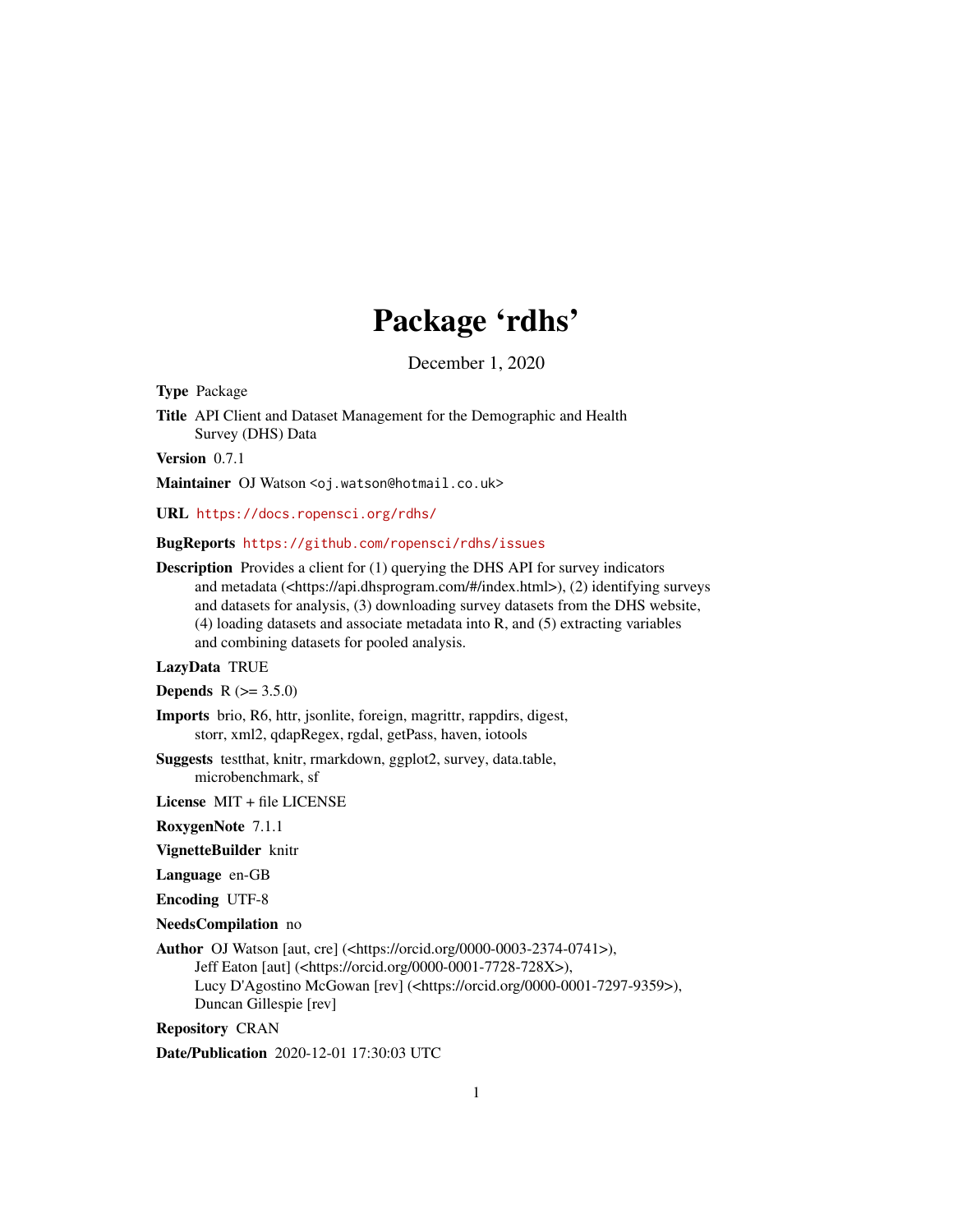# Package 'rdhs'

December 1, 2020

**Type** Package

**Title** API Client and Dataset Management for the Demographic and Health Survey (DHS) Data

**Version** 0.7.1

**Maintainer** OJ Watson <oj.watson@hotmail.co.uk>

**URL** https://docs.ropensci.org/rdhs/

**BugReports** https://github.com/ropensci/rdhs/issues

**Description** Provides a client for (1) querying the DHS API for survey indicators and metadata (<https://api.dhsprogram.com/#/index.html>), (2) identifying surveys and datasets for analysis, (3) downloading survey datasets from the DHS website, (4) loading datasets and associate metadata into R, and (5) extracting variables and combining datasets for pooled analysis.

**LazyData** TRUE

**Depends** R (>= 3.5.0)

**Imports** brio, R6, httr, jsonlite, foreign, magrittr, rappdirs, digest, storr, xml2, qdapRegex, rgdal, getPass, haven, iotools

**Suggests** testthat, knitr, rmarkdown, ggplot2, survey, data.table, microbenchmark, sf

**License** MIT + file LICENSE

**RoxygenNote** 7.1.1

**VignetteBuilder** knitr

**Language** en-GB

**Encoding** UTF-8

**NeedsCompilation** no

**Author** OJ Watson [aut, cre] (<https://orcid.org/0000-0003-2374-0741>), Jeff Eaton [aut] (<https://orcid.org/0000-0001-7728-728X>), Lucy D'Agostino McGowan [rev] (<https://orcid.org/0000-0001-7297-9359>), Duncan Gillespie [rev]

**Repository** CRAN

**Date/Publication** 2020-12-01 17:30:03 UTC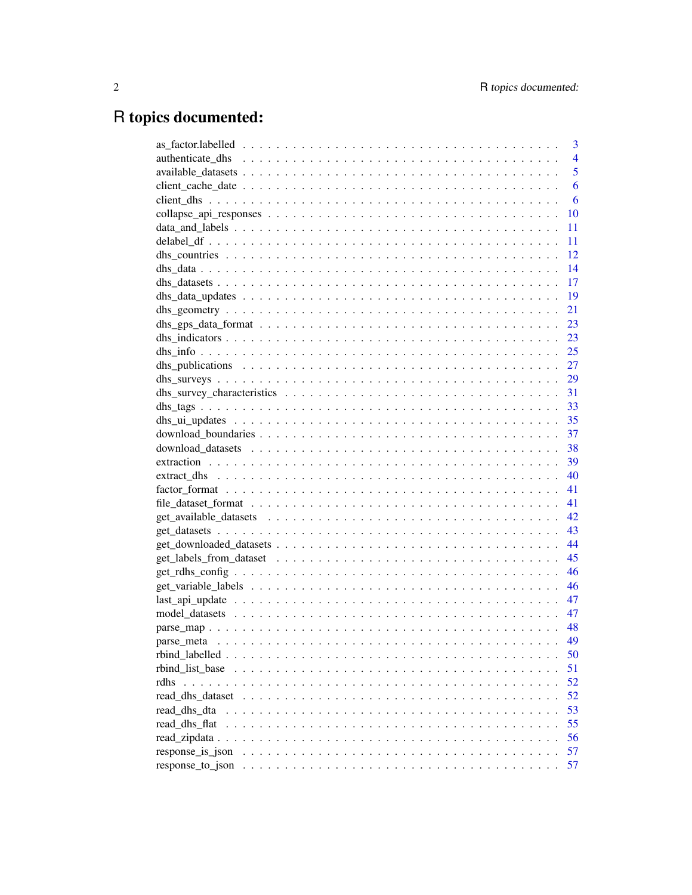# R topics documented:

| | |
|---|---|
| as_factor.labelled | 3 |
| authenticate_dhs | 4 |
| available_datasets | 5 |
| client_cache_date | 6 |
| client_dhs | 6 |
| collapse_api_responses | 10 |
| data_and_labels | 11 |
| delabel_df | 11 |
| dhs_countries | 12 |
| dhs_data | 14 |
| dhs_datasets | 17 |
| dhs_data_updates | 19 |
| dhs_geometry | 21 |
| dhs_gps_data_format | 23 |
| dhs_indicators | 23 |
| dhs_info | 25 |
| dhs_publications | 27 |
| dhs_surveys | 29 |
| dhs_survey_characteristics | 31 |
| dhs_tags | 33 |
| dhs_ui_updates | 35 |
| download_boundaries | 37 |
| download_datasets | 38 |
| extraction | 39 |
| extract_dhs | 40 |
| factor_format | 41 |
| file_dataset_format | 41 |
| get_available_datasets | 42 |
| get_datasets | 43 |
| get_downloaded_datasets | 44 |
| get_labels_from_dataset | 45 |
| get_rdhs_config | 46 |
| get_variable_labels | 46 |
| last_api_update | 47 |
| model_datasets | 47 |
| parse_map | 48 |
| parse_meta | 49 |
| rbind_labelled | 50 |
| rbind_list_base | 51 |
| rdhs | 52 |
| read_dhs_dataset | 52 |
| read_dhs_dta | 53 |
| read_dhs_flat | 55 |
| read_zipdata | 56 |
| response_is_json | 57 |
| response_to_json | 57 |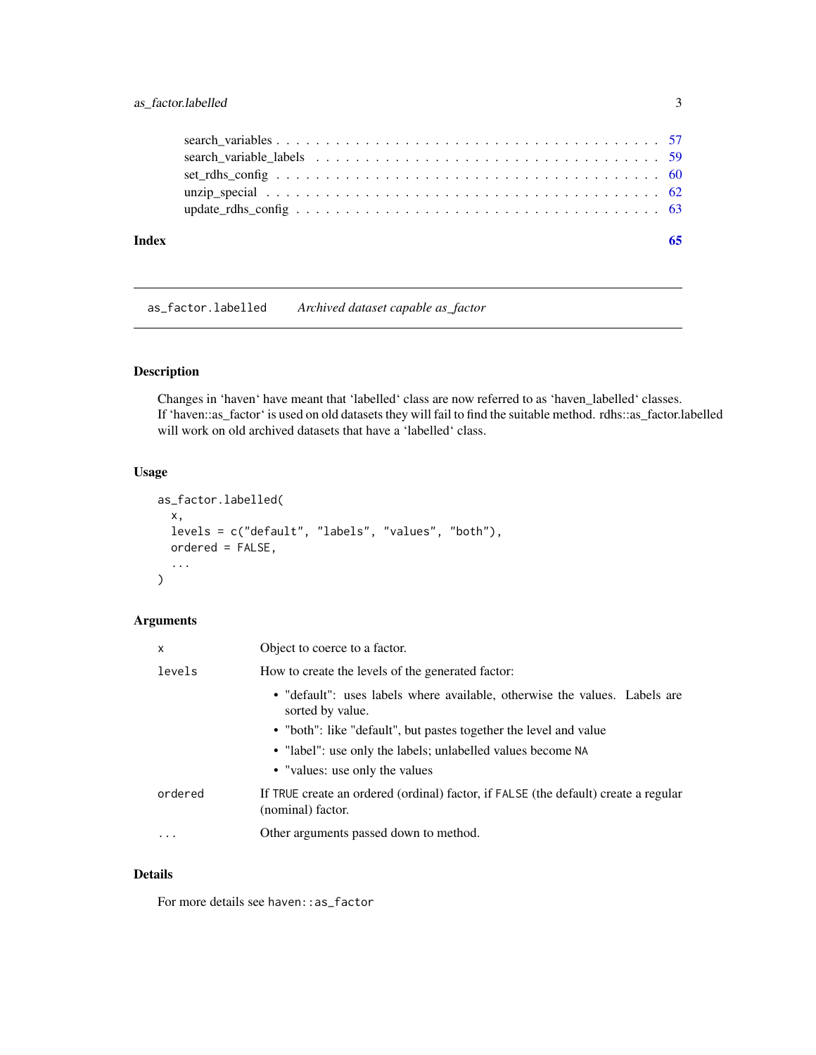search_variables . . . . . . . . . . . . . . . . . . . . . . . . . . . . . . . . . . . . 57
search_variable_labels . . . . . . . . . . . . . . . . . . . . . . . . . . . . . . . . . 59
set_rdhs_config . . . . . . . . . . . . . . . . . . . . . . . . . . . . . . . . . . . . 60
unzip_special . . . . . . . . . . . . . . . . . . . . . . . . . . . . . . . . . . . . . 62
update_rdhs_config . . . . . . . . . . . . . . . . . . . . . . . . . . . . . . . . . . 63

**Index** **65**

---

`as_factor.labelled` *Archived dataset capable as_factor*

---

## Description

Changes in 'haven' have meant that 'labelled' class are now referred to as 'haven_labelled' classes. If 'haven::as_factor' is used on old datasets they will fail to find the suitable method. rdhs::as_factor.labelled will work on old archived datasets that have a 'labelled' class.

## Usage

```
as_factor.labelled(
  x,
  levels = c("default", "labels", "values", "both"),
  ordered = FALSE,
  ...
)
```

## Arguments

| | |
|---|---|
| `x` | Object to coerce to a factor. |
| `levels` | How to create the levels of the generated factor:<br>• "default": uses labels where available, otherwise the values. Labels are sorted by value.<br>• "both": like "default", but pastes together the level and value<br>• "label": use only the labels; unlabelled values become `NA`<br>• "values: use only the values |
| `ordered` | If `TRUE` create an ordered (ordinal) factor, if `FALSE` (the default) create a regular (nominal) factor. |
| `...` | Other arguments passed down to method. |

## Details

For more details see `haven::as_factor`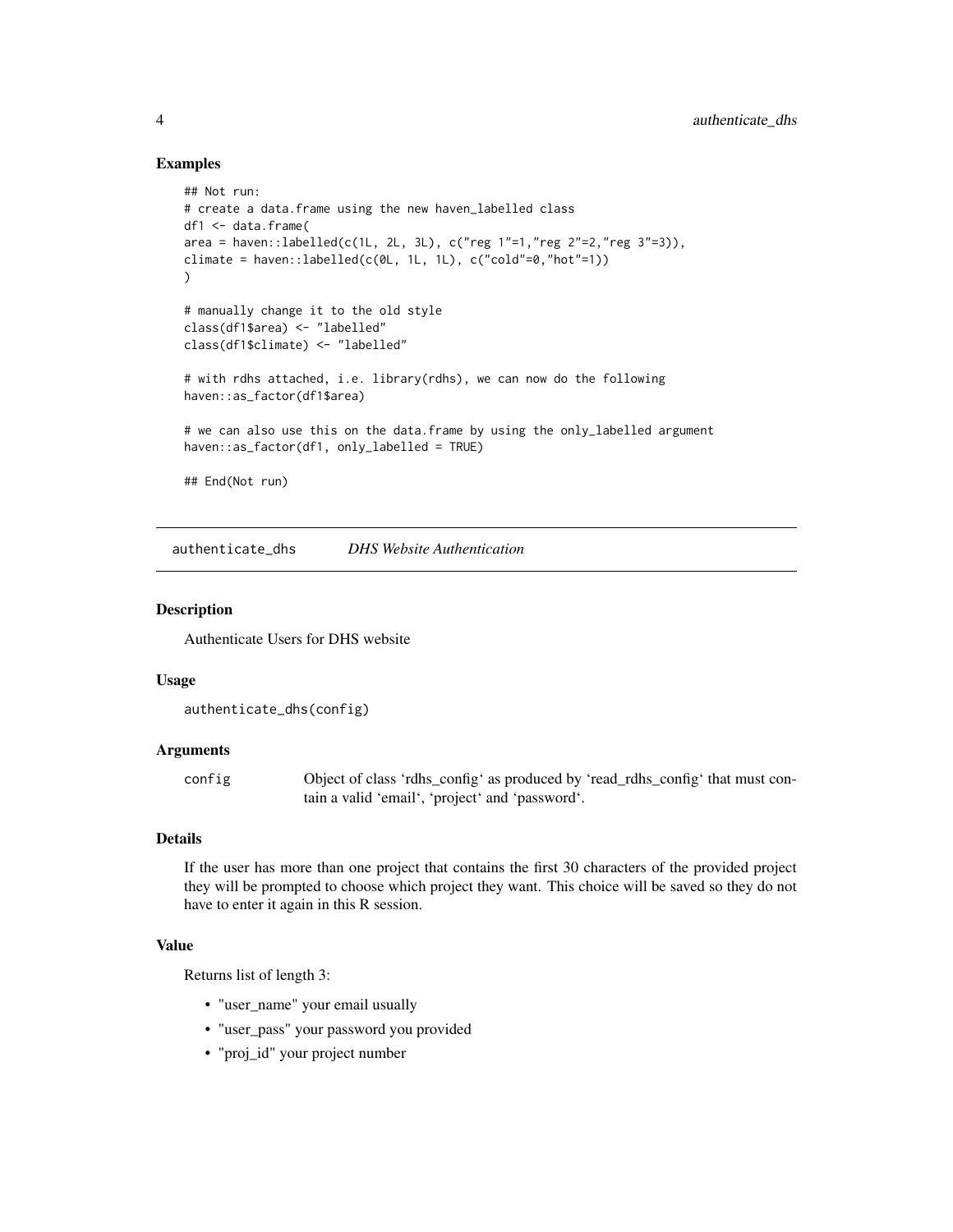### Examples

```
## Not run:
# create a data.frame using the new haven_labelled class
df1 <- data.frame(
area = haven::labelled(c(1L, 2L, 3L), c("reg 1"=1,"reg 2"=2,"reg 3"=3)),
climate = haven::labelled(c(0L, 1L, 1L), c("cold"=0,"hot"=1))
)

# manually change it to the old style
class(df1$area) <- "labelled"
class(df1$climate) <- "labelled"

# with rdhs attached, i.e. library(rdhs), we can now do the following
haven::as_factor(df1$area)

# we can also use this on the data.frame by using the only_labelled argument
haven::as_factor(df1, only_labelled = TRUE)

## End(Not run)
```

---

## authenticate_dhs — *DHS Website Authentication*

### Description

Authenticate Users for DHS website

### Usage

```
authenticate_dhs(config)
```

### Arguments

| | |
|---|---|
| config | Object of class 'rdhs_config' as produced by 'read_rdhs_config' that must contain a valid 'email', 'project' and 'password'. |

### Details

If the user has more than one project that contains the first 30 characters of the provided project they will be prompted to choose which project they want. This choice will be saved so they do not have to enter it again in this R session.

### Value

Returns list of length 3:

- "user_name" your email usually
- "user_pass" your password you provided
- "proj_id" your project number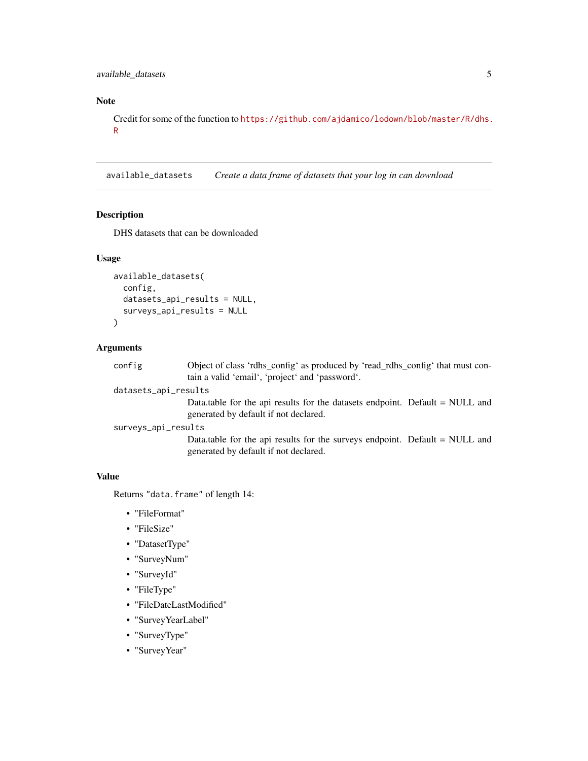## Note

Credit for some of the function to https://github.com/ajdamico/lodown/blob/master/R/dhs.R

---

## available_datasets — *Create a data frame of datasets that your log in can download*

### Description

DHS datasets that can be downloaded

### Usage

```
available_datasets(
  config,
  datasets_api_results = NULL,
  surveys_api_results = NULL
)
```

### Arguments

`config` — Object of class ‘rdhs_config‘ as produced by ‘read_rdhs_config‘ that must contain a valid ‘email‘, ‘project‘ and ‘password‘.

`datasets_api_results` — Data.table for the api results for the datasets endpoint. Default = NULL and generated by default if not declared.

`surveys_api_results` — Data.table for the api results for the surveys endpoint. Default = NULL and generated by default if not declared.

### Value

Returns `"data.frame"` of length 14:

- "FileFormat"
- "FileSize"
- "DatasetType"
- "SurveyNum"
- "SurveyId"
- "FileType"
- "FileDateLastModified"
- "SurveyYearLabel"
- "SurveyType"
- "SurveyYear"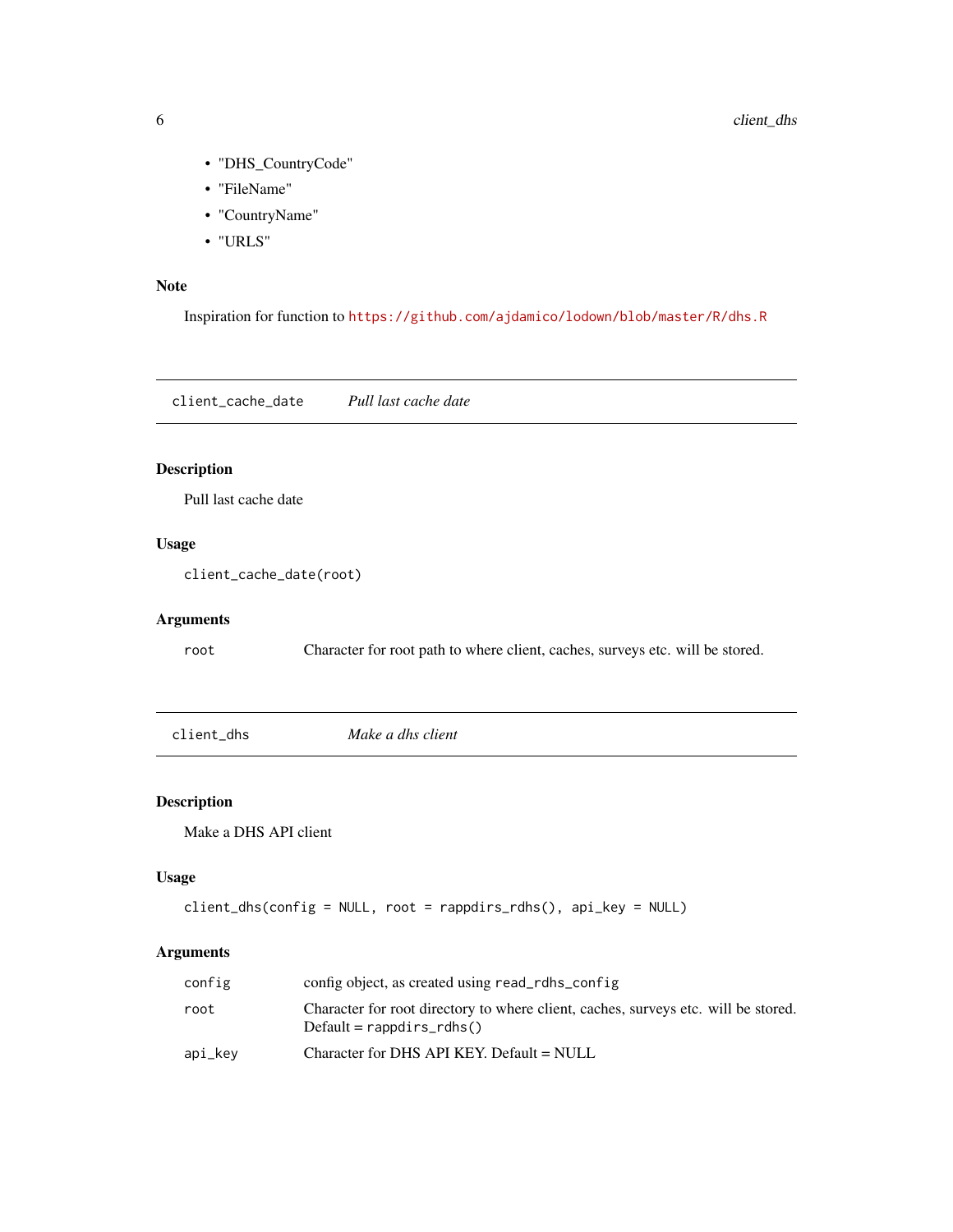- "DHS_CountryCode"
- "FileName"
- "CountryName"
- "URLS"

### Note

Inspiration for function to https://github.com/ajdamico/lodown/blob/master/R/dhs.R

---

## client_cache_date — *Pull last cache date*

### Description

Pull last cache date

### Usage

```
client_cache_date(root)
```

### Arguments

| | |
|---|---|
| root | Character for root path to where client, caches, surveys etc. will be stored. |

---

## client_dhs — *Make a dhs client*

### Description

Make a DHS API client

### Usage

```
client_dhs(config = NULL, root = rappdirs_rdhs(), api_key = NULL)
```

### Arguments

| | |
|---|---|
| config | config object, as created using `read_rdhs_config` |
| root | Character for root directory to where client, caches, surveys etc. will be stored. Default = `rappdirs_rdhs()` |
| api_key | Character for DHS API KEY. Default = NULL |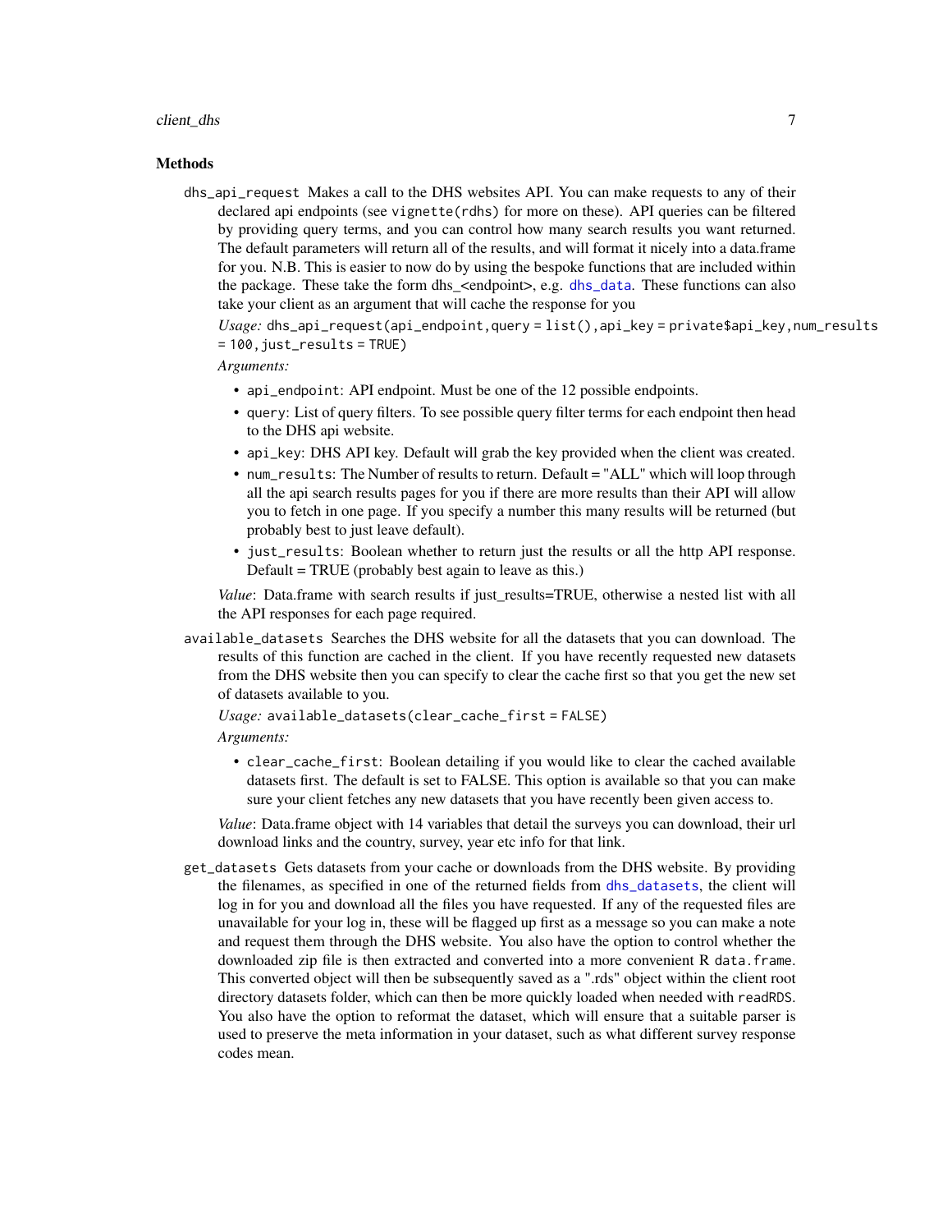### Methods

`dhs_api_request` Makes a call to the DHS websites API. You can make requests to any of their declared api endpoints (see `vignette(rdhs)` for more on these). API queries can be filtered by providing query terms, and you can control how many search results you want returned. The default parameters will return all of the results, and will format it nicely into a data.frame for you. N.B. This is easier to now do by using the bespoke functions that are included within the package. These take the form dhs_<endpoint>, e.g. `dhs_data`. These functions can also take your client as an argument that will cache the response for you

*Usage:* `dhs_api_request(api_endpoint,query = list(),api_key = private$api_key,num_results = 100,just_results = TRUE)`

*Arguments:*

- `api_endpoint`: API endpoint. Must be one of the 12 possible endpoints.
- `query`: List of query filters. To see possible query filter terms for each endpoint then head to the DHS api website.
- `api_key`: DHS API key. Default will grab the key provided when the client was created.
- `num_results`: The Number of results to return. Default = "ALL" which will loop through all the api search results pages for you if there are more results than their API will allow you to fetch in one page. If you specify a number this many results will be returned (but probably best to just leave default).
- `just_results`: Boolean whether to return just the results or all the http API response. Default = TRUE (probably best again to leave as this.)

*Value*: Data.frame with search results if just_results=TRUE, otherwise a nested list with all the API responses for each page required.

`available_datasets` Searches the DHS website for all the datasets that you can download. The results of this function are cached in the client. If you have recently requested new datasets from the DHS website then you can specify to clear the cache first so that you get the new set of datasets available to you.

*Usage:* `available_datasets(clear_cache_first = FALSE)`

*Arguments:*

- `clear_cache_first`: Boolean detailing if you would like to clear the cached available datasets first. The default is set to FALSE. This option is available so that you can make sure your client fetches any new datasets that you have recently been given access to.

*Value*: Data.frame object with 14 variables that detail the surveys you can download, their url download links and the country, survey, year etc info for that link.

`get_datasets` Gets datasets from your cache or downloads from the DHS website. By providing the filenames, as specified in one of the returned fields from `dhs_datasets`, the client will log in for you and download all the files you have requested. If any of the requested files are unavailable for your log in, these will be flagged up first as a message so you can make a note and request them through the DHS website. You also have the option to control whether the downloaded zip file is then extracted and converted into a more convenient R `data.frame`. This converted object will then be subsequently saved as a ".rds" object within the client root directory datasets folder, which can then be more quickly loaded when needed with `readRDS`. You also have the option to reformat the dataset, which will ensure that a suitable parser is used to preserve the meta information in your dataset, such as what different survey response codes mean.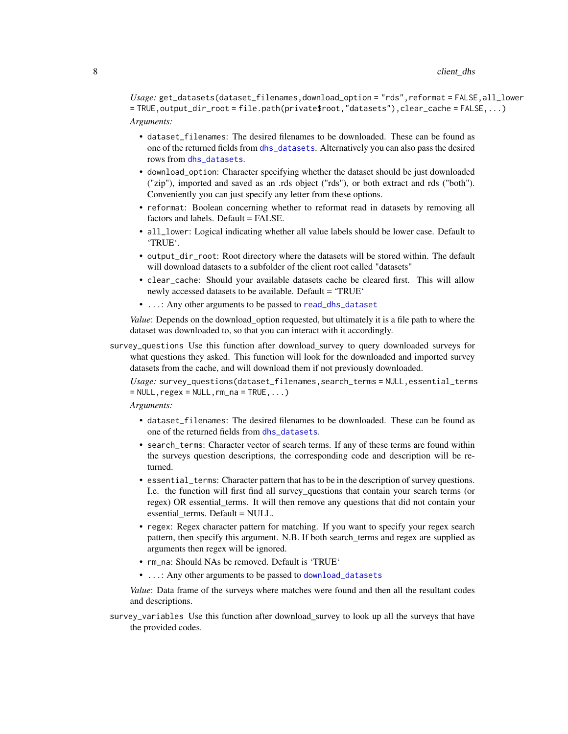*Usage:* `get_datasets(dataset_filenames,download_option = "rds",reformat = FALSE,all_lower = TRUE,output_dir_root = file.path(private$root,"datasets"),clear_cache = FALSE,...)`

*Arguments:*

- `dataset_filenames`: The desired filenames to be downloaded. These can be found as one of the returned fields from `dhs_datasets`. Alternatively you can also pass the desired rows from `dhs_datasets`.
- `download_option`: Character specifying whether the dataset should be just downloaded ("zip"), imported and saved as an .rds object ("rds"), or both extract and rds ("both"). Conveniently you can just specify any letter from these options.
- `reformat`: Boolean concerning whether to reformat read in datasets by removing all factors and labels. Default = FALSE.
- `all_lower`: Logical indicating whether all value labels should be lower case. Default to 'TRUE'.
- `output_dir_root`: Root directory where the datasets will be stored within. The default will download datasets to a subfolder of the client root called "datasets"
- `clear_cache`: Should your available datasets cache be cleared first. This will allow newly accessed datasets to be available. Default = 'TRUE'
- `...`: Any other arguments to be passed to `read_dhs_dataset`

*Value*: Depends on the download_option requested, but ultimately it is a file path to where the dataset was downloaded to, so that you can interact with it accordingly.

`survey_questions` Use this function after download_survey to query downloaded surveys for what questions they asked. This function will look for the downloaded and imported survey datasets from the cache, and will download them if not previously downloaded.

*Usage:* `survey_questions(dataset_filenames,search_terms = NULL,essential_terms = NULL,regex = NULL,rm_na = TRUE,...)`

*Arguments:*

- `dataset_filenames`: The desired filenames to be downloaded. These can be found as one of the returned fields from `dhs_datasets`.
- `search_terms`: Character vector of search terms. If any of these terms are found within the surveys question descriptions, the corresponding code and description will be returned.
- `essential_terms`: Character pattern that has to be in the description of survey questions. I.e. the function will first find all survey_questions that contain your search terms (or regex) OR essential_terms. It will then remove any questions that did not contain your essential_terms. Default = NULL.
- `regex`: Regex character pattern for matching. If you want to specify your regex search pattern, then specify this argument. N.B. If both search_terms and regex are supplied as arguments then regex will be ignored.
- `rm_na`: Should NAs be removed. Default is 'TRUE'
- `...`: Any other arguments to be passed to `download_datasets`

*Value*: Data frame of the surveys where matches were found and then all the resultant codes and descriptions.

`survey_variables` Use this function after download_survey to look up all the surveys that have the provided codes.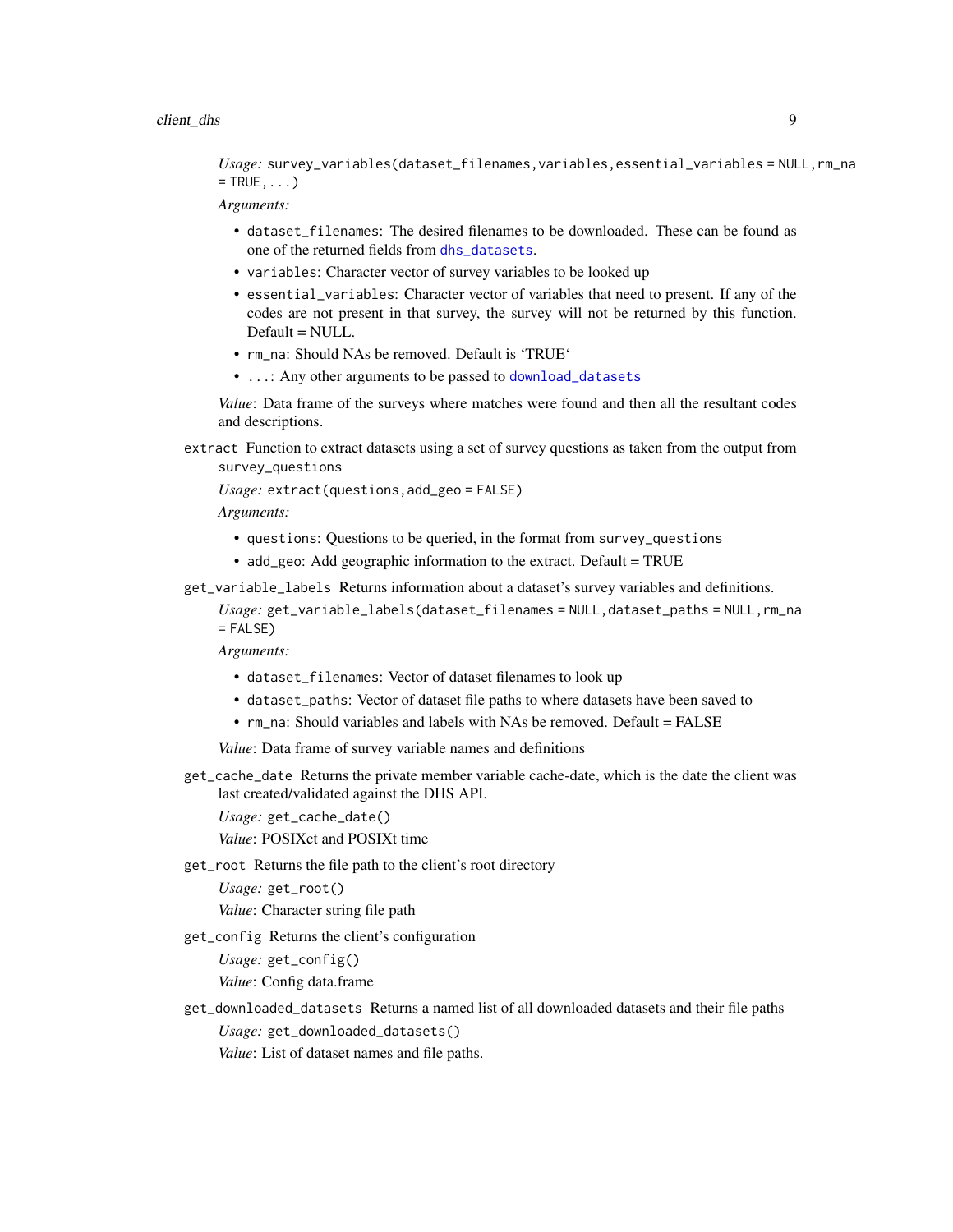*Usage:* `survey_variables(dataset_filenames,variables,essential_variables = NULL,rm_na = TRUE,...)`

*Arguments:*

- `dataset_filenames`: The desired filenames to be downloaded. These can be found as one of the returned fields from `dhs_datasets`.
- `variables`: Character vector of survey variables to be looked up
- `essential_variables`: Character vector of variables that need to present. If any of the codes are not present in that survey, the survey will not be returned by this function. Default = NULL.
- `rm_na`: Should NAs be removed. Default is 'TRUE'
- `...`: Any other arguments to be passed to `download_datasets`

*Value*: Data frame of the surveys where matches were found and then all the resultant codes and descriptions.

`extract` Function to extract datasets using a set of survey questions as taken from the output from `survey_questions`

*Usage:* `extract(questions,add_geo = FALSE)`

*Arguments:*

- `questions`: Questions to be queried, in the format from `survey_questions`
- `add_geo`: Add geographic information to the extract. Default = TRUE

`get_variable_labels` Returns information about a dataset's survey variables and definitions.

*Usage:* `get_variable_labels(dataset_filenames = NULL,dataset_paths = NULL,rm_na = FALSE)`

*Arguments:*

- `dataset_filenames`: Vector of dataset filenames to look up
- `dataset_paths`: Vector of dataset file paths to where datasets have been saved to
- `rm_na`: Should variables and labels with NAs be removed. Default = FALSE

*Value*: Data frame of survey variable names and definitions

`get_cache_date` Returns the private member variable cache-date, which is the date the client was last created/validated against the DHS API.

*Usage:* `get_cache_date()`

*Value*: POSIXct and POSIXt time

`get_root` Returns the file path to the client's root directory

*Usage:* `get_root()`

*Value*: Character string file path

`get_config` Returns the client's configuration

*Usage:* `get_config()`

*Value*: Config data.frame

`get_downloaded_datasets` Returns a named list of all downloaded datasets and their file paths

*Usage:* `get_downloaded_datasets()`

*Value*: List of dataset names and file paths.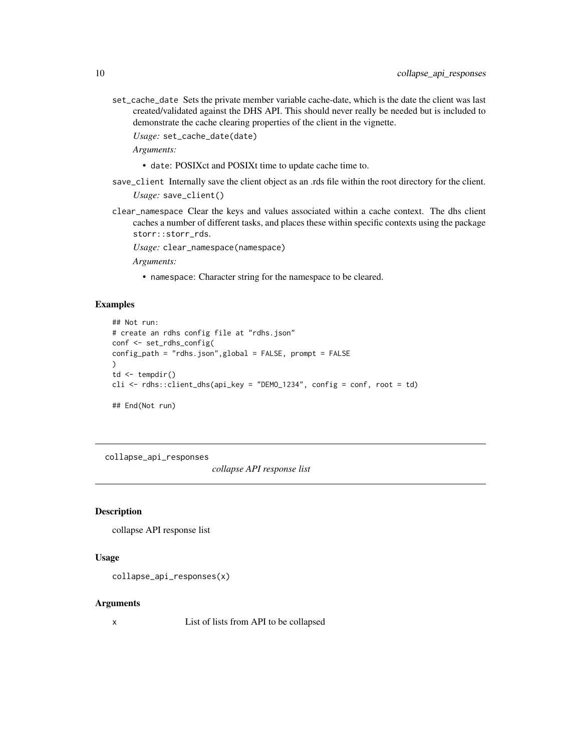`set_cache_date` Sets the private member variable cache-date, which is the date the client was last created/validated against the DHS API. This should never really be needed but is included to demonstrate the cache clearing properties of the client in the vignette.

*Usage:* `set_cache_date(date)`

*Arguments:*

- `date`: POSIXct and POSIXt time to update cache time to.

`save_client` Internally save the client object as an .rds file within the root directory for the client.

*Usage:* `save_client()`

`clear_namespace` Clear the keys and values associated within a cache context. The dhs client caches a number of different tasks, and places these within specific contexts using the package `storr::storr_rds`.

*Usage:* `clear_namespace(namespace)`

*Arguments:*

- `namespace`: Character string for the namespace to be cleared.

## Examples

```
## Not run:
# create an rdhs config file at "rdhs.json"
conf <- set_rdhs_config(
config_path = "rdhs.json",global = FALSE, prompt = FALSE
)
td <- tempdir()
cli <- rdhs::client_dhs(api_key = "DEMO_1234", config = conf, root = td)

## End(Not run)
```

---

# collapse_api_responses

*collapse API response list*

## Description

collapse API response list

## Usage

```
collapse_api_responses(x)
```

## Arguments

| | |
|---|---|
| x | List of lists from API to be collapsed |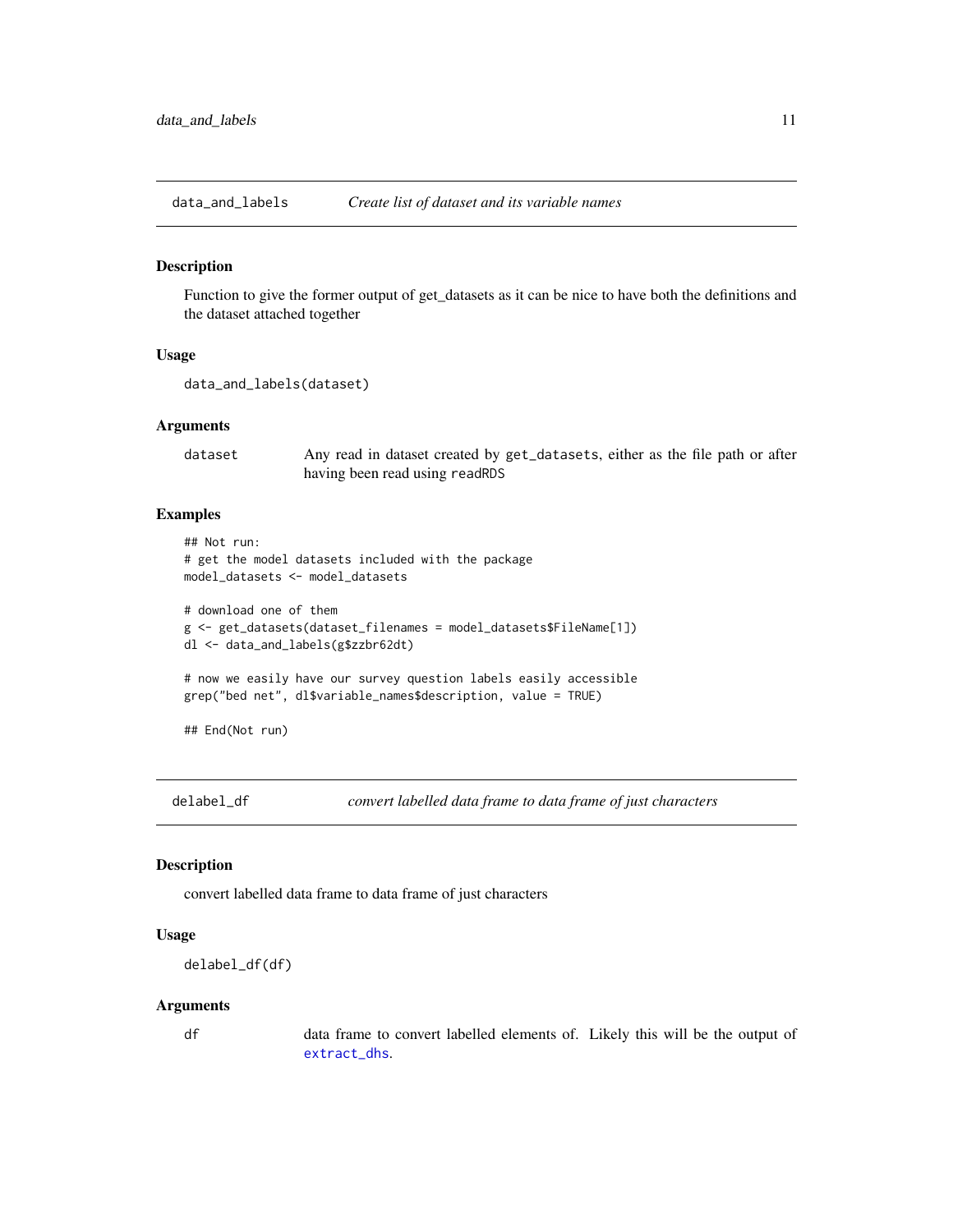## data_and_labels *Create list of dataset and its variable names*

### Description

Function to give the former output of get_datasets as it can be nice to have both the definitions and the dataset attached together

### Usage

```
data_and_labels(dataset)
```

### Arguments

| | |
|---|---|
| dataset | Any read in dataset created by `get_datasets`, either as the file path or after having been read using `readRDS` |

### Examples

```
## Not run:
# get the model datasets included with the package
model_datasets <- model_datasets

# download one of them
g <- get_datasets(dataset_filenames = model_datasets$FileName[1])
dl <- data_and_labels(g$zzbr62dt)

# now we easily have our survey question labels easily accessible
grep("bed net", dl$variable_names$description, value = TRUE)

## End(Not run)
```

## delabel_df *convert labelled data frame to data frame of just characters*

### Description

convert labelled data frame to data frame of just characters

### Usage

```
delabel_df(df)
```

### Arguments

| | |
|---|---|
| df | data frame to convert labelled elements of. Likely this will be the output of `extract_dhs`. |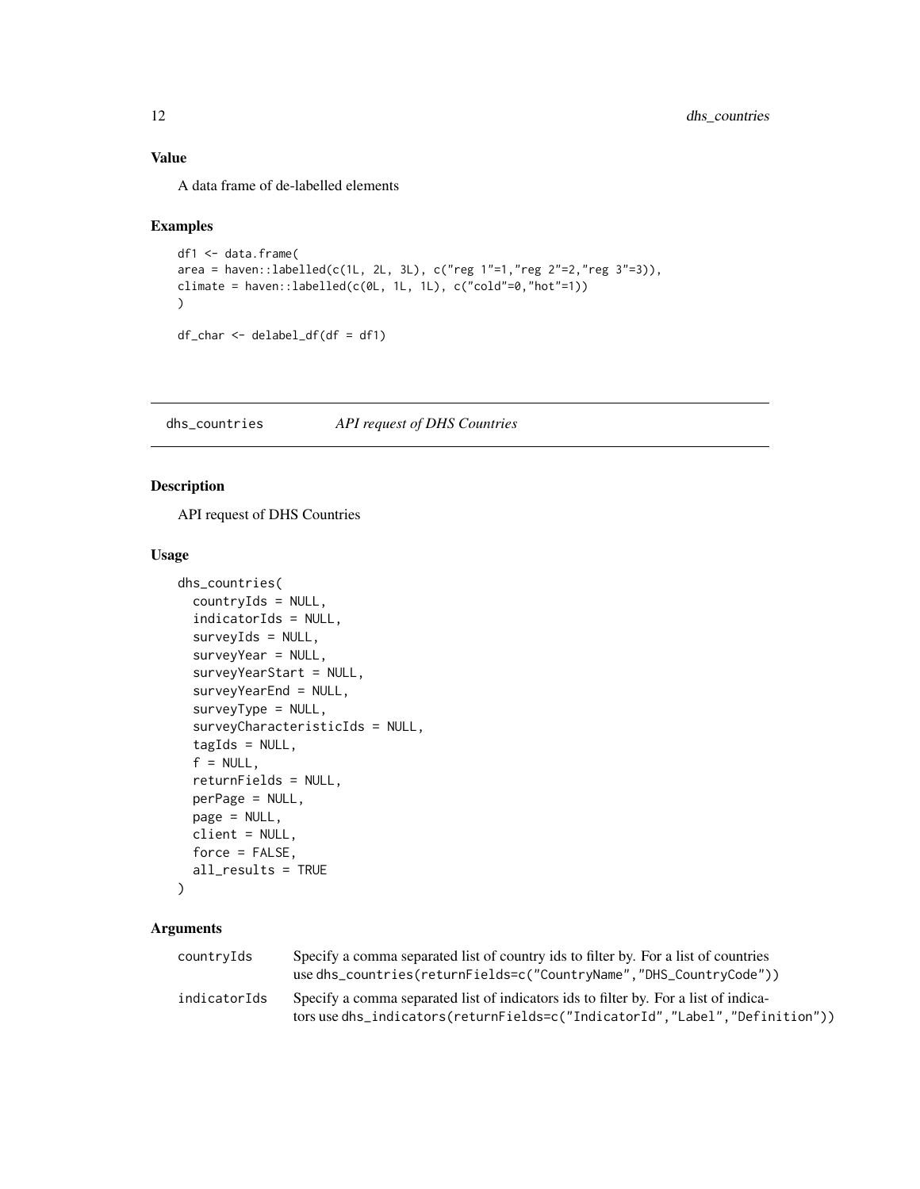### Value

A data frame of de-labelled elements

### Examples

```
df1 <- data.frame(
area = haven::labelled(c(1L, 2L, 3L), c("reg 1"=1,"reg 2"=2,"reg 3"=3)),
climate = haven::labelled(c(0L, 1L, 1L), c("cold"=0,"hot"=1))
)

df_char <- delabel_df(df = df1)
```

---

## dhs_countries    *API request of DHS Countries*

### Description

API request of DHS Countries

### Usage

```
dhs_countries(
  countryIds = NULL,
  indicatorIds = NULL,
  surveyIds = NULL,
  surveyYear = NULL,
  surveyYearStart = NULL,
  surveyYearEnd = NULL,
  surveyType = NULL,
  surveyCharacteristicIds = NULL,
  tagIds = NULL,
  f = NULL,
  returnFields = NULL,
  perPage = NULL,
  page = NULL,
  client = NULL,
  force = FALSE,
  all_results = TRUE
)
```

### Arguments

| | |
|---|---|
| countryIds | Specify a comma separated list of country ids to filter by. For a list of countries use `dhs_countries(returnFields=c("CountryName","DHS_CountryCode"))` |
| indicatorIds | Specify a comma separated list of indicators ids to filter by. For a list of indicators use `dhs_indicators(returnFields=c("IndicatorId","Label","Definition"))` |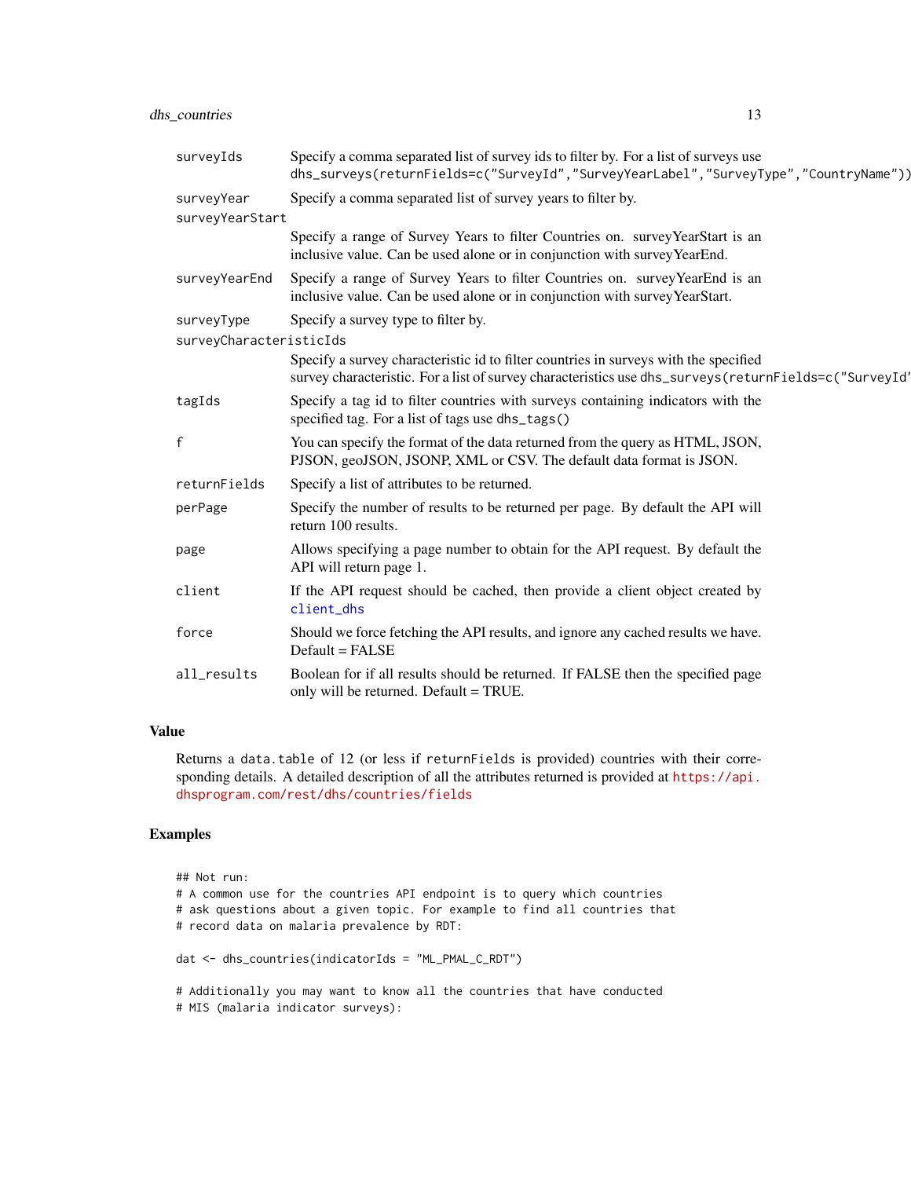| | |
|---|---|
| surveyIds | Specify a comma separated list of survey ids to filter by. For a list of surveys use dhs_surveys(returnFields=c("SurveyId","SurveyYearLabel","SurveyType","CountryName")) |
| surveyYear | Specify a comma separated list of survey years to filter by. |
| surveyYearStart | Specify a range of Survey Years to filter Countries on. surveyYearStart is an inclusive value. Can be used alone or in conjunction with surveyYearEnd. |
| surveyYearEnd | Specify a range of Survey Years to filter Countries on. surveyYearEnd is an inclusive value. Can be used alone or in conjunction with surveyYearStart. |
| surveyType | Specify a survey type to filter by. |
| surveyCharacteristicIds | Specify a survey characteristic id to filter countries in surveys with the specified survey characteristic. For a list of survey characteristics use dhs_surveys(returnFields=c("SurveyId' |
| tagIds | Specify a tag id to filter countries with surveys containing indicators with the specified tag. For a list of tags use dhs_tags() |
| f | You can specify the format of the data returned from the query as HTML, JSON, PJSON, geoJSON, JSONP, XML or CSV. The default data format is JSON. |
| returnFields | Specify a list of attributes to be returned. |
| perPage | Specify the number of results to be returned per page. By default the API will return 100 results. |
| page | Allows specifying a page number to obtain for the API request. By default the API will return page 1. |
| client | If the API request should be cached, then provide a client object created by client_dhs |
| force | Should we force fetching the API results, and ignore any cached results we have. Default = FALSE |
| all_results | Boolean for if all results should be returned. If FALSE then the specified page only will be returned. Default = TRUE. |

## Value

Returns a data.table of 12 (or less if returnFields is provided) countries with their corresponding details. A detailed description of all the attributes returned is provided at https://api.dhsprogram.com/rest/dhs/countries/fields

## Examples

```
## Not run:
# A common use for the countries API endpoint is to query which countries
# ask questions about a given topic. For example to find all countries that
# record data on malaria prevalence by RDT:

dat <- dhs_countries(indicatorIds = "ML_PMAL_C_RDT")

# Additionally you may want to know all the countries that have conducted
# MIS (malaria indicator surveys):
```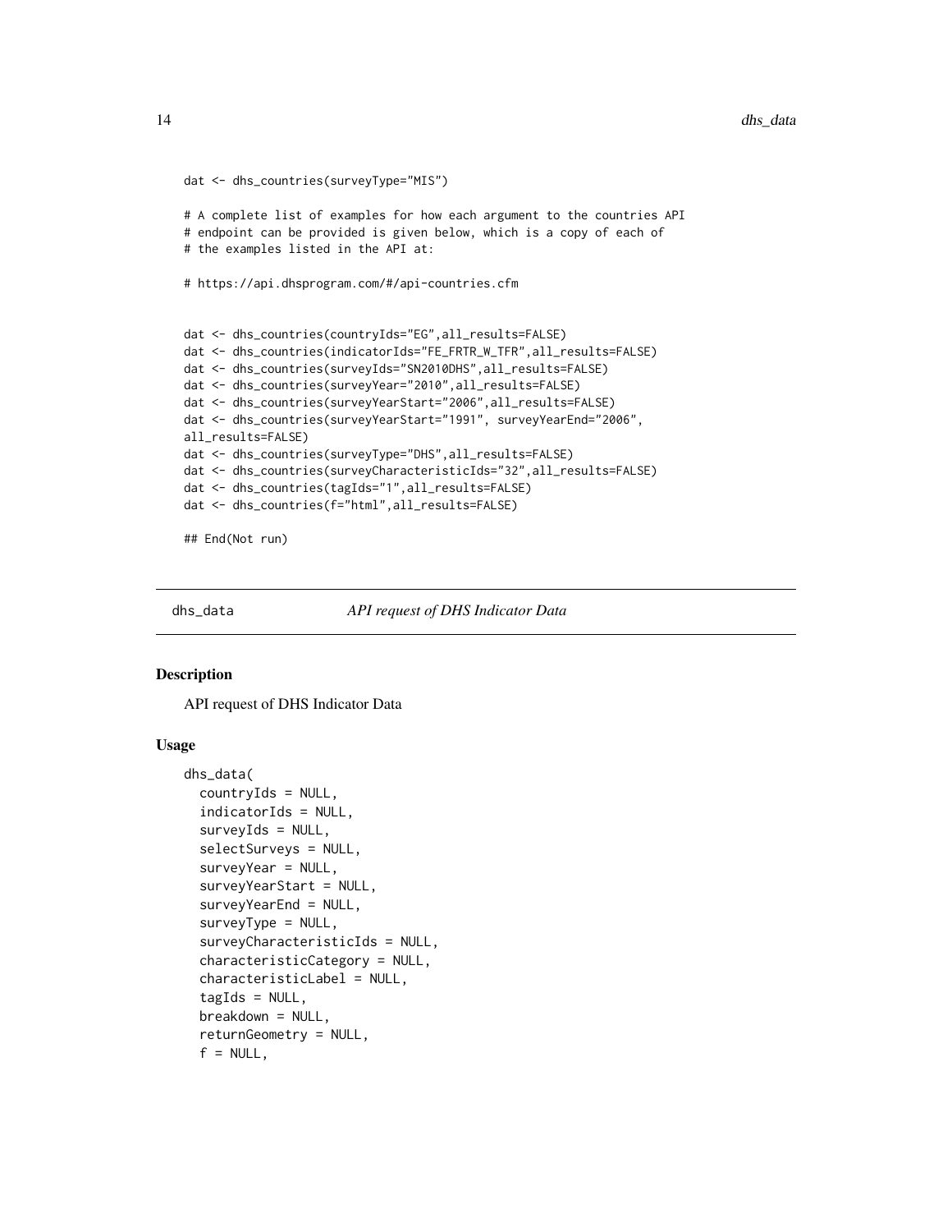```
dat <- dhs_countries(surveyType="MIS")

# A complete list of examples for how each argument to the countries API
# endpoint can be provided is given below, which is a copy of each of
# the examples listed in the API at:

# https://api.dhsprogram.com/#/api-countries.cfm


dat <- dhs_countries(countryIds="EG",all_results=FALSE)
dat <- dhs_countries(indicatorIds="FE_FRTR_W_TFR",all_results=FALSE)
dat <- dhs_countries(surveyIds="SN2010DHS",all_results=FALSE)
dat <- dhs_countries(surveyYear="2010",all_results=FALSE)
dat <- dhs_countries(surveyYearStart="2006",all_results=FALSE)
dat <- dhs_countries(surveyYearStart="1991", surveyYearEnd="2006",
all_results=FALSE)
dat <- dhs_countries(surveyType="DHS",all_results=FALSE)
dat <- dhs_countries(surveyCharacteristicIds="32",all_results=FALSE)
dat <- dhs_countries(tagIds="1",all_results=FALSE)
dat <- dhs_countries(f="html",all_results=FALSE)

## End(Not run)
```

## dhs_data — *API request of DHS Indicator Data*

### Description

API request of DHS Indicator Data

### Usage

```
dhs_data(
  countryIds = NULL,
  indicatorIds = NULL,
  surveyIds = NULL,
  selectSurveys = NULL,
  surveyYear = NULL,
  surveyYearStart = NULL,
  surveyYearEnd = NULL,
  surveyType = NULL,
  surveyCharacteristicIds = NULL,
  characteristicCategory = NULL,
  characteristicLabel = NULL,
  tagIds = NULL,
  breakdown = NULL,
  returnGeometry = NULL,
  f = NULL,
```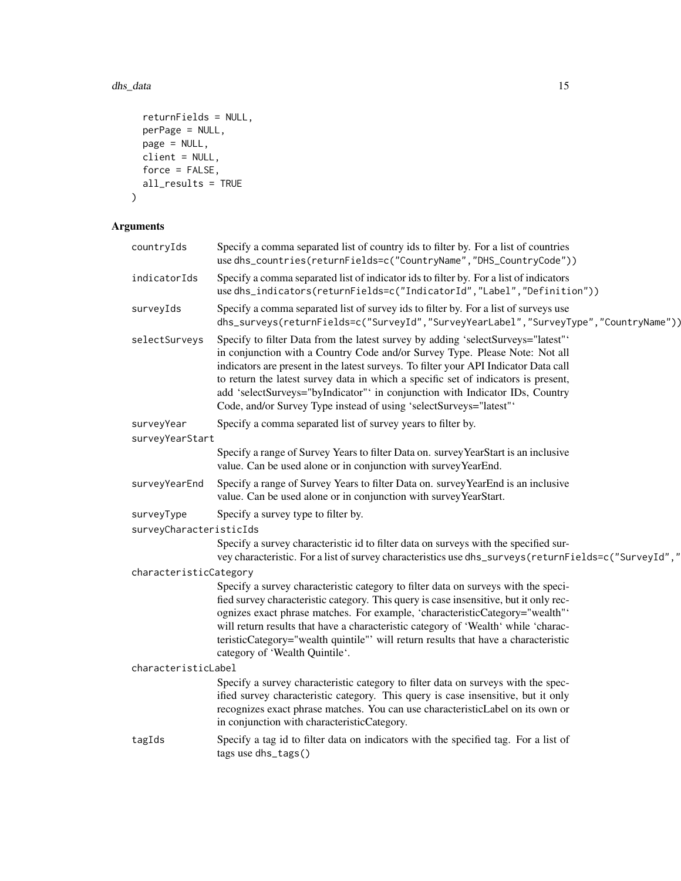```
  returnFields = NULL,
  perPage = NULL,
  page = NULL,
  client = NULL,
  force = FALSE,
  all_results = TRUE
)
```

## Arguments

| | |
|---|---|
| countryIds | Specify a comma separated list of country ids to filter by. For a list of countries use `dhs_countries(returnFields=c("CountryName","DHS_CountryCode"))` |
| indicatorIds | Specify a comma separated list of indicator ids to filter by. For a list of indicators use `dhs_indicators(returnFields=c("IndicatorId","Label","Definition"))` |
| surveyIds | Specify a comma separated list of survey ids to filter by. For a list of surveys use `dhs_surveys(returnFields=c("SurveyId","SurveyYearLabel","SurveyType","CountryName"))` |
| selectSurveys | Specify to filter Data from the latest survey by adding 'selectSurveys="latest"' in conjunction with a Country Code and/or Survey Type. Please Note: Not all indicators are present in the latest surveys. To filter your API Indicator Data call to return the latest survey data in which a specific set of indicators is present, add 'selectSurveys="byIndicator"' in conjunction with Indicator IDs, Country Code, and/or Survey Type instead of using 'selectSurveys="latest"' |
| surveyYear | Specify a comma separated list of survey years to filter by. |
| surveyYearStart | Specify a range of Survey Years to filter Data on. surveyYearStart is an inclusive value. Can be used alone or in conjunction with surveyYearEnd. |
| surveyYearEnd | Specify a range of Survey Years to filter Data on. surveyYearEnd is an inclusive value. Can be used alone or in conjunction with surveyYearStart. |
| surveyType | Specify a survey type to filter by. |
| surveyCharacteristicIds | Specify a survey characteristic id to filter data on surveys with the specified survey characteristic. For a list of survey characteristics use `dhs_surveys(returnFields=c("SurveyId","` |
| characteristicCategory | Specify a survey characteristic category to filter data on surveys with the specified survey characteristic category. This query is case insensitive, but it only recognizes exact phrase matches. For example, 'characteristicCategory="wealth"' will return results that have a characteristic category of 'Wealth' while 'characteristicCategory="wealth quintile"' will return results that have a characteristic category of 'Wealth Quintile'. |
| characteristicLabel | Specify a survey characteristic category to filter data on surveys with the specified survey characteristic category. This query is case insensitive, but it only recognizes exact phrase matches. You can use characteristicLabel on its own or in conjunction with characteristicCategory. |
| tagIds | Specify a tag id to filter data on indicators with the specified tag. For a list of tags use `dhs_tags()` |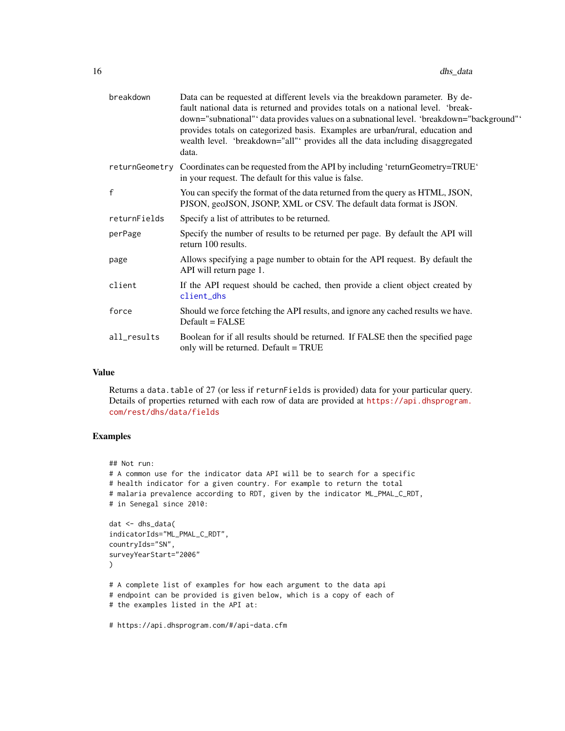| | |
|---|---|
| breakdown | Data can be requested at different levels via the breakdown parameter. By default national data is returned and provides totals on a national level. ‘breakdown="subnational"‘ data provides values on a subnational level. ‘breakdown="background"‘ provides totals on categorized basis. Examples are urban/rural, education and wealth level. ‘breakdown="all"‘ provides all the data including disaggregated data. |
| returnGeometry | Coordinates can be requested from the API by including ‘returnGeometry=TRUE‘ in your request. The default for this value is false. |
| f | You can specify the format of the data returned from the query as HTML, JSON, PJSON, geoJSON, JSONP, XML or CSV. The default data format is JSON. |
| returnFields | Specify a list of attributes to be returned. |
| perPage | Specify the number of results to be returned per page. By default the API will return 100 results. |
| page | Allows specifying a page number to obtain for the API request. By default the API will return page 1. |
| client | If the API request should be cached, then provide a client object created by client_dhs |
| force | Should we force fetching the API results, and ignore any cached results we have. Default = FALSE |
| all_results | Boolean for if all results should be returned. If FALSE then the specified page only will be returned. Default = TRUE |

## Value

Returns a `data.table` of 27 (or less if `returnFields` is provided) data for your particular query. Details of properties returned with each row of data are provided at https://api.dhsprogram.com/rest/dhs/data/fields

## Examples

```
## Not run:
# A common use for the indicator data API will be to search for a specific
# health indicator for a given country. For example to return the total
# malaria prevalence according to RDT, given by the indicator ML_PMAL_C_RDT,
# in Senegal since 2010:

dat <- dhs_data(
indicatorIds="ML_PMAL_C_RDT",
countryIds="SN",
surveyYearStart="2006"
)

# A complete list of examples for how each argument to the data api
# endpoint can be provided is given below, which is a copy of each of
# the examples listed in the API at:

# https://api.dhsprogram.com/#/api-data.cfm
```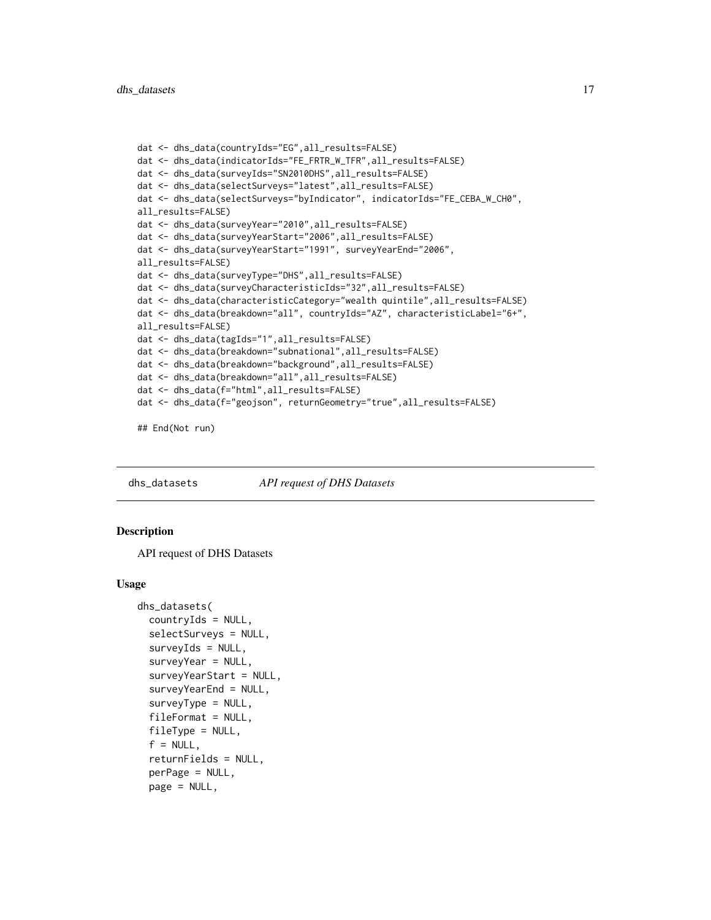```
dat <- dhs_data(countryIds="EG",all_results=FALSE)
dat <- dhs_data(indicatorIds="FE_FRTR_W_TFR",all_results=FALSE)
dat <- dhs_data(surveyIds="SN2010DHS",all_results=FALSE)
dat <- dhs_data(selectSurveys="latest",all_results=FALSE)
dat <- dhs_data(selectSurveys="byIndicator", indicatorIds="FE_CEBA_W_CH0",
all_results=FALSE)
dat <- dhs_data(surveyYear="2010",all_results=FALSE)
dat <- dhs_data(surveyYearStart="2006",all_results=FALSE)
dat <- dhs_data(surveyYearStart="1991", surveyYearEnd="2006",
all_results=FALSE)
dat <- dhs_data(surveyType="DHS",all_results=FALSE)
dat <- dhs_data(surveyCharacteristicIds="32",all_results=FALSE)
dat <- dhs_data(characteristicCategory="wealth quintile",all_results=FALSE)
dat <- dhs_data(breakdown="all", countryIds="AZ", characteristicLabel="6+",
all_results=FALSE)
dat <- dhs_data(tagIds="1",all_results=FALSE)
dat <- dhs_data(breakdown="subnational",all_results=FALSE)
dat <- dhs_data(breakdown="background",all_results=FALSE)
dat <- dhs_data(breakdown="all",all_results=FALSE)
dat <- dhs_data(f="html",all_results=FALSE)
dat <- dhs_data(f="geojson", returnGeometry="true",all_results=FALSE)

## End(Not run)
```

## dhs_datasets    *API request of DHS Datasets*

### Description

API request of DHS Datasets

### Usage

```
dhs_datasets(
  countryIds = NULL,
  selectSurveys = NULL,
  surveyIds = NULL,
  surveyYear = NULL,
  surveyYearStart = NULL,
  surveyYearEnd = NULL,
  surveyType = NULL,
  fileFormat = NULL,
  fileType = NULL,
  f = NULL,
  returnFields = NULL,
  perPage = NULL,
  page = NULL,
```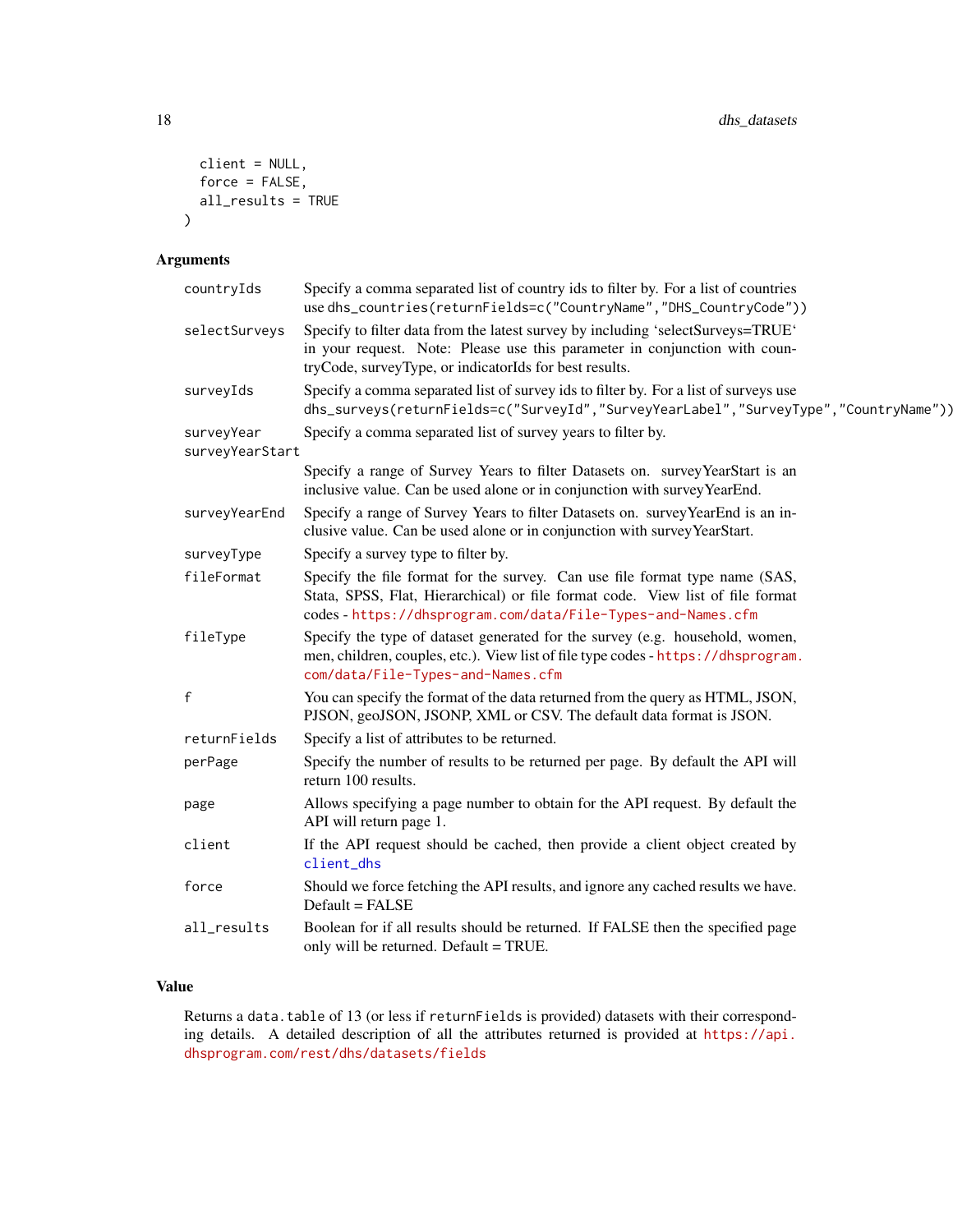```
  client = NULL,
  force = FALSE,
  all_results = TRUE
)
```

## Arguments

| | |
|---|---|
| countryIds | Specify a comma separated list of country ids to filter by. For a list of countries use `dhs_countries(returnFields=c("CountryName","DHS_CountryCode"))` |
| selectSurveys | Specify to filter data from the latest survey by including 'selectSurveys=TRUE' in your request. Note: Please use this parameter in conjunction with countryCode, surveyType, or indicatorIds for best results. |
| surveyIds | Specify a comma separated list of survey ids to filter by. For a list of surveys use `dhs_surveys(returnFields=c("SurveyId","SurveyYearLabel","SurveyType","CountryName"))` |
| surveyYear | Specify a comma separated list of survey years to filter by. |
| surveyYearStart | Specify a range of Survey Years to filter Datasets on. surveyYearStart is an inclusive value. Can be used alone or in conjunction with surveyYearEnd. |
| surveyYearEnd | Specify a range of Survey Years to filter Datasets on. surveyYearEnd is an inclusive value. Can be used alone or in conjunction with surveyYearStart. |
| surveyType | Specify a survey type to filter by. |
| fileFormat | Specify the file format for the survey. Can use file format type name (SAS, Stata, SPSS, Flat, Hierarchical) or file format code. View list of file format codes - https://dhsprogram.com/data/File-Types-and-Names.cfm |
| fileType | Specify the type of dataset generated for the survey (e.g. household, women, men, children, couples, etc.). View list of file type codes - https://dhsprogram.com/data/File-Types-and-Names.cfm |
| f | You can specify the format of the data returned from the query as HTML, JSON, PJSON, geoJSON, JSONP, XML or CSV. The default data format is JSON. |
| returnFields | Specify a list of attributes to be returned. |
| perPage | Specify the number of results to be returned per page. By default the API will return 100 results. |
| page | Allows specifying a page number to obtain for the API request. By default the API will return page 1. |
| client | If the API request should be cached, then provide a client object created by `client_dhs` |
| force | Should we force fetching the API results, and ignore any cached results we have. Default = FALSE |
| all_results | Boolean for if all results should be returned. If FALSE then the specified page only will be returned. Default = TRUE. |

## Value

Returns a `data.table` of 13 (or less if `returnFields` is provided) datasets with their corresponding details. A detailed description of all the attributes returned is provided at https://api.dhsprogram.com/rest/dhs/datasets/fields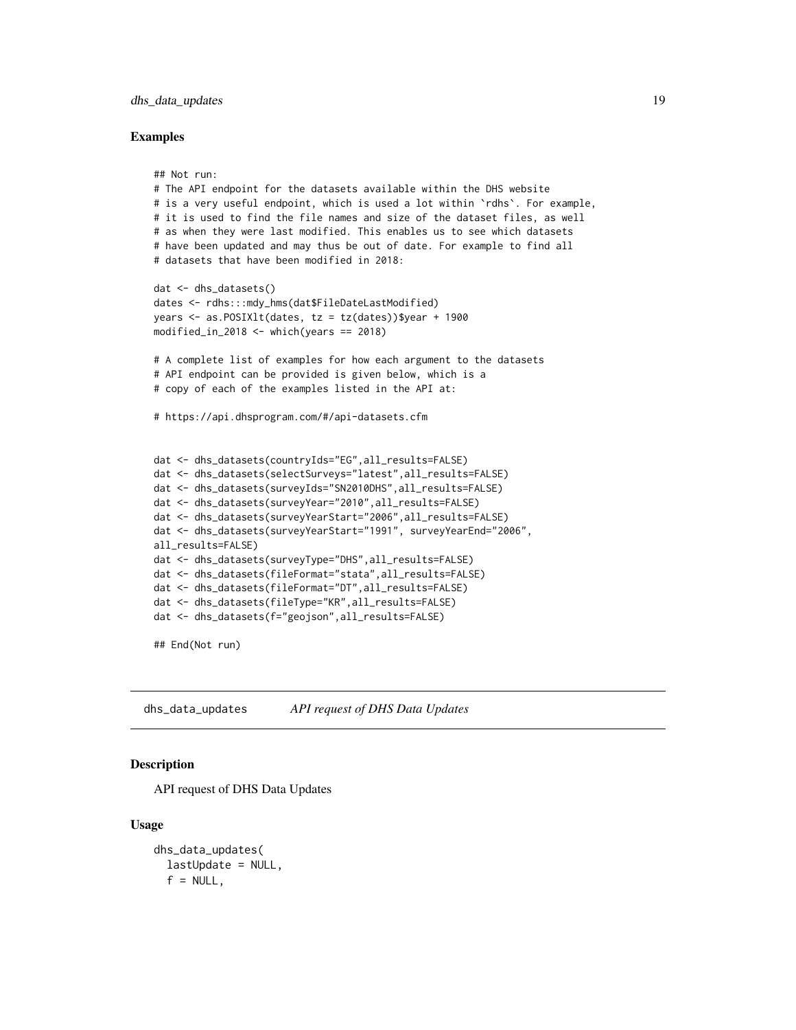## Examples

```
## Not run:
# The API endpoint for the datasets available within the DHS website
# is a very useful endpoint, which is used a lot within `rdhs`. For example,
# it is used to find the file names and size of the dataset files, as well
# as when they were last modified. This enables us to see which datasets
# have been updated and may thus be out of date. For example to find all
# datasets that have been modified in 2018:

dat <- dhs_datasets()
dates <- rdhs:::mdy_hms(dat$FileDateLastModified)
years <- as.POSIXlt(dates, tz = tz(dates))$year + 1900
modified_in_2018 <- which(years == 2018)

# A complete list of examples for how each argument to the datasets
# API endpoint can be provided is given below, which is a
# copy of each of the examples listed in the API at:

# https://api.dhsprogram.com/#/api-datasets.cfm


dat <- dhs_datasets(countryIds="EG",all_results=FALSE)
dat <- dhs_datasets(selectSurveys="latest",all_results=FALSE)
dat <- dhs_datasets(surveyIds="SN2010DHS",all_results=FALSE)
dat <- dhs_datasets(surveyYear="2010",all_results=FALSE)
dat <- dhs_datasets(surveyYearStart="2006",all_results=FALSE)
dat <- dhs_datasets(surveyYearStart="1991", surveyYearEnd="2006",
all_results=FALSE)
dat <- dhs_datasets(surveyType="DHS",all_results=FALSE)
dat <- dhs_datasets(fileFormat="stata",all_results=FALSE)
dat <- dhs_datasets(fileFormat="DT",all_results=FALSE)
dat <- dhs_datasets(fileType="KR",all_results=FALSE)
dat <- dhs_datasets(f="geojson",all_results=FALSE)

## End(Not run)
```

---

# dhs_data_updates *API request of DHS Data Updates*

## Description

API request of DHS Data Updates

## Usage

```
dhs_data_updates(
  lastUpdate = NULL,
  f = NULL,
```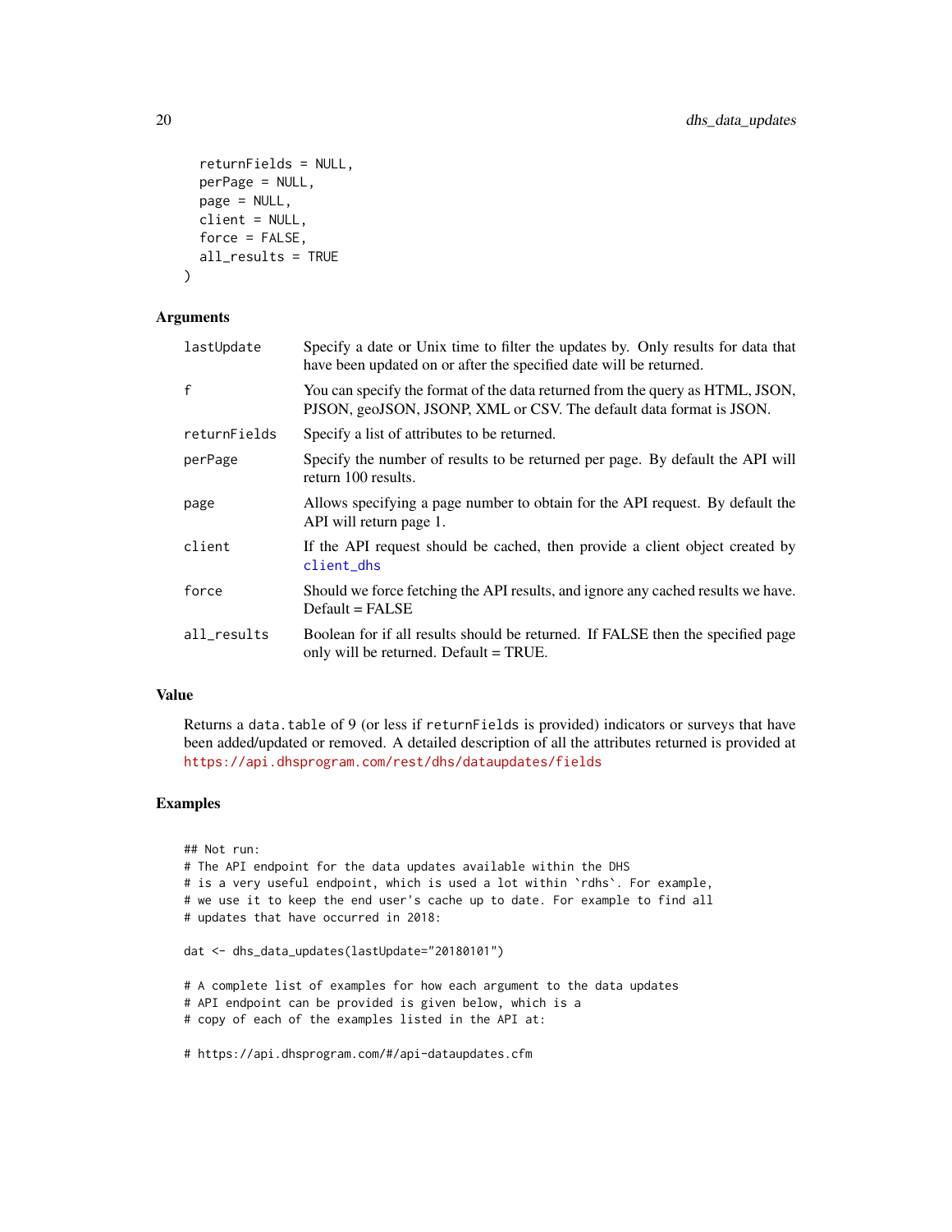```
  returnFields = NULL,
  perPage = NULL,
  page = NULL,
  client = NULL,
  force = FALSE,
  all_results = TRUE
)
```

## Arguments

| | |
|---|---|
| lastUpdate | Specify a date or Unix time to filter the updates by. Only results for data that have been updated on or after the specified date will be returned. |
| f | You can specify the format of the data returned from the query as HTML, JSON, PJSON, geoJSON, JSONP, XML or CSV. The default data format is JSON. |
| returnFields | Specify a list of attributes to be returned. |
| perPage | Specify the number of results to be returned per page. By default the API will return 100 results. |
| page | Allows specifying a page number to obtain for the API request. By default the API will return page 1. |
| client | If the API request should be cached, then provide a client object created by client_dhs |
| force | Should we force fetching the API results, and ignore any cached results we have. Default = FALSE |
| all_results | Boolean for if all results should be returned. If FALSE then the specified page only will be returned. Default = TRUE. |

## Value

Returns a `data.table` of 9 (or less if `returnFields` is provided) indicators or surveys that have been added/updated or removed. A detailed description of all the attributes returned is provided at https://api.dhsprogram.com/rest/dhs/dataupdates/fields

## Examples

```
## Not run:
# The API endpoint for the data updates available within the DHS
# is a very useful endpoint, which is used a lot within `rdhs`. For example,
# we use it to keep the end user's cache up to date. For example to find all
# updates that have occurred in 2018:

dat <- dhs_data_updates(lastUpdate="20180101")

# A complete list of examples for how each argument to the data updates
# API endpoint can be provided is given below, which is a
# copy of each of the examples listed in the API at:

# https://api.dhsprogram.com/#/api-dataupdates.cfm
```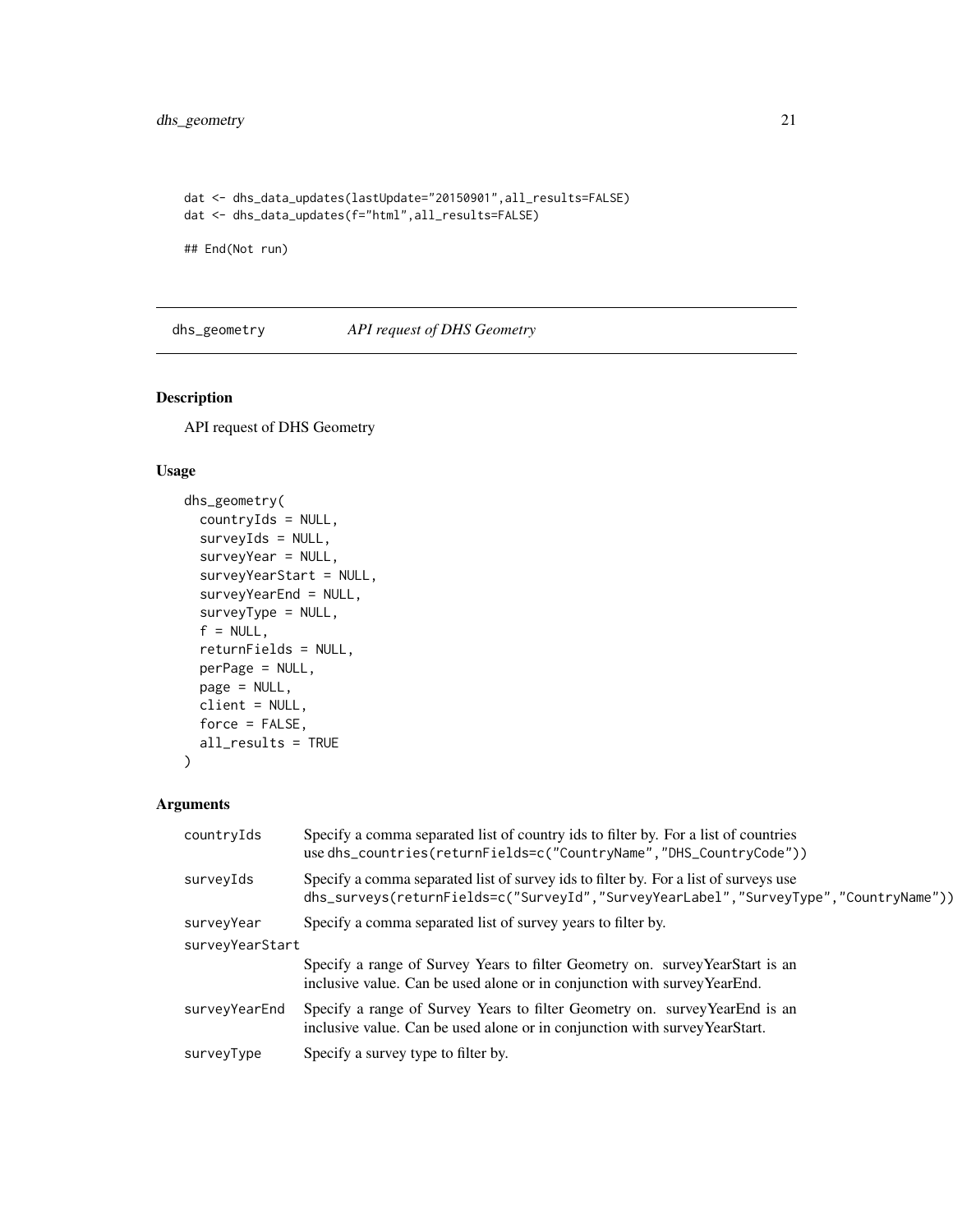```
dat <- dhs_data_updates(lastUpdate="20150901",all_results=FALSE)
dat <- dhs_data_updates(f="html",all_results=FALSE)

## End(Not run)
```

## dhs_geometry *API request of DHS Geometry*

### Description

API request of DHS Geometry

### Usage

```
dhs_geometry(
  countryIds = NULL,
  surveyIds = NULL,
  surveyYear = NULL,
  surveyYearStart = NULL,
  surveyYearEnd = NULL,
  surveyType = NULL,
  f = NULL,
  returnFields = NULL,
  perPage = NULL,
  page = NULL,
  client = NULL,
  force = FALSE,
  all_results = TRUE
)
```

### Arguments

| Argument | Description |
|---|---|
| countryIds | Specify a comma separated list of country ids to filter by. For a list of countries use `dhs_countries(returnFields=c("CountryName","DHS_CountryCode"))` |
| surveyIds | Specify a comma separated list of survey ids to filter by. For a list of surveys use `dhs_surveys(returnFields=c("SurveyId","SurveyYearLabel","SurveyType","CountryName"))` |
| surveyYear | Specify a comma separated list of survey years to filter by. |
| surveyYearStart | Specify a range of Survey Years to filter Geometry on. surveyYearStart is an inclusive value. Can be used alone or in conjunction with surveyYearEnd. |
| surveyYearEnd | Specify a range of Survey Years to filter Geometry on. surveyYearEnd is an inclusive value. Can be used alone or in conjunction with surveyYearStart. |
| surveyType | Specify a survey type to filter by. |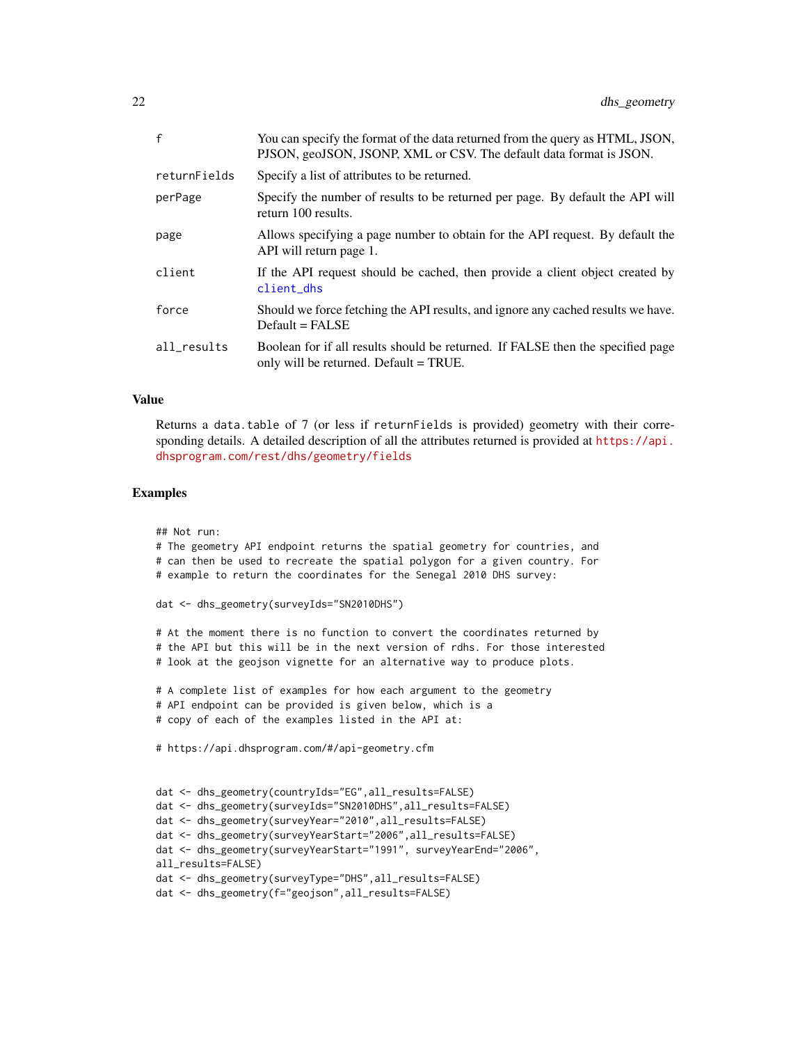| | |
|---|---|
| f | You can specify the format of the data returned from the query as HTML, JSON, PJSON, geoJSON, JSONP, XML or CSV. The default data format is JSON. |
| returnFields | Specify a list of attributes to be returned. |
| perPage | Specify the number of results to be returned per page. By default the API will return 100 results. |
| page | Allows specifying a page number to obtain for the API request. By default the API will return page 1. |
| client | If the API request should be cached, then provide a client object created by client_dhs |
| force | Should we force fetching the API results, and ignore any cached results we have. Default = FALSE |
| all_results | Boolean for if all results should be returned. If FALSE then the specified page only will be returned. Default = TRUE. |

## Value

Returns a data.table of 7 (or less if returnFields is provided) geometry with their corresponding details. A detailed description of all the attributes returned is provided at https://api.dhsprogram.com/rest/dhs/geometry/fields

## Examples

```
## Not run:
# The geometry API endpoint returns the spatial geometry for countries, and
# can then be used to recreate the spatial polygon for a given country. For
# example to return the coordinates for the Senegal 2010 DHS survey:

dat <- dhs_geometry(surveyIds="SN2010DHS")

# At the moment there is no function to convert the coordinates returned by
# the API but this will be in the next version of rdhs. For those interested
# look at the geojson vignette for an alternative way to produce plots.

# A complete list of examples for how each argument to the geometry
# API endpoint can be provided is given below, which is a
# copy of each of the examples listed in the API at:

# https://api.dhsprogram.com/#/api-geometry.cfm


dat <- dhs_geometry(countryIds="EG",all_results=FALSE)
dat <- dhs_geometry(surveyIds="SN2010DHS",all_results=FALSE)
dat <- dhs_geometry(surveyYear="2010",all_results=FALSE)
dat <- dhs_geometry(surveyYearStart="2006",all_results=FALSE)
dat <- dhs_geometry(surveyYearStart="1991", surveyYearEnd="2006",
all_results=FALSE)
dat <- dhs_geometry(surveyType="DHS",all_results=FALSE)
dat <- dhs_geometry(f="geojson",all_results=FALSE)
```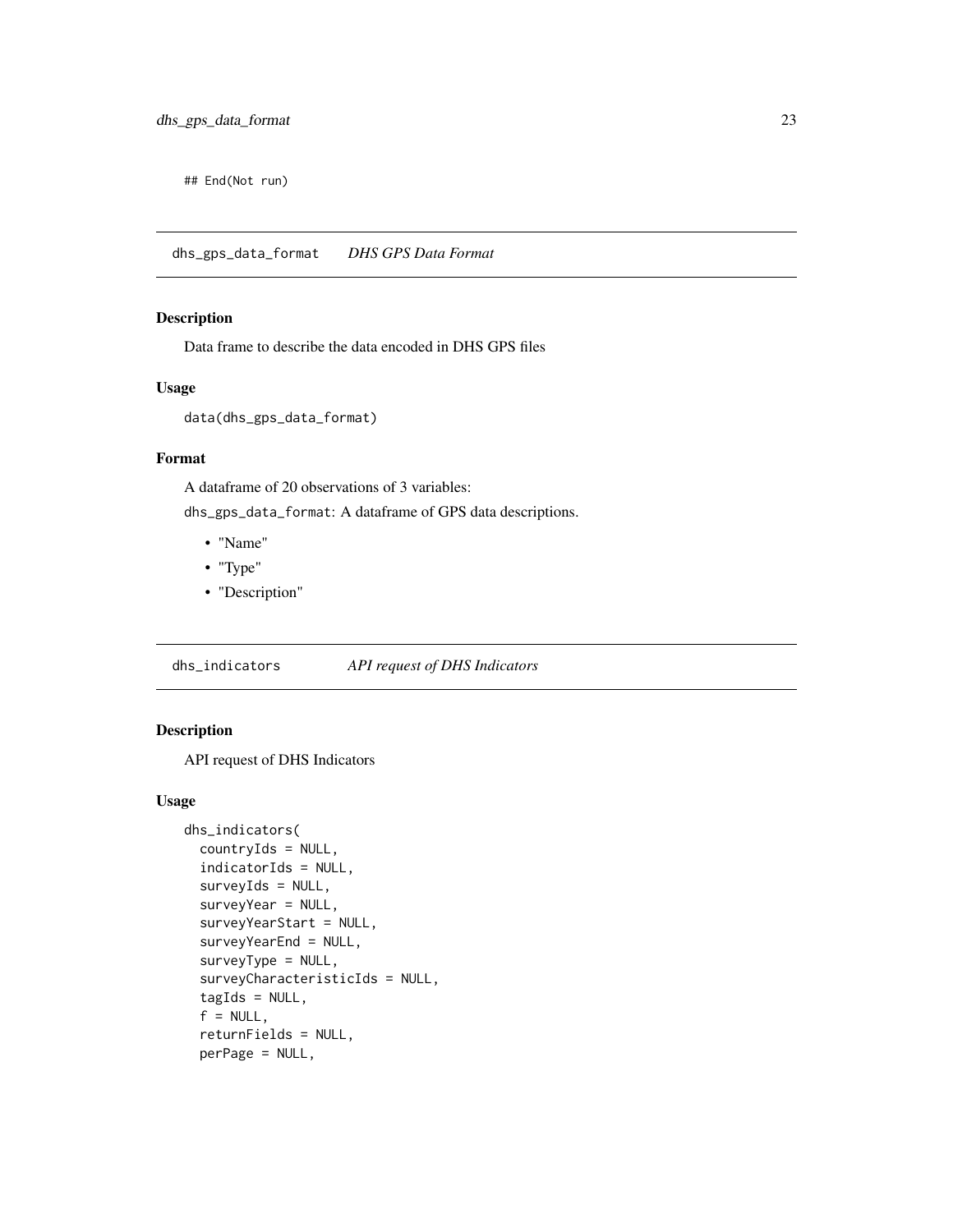```
## End(Not run)
```

## dhs_gps_data_format *DHS GPS Data Format*

### Description

Data frame to describe the data encoded in DHS GPS files

### Usage

```
data(dhs_gps_data_format)
```

### Format

A dataframe of 20 observations of 3 variables:

`dhs_gps_data_format`: A dataframe of GPS data descriptions.

- "Name"
- "Type"
- "Description"

## dhs_indicators *API request of DHS Indicators*

### Description

API request of DHS Indicators

### Usage

```
dhs_indicators(
  countryIds = NULL,
  indicatorIds = NULL,
  surveyIds = NULL,
  surveyYear = NULL,
  surveyYearStart = NULL,
  surveyYearEnd = NULL,
  surveyType = NULL,
  surveyCharacteristicIds = NULL,
  tagIds = NULL,
  f = NULL,
  returnFields = NULL,
  perPage = NULL,
```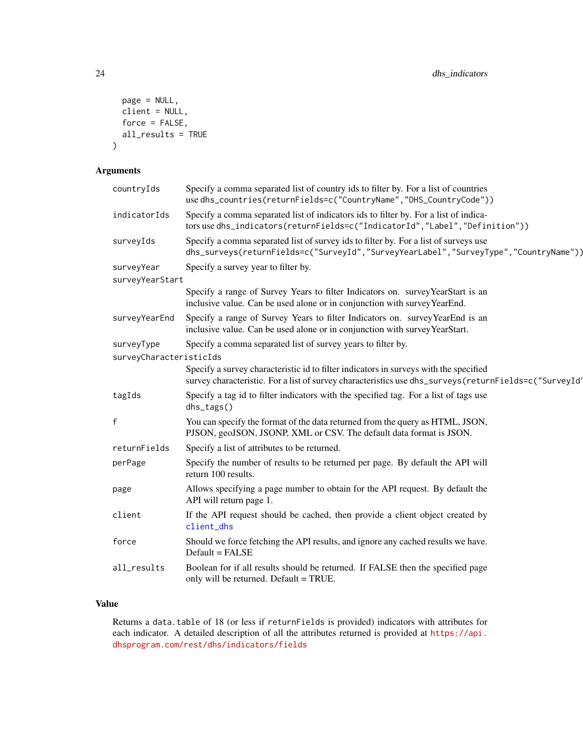```
  page = NULL,
  client = NULL,
  force = FALSE,
  all_results = TRUE
)
```

## Arguments

| | |
|---|---|
| countryIds | Specify a comma separated list of country ids to filter by. For a list of countries use `dhs_countries(returnFields=c("CountryName","DHS_CountryCode"))` |
| indicatorIds | Specify a comma separated list of indicators ids to filter by. For a list of indicators use `dhs_indicators(returnFields=c("IndicatorId","Label","Definition"))` |
| surveyIds | Specify a comma separated list of survey ids to filter by. For a list of surveys use `dhs_surveys(returnFields=c("SurveyId","SurveyYearLabel","SurveyType","CountryName"))` |
| surveyYear | Specify a survey year to filter by. |
| surveyYearStart | Specify a range of Survey Years to filter Indicators on. surveyYearStart is an inclusive value. Can be used alone or in conjunction with surveyYearEnd. |
| surveyYearEnd | Specify a range of Survey Years to filter Indicators on. surveyYearEnd is an inclusive value. Can be used alone or in conjunction with surveyYearStart. |
| surveyType | Specify a comma separated list of survey years to filter by. |
| surveyCharacteristicIds | Specify a survey characteristic id to filter indicators in surveys with the specified survey characteristic. For a list of survey characteristics use `dhs_surveys(returnFields=c("SurveyId"` |
| tagIds | Specify a tag id to filter indicators with the specified tag. For a list of tags use `dhs_tags()` |
| f | You can specify the format of the data returned from the query as HTML, JSON, PJSON, geoJSON, JSONP, XML or CSV. The default data format is JSON. |
| returnFields | Specify a list of attributes to be returned. |
| perPage | Specify the number of results to be returned per page. By default the API will return 100 results. |
| page | Allows specifying a page number to obtain for the API request. By default the API will return page 1. |
| client | If the API request should be cached, then provide a client object created by `client_dhs` |
| force | Should we force fetching the API results, and ignore any cached results we have. Default = FALSE |
| all_results | Boolean for if all results should be returned. If FALSE then the specified page only will be returned. Default = TRUE. |

## Value

Returns a `data.table` of 18 (or less if `returnFields` is provided) indicators with attributes for each indicator. A detailed description of all the attributes returned is provided at https://api.dhsprogram.com/rest/dhs/indicators/fields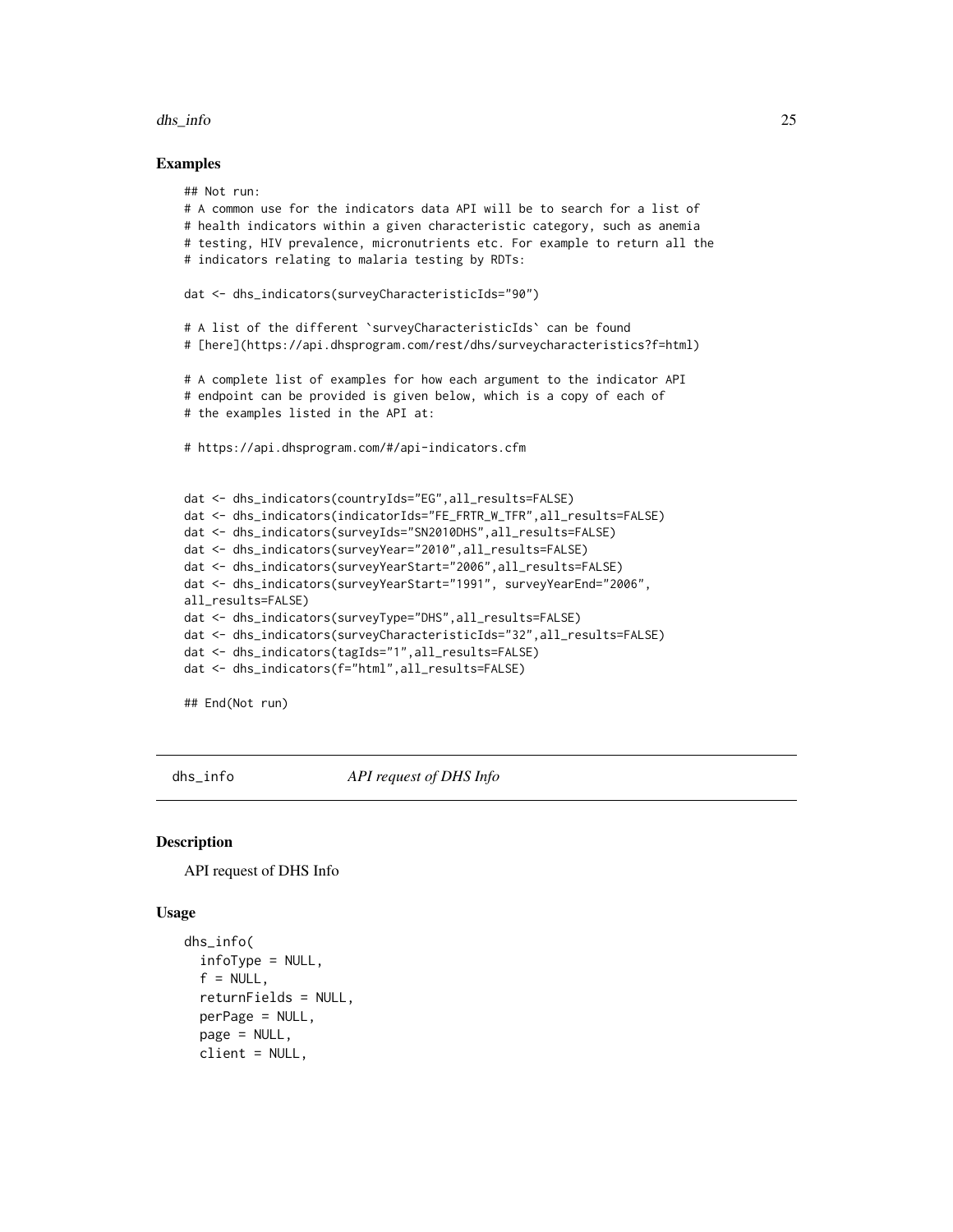## Examples

```
## Not run:
# A common use for the indicators data API will be to search for a list of
# health indicators within a given characteristic category, such as anemia
# testing, HIV prevalence, micronutrients etc. For example to return all the
# indicators relating to malaria testing by RDTs:

dat <- dhs_indicators(surveyCharacteristicIds="90")

# A list of the different `surveyCharacteristicIds` can be found
# [here](https://api.dhsprogram.com/rest/dhs/surveycharacteristics?f=html)

# A complete list of examples for how each argument to the indicator API
# endpoint can be provided is given below, which is a copy of each of
# the examples listed in the API at:

# https://api.dhsprogram.com/#/api-indicators.cfm


dat <- dhs_indicators(countryIds="EG",all_results=FALSE)
dat <- dhs_indicators(indicatorIds="FE_FRTR_W_TFR",all_results=FALSE)
dat <- dhs_indicators(surveyIds="SN2010DHS",all_results=FALSE)
dat <- dhs_indicators(surveyYear="2010",all_results=FALSE)
dat <- dhs_indicators(surveyYearStart="2006",all_results=FALSE)
dat <- dhs_indicators(surveyYearStart="1991", surveyYearEnd="2006",
all_results=FALSE)
dat <- dhs_indicators(surveyType="DHS",all_results=FALSE)
dat <- dhs_indicators(surveyCharacteristicIds="32",all_results=FALSE)
dat <- dhs_indicators(tagIds="1",all_results=FALSE)
dat <- dhs_indicators(f="html",all_results=FALSE)

## End(Not run)
```

---

## dhs_info *API request of DHS Info*

### Description

API request of DHS Info

### Usage

```
dhs_info(
  infoType = NULL,
  f = NULL,
  returnFields = NULL,
  perPage = NULL,
  page = NULL,
  client = NULL,
```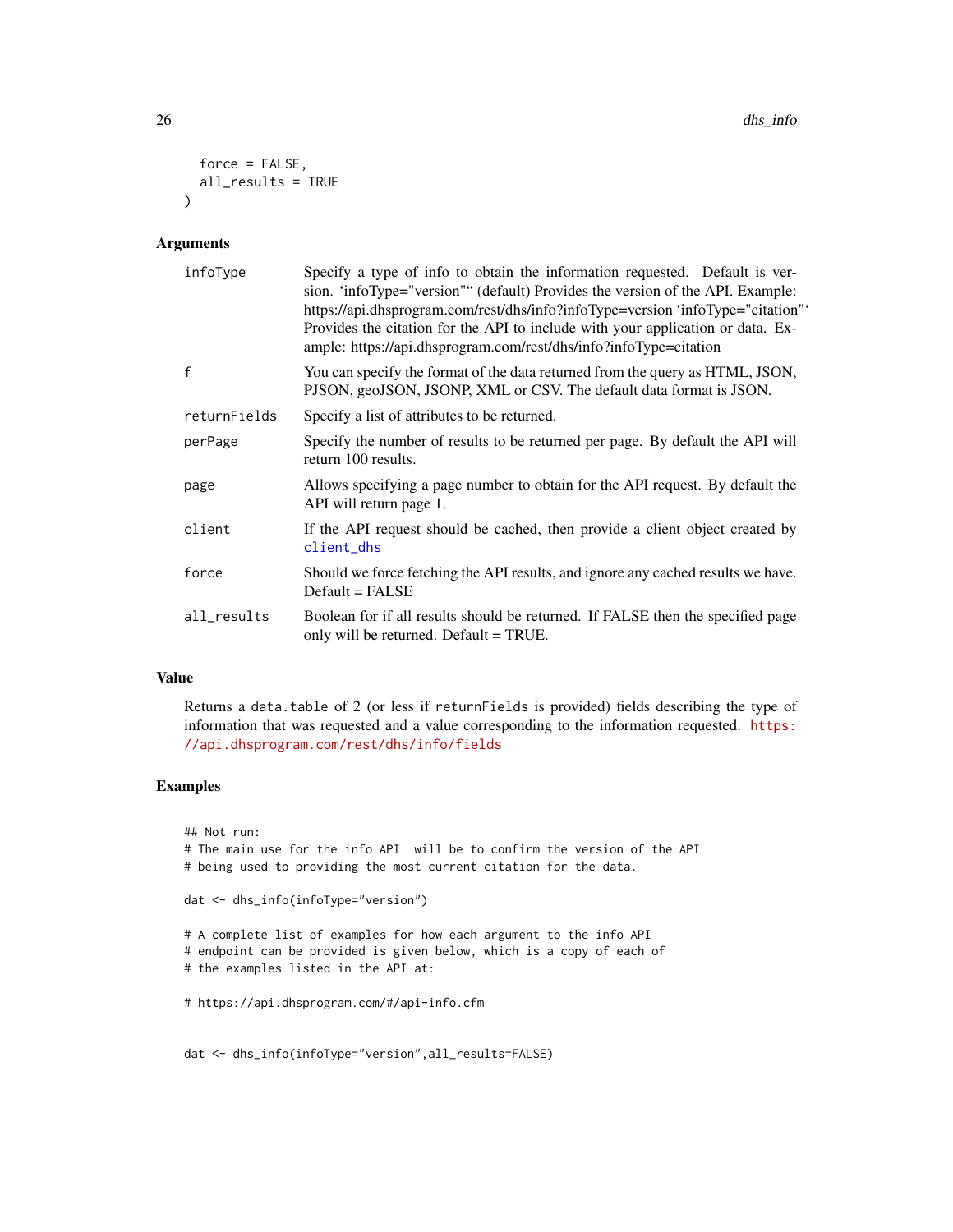```
  force = FALSE,
  all_results = TRUE
)
```

### Arguments

| | |
|---|---|
| infoType | Specify a type of info to obtain the information requested. Default is version. 'infoType="version"' (default) Provides the version of the API. Example: https://api.dhsprogram.com/rest/dhs/info?infoType=version 'infoType="citation"' Provides the citation for the API to include with your application or data. Example: https://api.dhsprogram.com/rest/dhs/info?infoType=citation |
| f | You can specify the format of the data returned from the query as HTML, JSON, PJSON, geoJSON, JSONP, XML or CSV. The default data format is JSON. |
| returnFields | Specify a list of attributes to be returned. |
| perPage | Specify the number of results to be returned per page. By default the API will return 100 results. |
| page | Allows specifying a page number to obtain for the API request. By default the API will return page 1. |
| client | If the API request should be cached, then provide a client object created by client_dhs |
| force | Should we force fetching the API results, and ignore any cached results we have. Default = FALSE |
| all_results | Boolean for if all results should be returned. If FALSE then the specified page only will be returned. Default = TRUE. |

### Value

Returns a data.table of 2 (or less if returnFields is provided) fields describing the type of information that was requested and a value corresponding to the information requested. https://api.dhsprogram.com/rest/dhs/info/fields

### Examples

```
## Not run:
# The main use for the info API  will be to confirm the version of the API
# being used to providing the most current citation for the data.

dat <- dhs_info(infoType="version")

# A complete list of examples for how each argument to the info API
# endpoint can be provided is given below, which is a copy of each of
# the examples listed in the API at:

# https://api.dhsprogram.com/#/api-info.cfm


dat <- dhs_info(infoType="version",all_results=FALSE)
```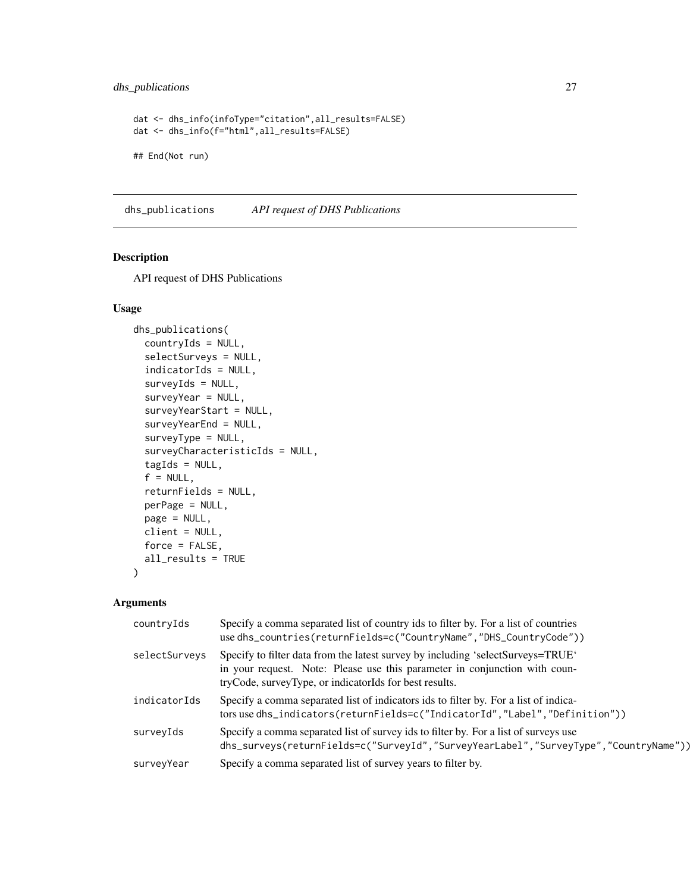```
dat <- dhs_info(infoType="citation",all_results=FALSE)
dat <- dhs_info(f="html",all_results=FALSE)

## End(Not run)
```

## dhs_publications — *API request of DHS Publications*

### Description

API request of DHS Publications

### Usage

```
dhs_publications(
  countryIds = NULL,
  selectSurveys = NULL,
  indicatorIds = NULL,
  surveyIds = NULL,
  surveyYear = NULL,
  surveyYearStart = NULL,
  surveyYearEnd = NULL,
  surveyType = NULL,
  surveyCharacteristicIds = NULL,
  tagIds = NULL,
  f = NULL,
  returnFields = NULL,
  perPage = NULL,
  page = NULL,
  client = NULL,
  force = FALSE,
  all_results = TRUE
)
```

### Arguments

| | |
|---|---|
| countryIds | Specify a comma separated list of country ids to filter by. For a list of countries use `dhs_countries(returnFields=c("CountryName","DHS_CountryCode"))` |
| selectSurveys | Specify to filter data from the latest survey by including 'selectSurveys=TRUE' in your request. Note: Please use this parameter in conjunction with countryCode, surveyType, or indicatorIds for best results. |
| indicatorIds | Specify a comma separated list of indicators ids to filter by. For a list of indicators use `dhs_indicators(returnFields=c("IndicatorId","Label","Definition"))` |
| surveyIds | Specify a comma separated list of survey ids to filter by. For a list of surveys use `dhs_surveys(returnFields=c("SurveyId","SurveyYearLabel","SurveyType","CountryName"))` |
| surveyYear | Specify a comma separated list of survey years to filter by. |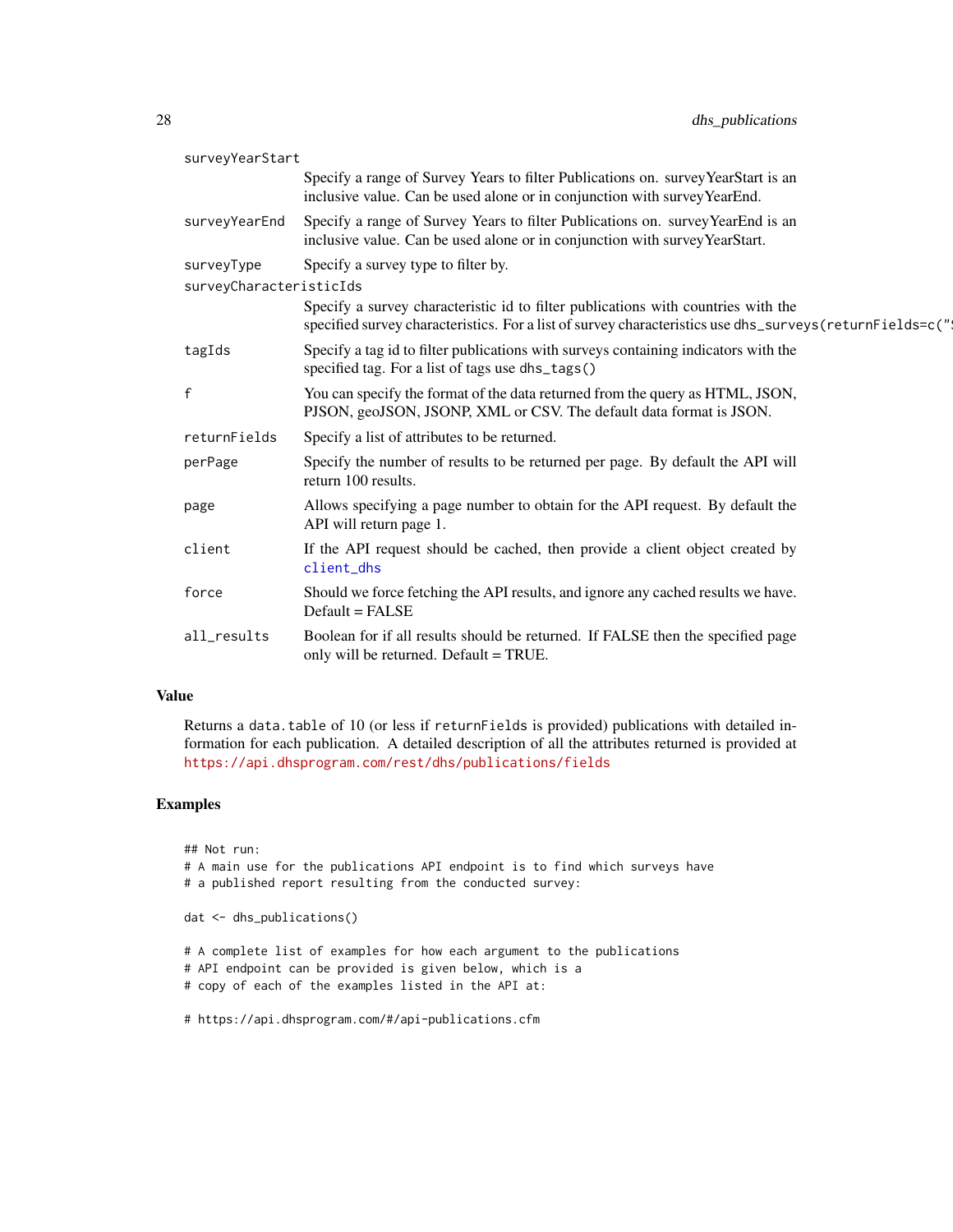surveyYearStart
: Specify a range of Survey Years to filter Publications on. surveyYearStart is an inclusive value. Can be used alone or in conjunction with surveyYearEnd.

surveyYearEnd
: Specify a range of Survey Years to filter Publications on. surveyYearEnd is an inclusive value. Can be used alone or in conjunction with surveyYearStart.

surveyType
: Specify a survey type to filter by.

surveyCharacteristicIds
: Specify a survey characteristic id to filter publications with countries with the specified survey characteristics. For a list of survey characteristics use dhs_surveys(returnFields=c("S

tagIds
: Specify a tag id to filter publications with surveys containing indicators with the specified tag. For a list of tags use dhs_tags()

f
: You can specify the format of the data returned from the query as HTML, JSON, PJSON, geoJSON, JSONP, XML or CSV. The default data format is JSON.

returnFields
: Specify a list of attributes to be returned.

perPage
: Specify the number of results to be returned per page. By default the API will return 100 results.

page
: Allows specifying a page number to obtain for the API request. By default the API will return page 1.

client
: If the API request should be cached, then provide a client object created by client_dhs

force
: Should we force fetching the API results, and ignore any cached results we have. Default = FALSE

all_results
: Boolean for if all results should be returned. If FALSE then the specified page only will be returned. Default = TRUE.

## Value

Returns a data.table of 10 (or less if returnFields is provided) publications with detailed information for each publication. A detailed description of all the attributes returned is provided at https://api.dhsprogram.com/rest/dhs/publications/fields

## Examples

```
## Not run:
# A main use for the publications API endpoint is to find which surveys have
# a published report resulting from the conducted survey:

dat <- dhs_publications()

# A complete list of examples for how each argument to the publications
# API endpoint can be provided is given below, which is a
# copy of each of the examples listed in the API at:

# https://api.dhsprogram.com/#/api-publications.cfm
```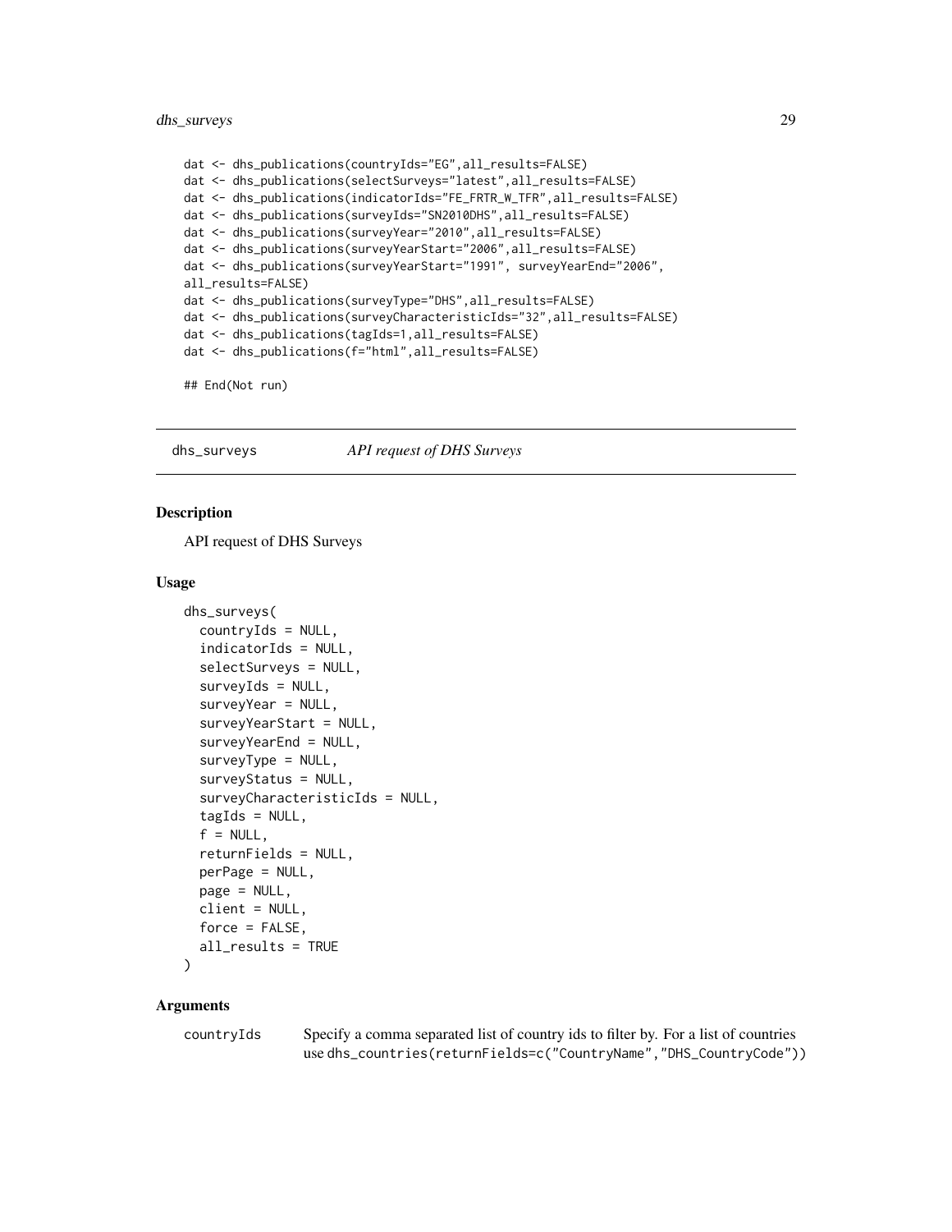```
dat <- dhs_publications(countryIds="EG",all_results=FALSE)
dat <- dhs_publications(selectSurveys="latest",all_results=FALSE)
dat <- dhs_publications(indicatorIds="FE_FRTR_W_TFR",all_results=FALSE)
dat <- dhs_publications(surveyIds="SN2010DHS",all_results=FALSE)
dat <- dhs_publications(surveyYear="2010",all_results=FALSE)
dat <- dhs_publications(surveyYearStart="2006",all_results=FALSE)
dat <- dhs_publications(surveyYearStart="1991", surveyYearEnd="2006",
all_results=FALSE)
dat <- dhs_publications(surveyType="DHS",all_results=FALSE)
dat <- dhs_publications(surveyCharacteristicIds="32",all_results=FALSE)
dat <- dhs_publications(tagIds=1,all_results=FALSE)
dat <- dhs_publications(f="html",all_results=FALSE)

## End(Not run)
```

## dhs_surveys *API request of DHS Surveys*

### Description

API request of DHS Surveys

### Usage

```
dhs_surveys(
  countryIds = NULL,
  indicatorIds = NULL,
  selectSurveys = NULL,
  surveyIds = NULL,
  surveyYear = NULL,
  surveyYearStart = NULL,
  surveyYearEnd = NULL,
  surveyType = NULL,
  surveyStatus = NULL,
  surveyCharacteristicIds = NULL,
  tagIds = NULL,
  f = NULL,
  returnFields = NULL,
  perPage = NULL,
  page = NULL,
  client = NULL,
  force = FALSE,
  all_results = TRUE
)
```

### Arguments

countryIds Specify a comma separated list of country ids to filter by. For a list of countries use `dhs_countries(returnFields=c("CountryName","DHS_CountryCode"))`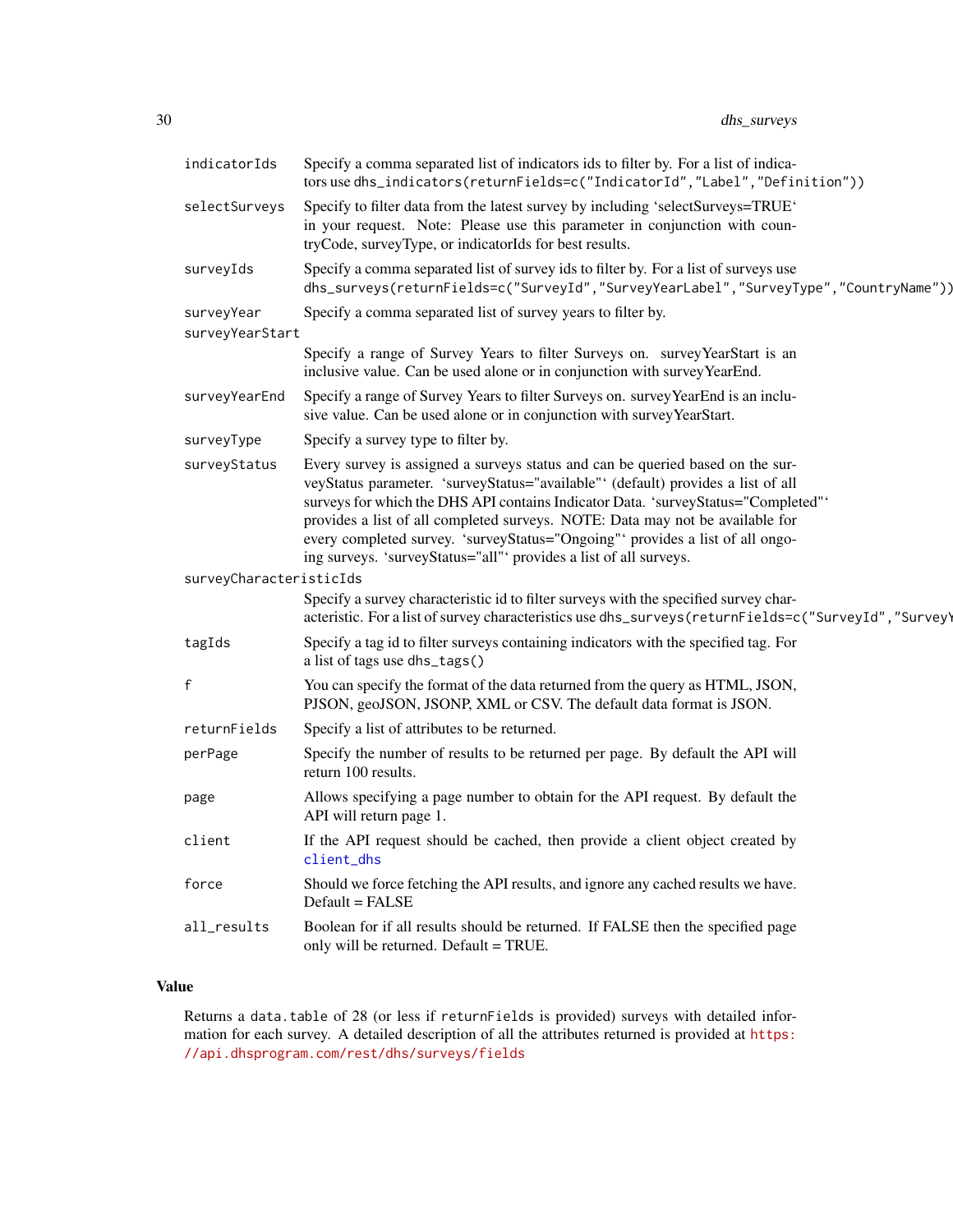| | |
|---|---|
| `indicatorIds` | Specify a comma separated list of indicators ids to filter by. For a list of indicators use `dhs_indicators(returnFields=c("IndicatorId","Label","Definition"))` |
| `selectSurveys` | Specify to filter data from the latest survey by including 'selectSurveys=TRUE' in your request. Note: Please use this parameter in conjunction with countryCode, surveyType, or indicatorIds for best results. |
| `surveyIds` | Specify a comma separated list of survey ids to filter by. For a list of surveys use `dhs_surveys(returnFields=c("SurveyId","SurveyYearLabel","SurveyType","CountryName"))` |
| `surveyYear` | Specify a comma separated list of survey years to filter by. |
| `surveyYearStart` | Specify a range of Survey Years to filter Surveys on. surveyYearStart is an inclusive value. Can be used alone or in conjunction with surveyYearEnd. |
| `surveyYearEnd` | Specify a range of Survey Years to filter Surveys on. surveyYearEnd is an inclusive value. Can be used alone or in conjunction with surveyYearStart. |
| `surveyType` | Specify a survey type to filter by. |
| `surveyStatus` | Every survey is assigned a surveys status and can be queried based on the surveyStatus parameter. 'surveyStatus="available"' (default) provides a list of all surveys for which the DHS API contains Indicator Data. 'surveyStatus="Completed"' provides a list of all completed surveys. NOTE: Data may not be available for every completed survey. 'surveyStatus="Ongoing"' provides a list of all ongoing surveys. 'surveyStatus="all"' provides a list of all surveys. |
| `surveyCharacteristicIds` | Specify a survey characteristic id to filter surveys with the specified survey characteristic. For a list of survey characteristics use `dhs_surveys(returnFields=c("SurveyId","SurveyY` |
| `tagIds` | Specify a tag id to filter surveys containing indicators with the specified tag. For a list of tags use `dhs_tags()` |
| `f` | You can specify the format of the data returned from the query as HTML, JSON, PJSON, geoJSON, JSONP, XML or CSV. The default data format is JSON. |
| `returnFields` | Specify a list of attributes to be returned. |
| `perPage` | Specify the number of results to be returned per page. By default the API will return 100 results. |
| `page` | Allows specifying a page number to obtain for the API request. By default the API will return page 1. |
| `client` | If the API request should be cached, then provide a client object created by `client_dhs` |
| `force` | Should we force fetching the API results, and ignore any cached results we have. Default = FALSE |
| `all_results` | Boolean for if all results should be returned. If FALSE then the specified page only will be returned. Default = TRUE. |

## Value

Returns a `data.table` of 28 (or less if `returnFields` is provided) surveys with detailed information for each survey. A detailed description of all the attributes returned is provided at https://api.dhsprogram.com/rest/dhs/surveys/fields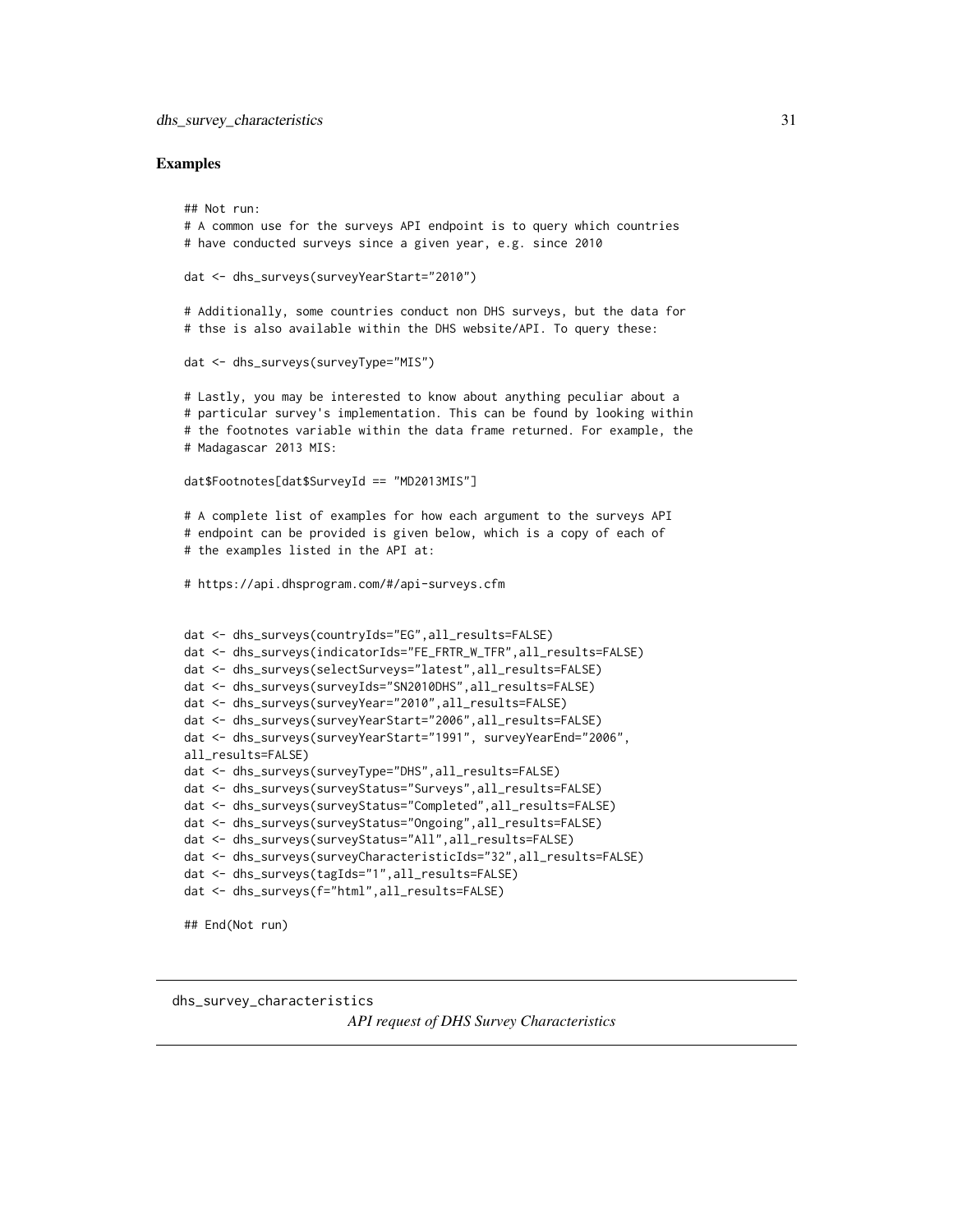### Examples

```
## Not run:
# A common use for the surveys API endpoint is to query which countries
# have conducted surveys since a given year, e.g. since 2010

dat <- dhs_surveys(surveyYearStart="2010")

# Additionally, some countries conduct non DHS surveys, but the data for
# thse is also available within the DHS website/API. To query these:

dat <- dhs_surveys(surveyType="MIS")

# Lastly, you may be interested to know about anything peculiar about a
# particular survey's implementation. This can be found by looking within
# the footnotes variable within the data frame returned. For example, the
# Madagascar 2013 MIS:

dat$Footnotes[dat$SurveyId == "MD2013MIS"]

# A complete list of examples for how each argument to the surveys API
# endpoint can be provided is given below, which is a copy of each of
# the examples listed in the API at:

# https://api.dhsprogram.com/#/api-surveys.cfm


dat <- dhs_surveys(countryIds="EG",all_results=FALSE)
dat <- dhs_surveys(indicatorIds="FE_FRTR_W_TFR",all_results=FALSE)
dat <- dhs_surveys(selectSurveys="latest",all_results=FALSE)
dat <- dhs_surveys(surveyIds="SN2010DHS",all_results=FALSE)
dat <- dhs_surveys(surveyYear="2010",all_results=FALSE)
dat <- dhs_surveys(surveyYearStart="2006",all_results=FALSE)
dat <- dhs_surveys(surveyYearStart="1991", surveyYearEnd="2006",
all_results=FALSE)
dat <- dhs_surveys(surveyType="DHS",all_results=FALSE)
dat <- dhs_surveys(surveyStatus="Surveys",all_results=FALSE)
dat <- dhs_surveys(surveyStatus="Completed",all_results=FALSE)
dat <- dhs_surveys(surveyStatus="Ongoing",all_results=FALSE)
dat <- dhs_surveys(surveyStatus="All",all_results=FALSE)
dat <- dhs_surveys(surveyCharacteristicIds="32",all_results=FALSE)
dat <- dhs_surveys(tagIds="1",all_results=FALSE)
dat <- dhs_surveys(f="html",all_results=FALSE)

## End(Not run)
```

---

## dhs_survey_characteristics

*API request of DHS Survey Characteristics*

---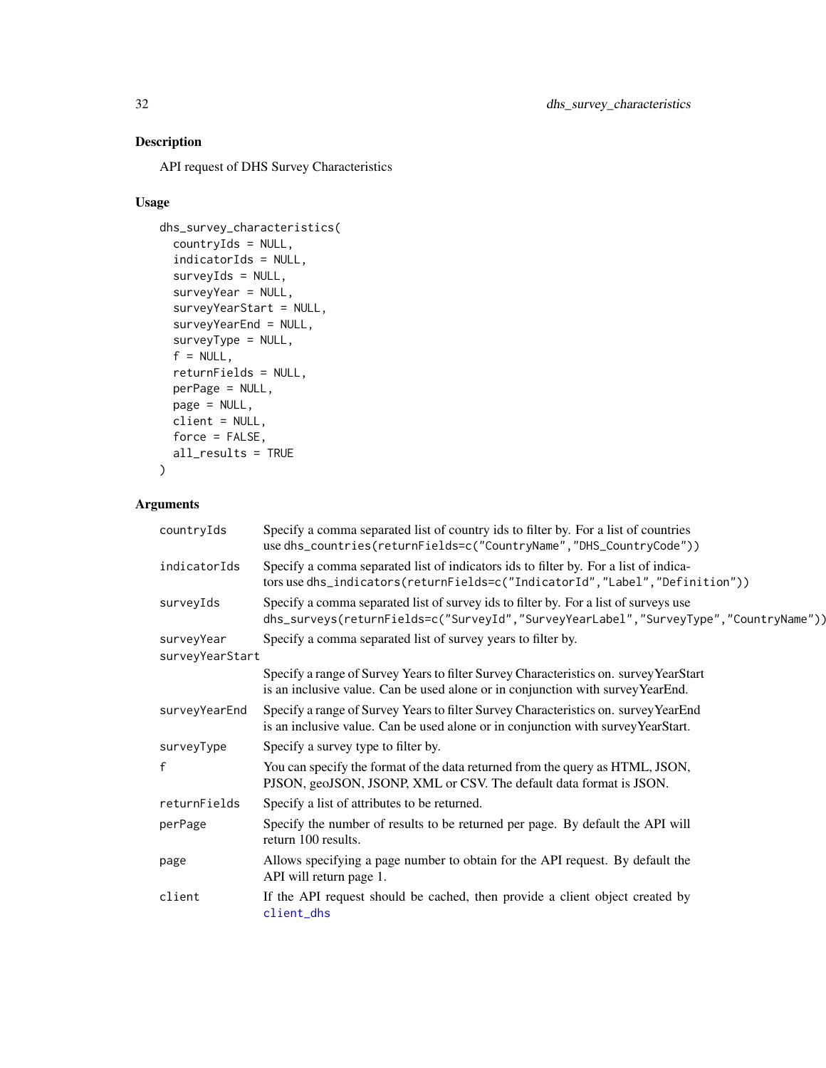### Description

API request of DHS Survey Characteristics

### Usage

```
dhs_survey_characteristics(
  countryIds = NULL,
  indicatorIds = NULL,
  surveyIds = NULL,
  surveyYear = NULL,
  surveyYearStart = NULL,
  surveyYearEnd = NULL,
  surveyType = NULL,
  f = NULL,
  returnFields = NULL,
  perPage = NULL,
  page = NULL,
  client = NULL,
  force = FALSE,
  all_results = TRUE
)
```

### Arguments

| | |
|---|---|
| `countryIds` | Specify a comma separated list of country ids to filter by. For a list of countries use `dhs_countries(returnFields=c("CountryName","DHS_CountryCode"))` |
| `indicatorIds` | Specify a comma separated list of indicators ids to filter by. For a list of indicators use `dhs_indicators(returnFields=c("IndicatorId","Label","Definition"))` |
| `surveyIds` | Specify a comma separated list of survey ids to filter by. For a list of surveys use `dhs_surveys(returnFields=c("SurveyId","SurveyYearLabel","SurveyType","CountryName"))` |
| `surveyYear` | Specify a comma separated list of survey years to filter by. |
| `surveyYearStart` | Specify a range of Survey Years to filter Survey Characteristics on. surveyYearStart is an inclusive value. Can be used alone or in conjunction with surveyYearEnd. |
| `surveyYearEnd` | Specify a range of Survey Years to filter Survey Characteristics on. surveyYearEnd is an inclusive value. Can be used alone or in conjunction with surveyYearStart. |
| `surveyType` | Specify a survey type to filter by. |
| `f` | You can specify the format of the data returned from the query as HTML, JSON, PJSON, geoJSON, JSONP, XML or CSV. The default data format is JSON. |
| `returnFields` | Specify a list of attributes to be returned. |
| `perPage` | Specify the number of results to be returned per page. By default the API will return 100 results. |
| `page` | Allows specifying a page number to obtain for the API request. By default the API will return page 1. |
| `client` | If the API request should be cached, then provide a client object created by `client_dhs` |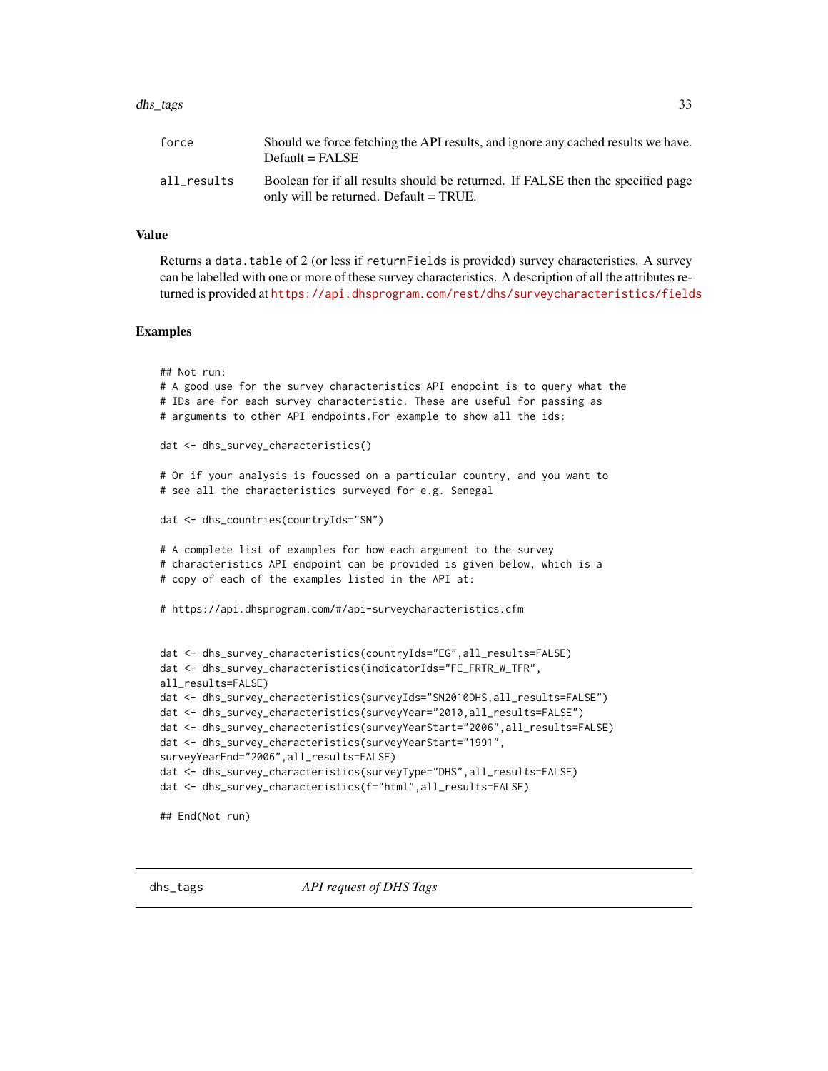| | |
|---|---|
| force | Should we force fetching the API results, and ignore any cached results we have. Default = FALSE |
| all_results | Boolean for if all results should be returned. If FALSE then the specified page only will be returned. Default = TRUE. |

### Value

Returns a `data.table` of 2 (or less if `returnFields` is provided) survey characteristics. A survey can be labelled with one or more of these survey characteristics. A description of all the attributes returned is provided at https://api.dhsprogram.com/rest/dhs/surveycharacteristics/fields

### Examples

```
## Not run:
# A good use for the survey characteristics API endpoint is to query what the
# IDs are for each survey characteristic. These are useful for passing as
# arguments to other API endpoints.For example to show all the ids:

dat <- dhs_survey_characteristics()

# Or if your analysis is foucssed on a particular country, and you want to
# see all the characteristics surveyed for e.g. Senegal

dat <- dhs_countries(countryIds="SN")

# A complete list of examples for how each argument to the survey
# characteristics API endpoint can be provided is given below, which is a
# copy of each of the examples listed in the API at:

# https://api.dhsprogram.com/#/api-surveycharacteristics.cfm


dat <- dhs_survey_characteristics(countryIds="EG",all_results=FALSE)
dat <- dhs_survey_characteristics(indicatorIds="FE_FRTR_W_TFR",
all_results=FALSE)
dat <- dhs_survey_characteristics(surveyIds="SN2010DHS,all_results=FALSE")
dat <- dhs_survey_characteristics(surveyYear="2010,all_results=FALSE")
dat <- dhs_survey_characteristics(surveyYearStart="2006",all_results=FALSE)
dat <- dhs_survey_characteristics(surveyYearStart="1991",
surveyYearEnd="2006",all_results=FALSE)
dat <- dhs_survey_characteristics(surveyType="DHS",all_results=FALSE)
dat <- dhs_survey_characteristics(f="html",all_results=FALSE)

## End(Not run)
```

---

## dhs_tags *API request of DHS Tags*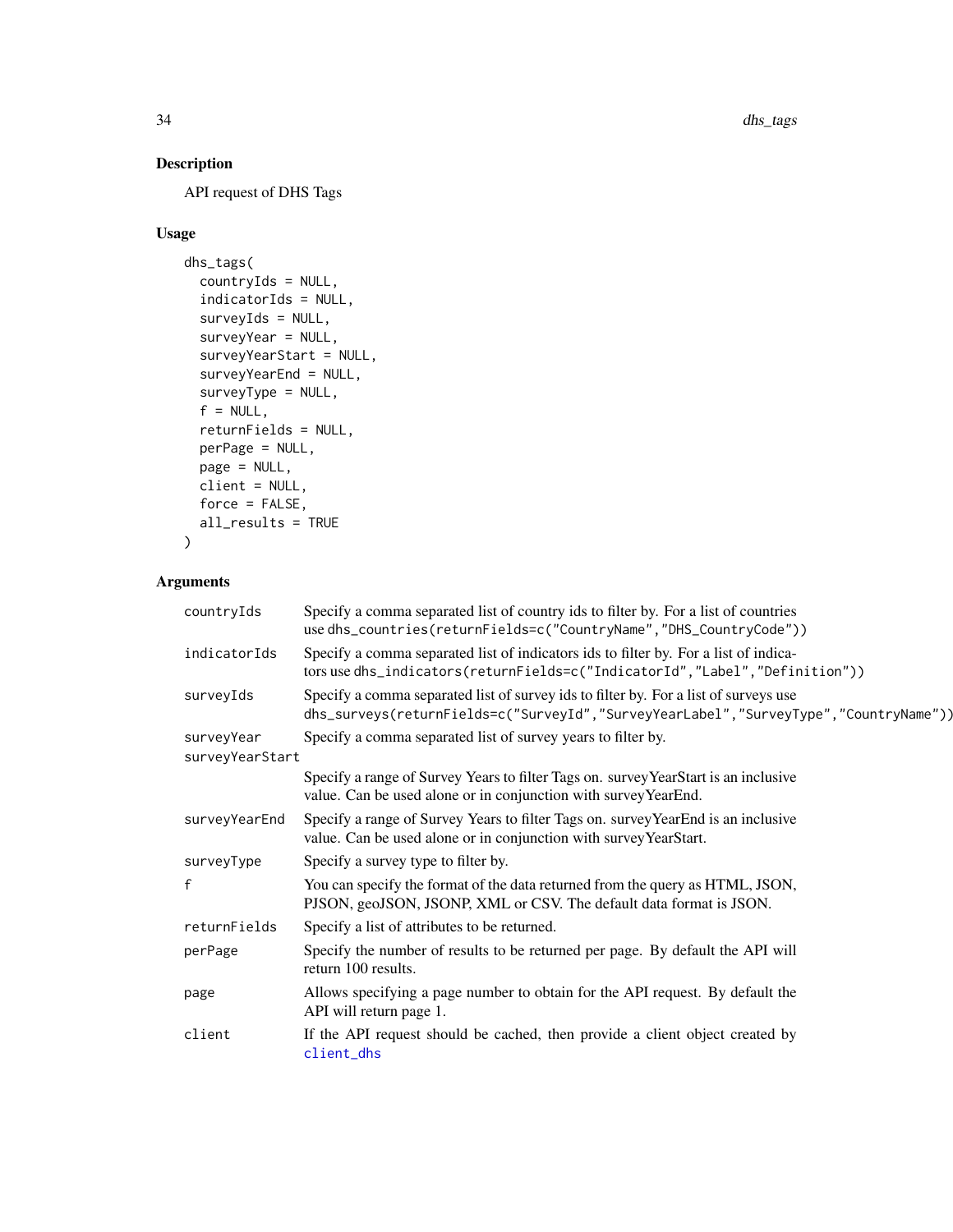## Description

API request of DHS Tags

## Usage

```
dhs_tags(
  countryIds = NULL,
  indicatorIds = NULL,
  surveyIds = NULL,
  surveyYear = NULL,
  surveyYearStart = NULL,
  surveyYearEnd = NULL,
  surveyType = NULL,
  f = NULL,
  returnFields = NULL,
  perPage = NULL,
  page = NULL,
  client = NULL,
  force = FALSE,
  all_results = TRUE
)
```

## Arguments

| Argument | Description |
|---|---|
| `countryIds` | Specify a comma separated list of country ids to filter by. For a list of countries use `dhs_countries(returnFields=c("CountryName","DHS_CountryCode"))` |
| `indicatorIds` | Specify a comma separated list of indicators ids to filter by. For a list of indicators use `dhs_indicators(returnFields=c("IndicatorId","Label","Definition"))` |
| `surveyIds` | Specify a comma separated list of survey ids to filter by. For a list of surveys use `dhs_surveys(returnFields=c("SurveyId","SurveyYearLabel","SurveyType","CountryName"))` |
| `surveyYear` | Specify a comma separated list of survey years to filter by. |
| `surveyYearStart` | Specify a range of Survey Years to filter Tags on. surveyYearStart is an inclusive value. Can be used alone or in conjunction with surveyYearEnd. |
| `surveyYearEnd` | Specify a range of Survey Years to filter Tags on. surveyYearEnd is an inclusive value. Can be used alone or in conjunction with surveyYearStart. |
| `surveyType` | Specify a survey type to filter by. |
| `f` | You can specify the format of the data returned from the query as HTML, JSON, PJSON, geoJSON, JSONP, XML or CSV. The default data format is JSON. |
| `returnFields` | Specify a list of attributes to be returned. |
| `perPage` | Specify the number of results to be returned per page. By default the API will return 100 results. |
| `page` | Allows specifying a page number to obtain for the API request. By default the API will return page 1. |
| `client` | If the API request should be cached, then provide a client object created by `client_dhs` |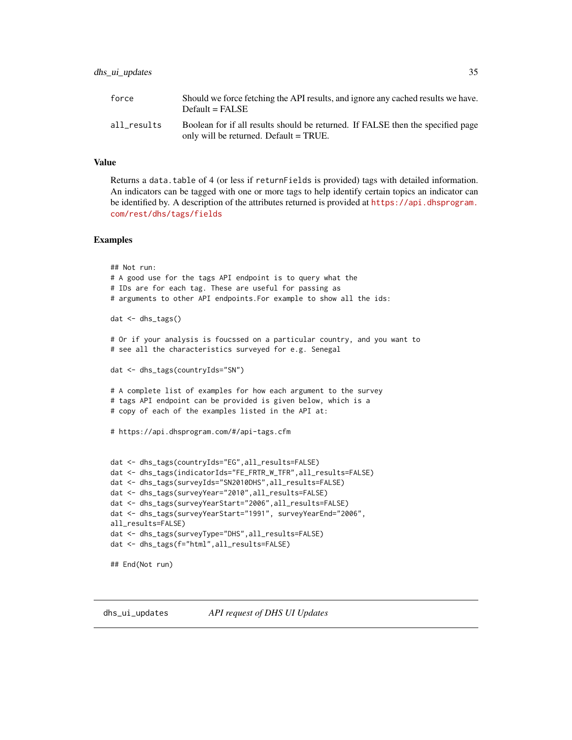| | |
|---|---|
| force | Should we force fetching the API results, and ignore any cached results we have. Default = FALSE |
| all_results | Boolean for if all results should be returned. If FALSE then the specified page only will be returned. Default = TRUE. |

## Value

Returns a `data.table` of 4 (or less if `returnFields` is provided) tags with detailed information. An indicators can be tagged with one or more tags to help identify certain topics an indicator can be identified by. A description of the attributes returned is provided at https://api.dhsprogram.com/rest/dhs/tags/fields

## Examples

```
## Not run:
# A good use for the tags API endpoint is to query what the
# IDs are for each tag. These are useful for passing as
# arguments to other API endpoints.For example to show all the ids:

dat <- dhs_tags()

# Or if your analysis is foucssed on a particular country, and you want to
# see all the characteristics surveyed for e.g. Senegal

dat <- dhs_tags(countryIds="SN")

# A complete list of examples for how each argument to the survey
# tags API endpoint can be provided is given below, which is a
# copy of each of the examples listed in the API at:

# https://api.dhsprogram.com/#/api-tags.cfm


dat <- dhs_tags(countryIds="EG",all_results=FALSE)
dat <- dhs_tags(indicatorIds="FE_FRTR_W_TFR",all_results=FALSE)
dat <- dhs_tags(surveyIds="SN2010DHS",all_results=FALSE)
dat <- dhs_tags(surveyYear="2010",all_results=FALSE)
dat <- dhs_tags(surveyYearStart="2006",all_results=FALSE)
dat <- dhs_tags(surveyYearStart="1991", surveyYearEnd="2006",
all_results=FALSE)
dat <- dhs_tags(surveyType="DHS",all_results=FALSE)
dat <- dhs_tags(f="html",all_results=FALSE)

## End(Not run)
```

---

# dhs_ui_updates — *API request of DHS UI Updates*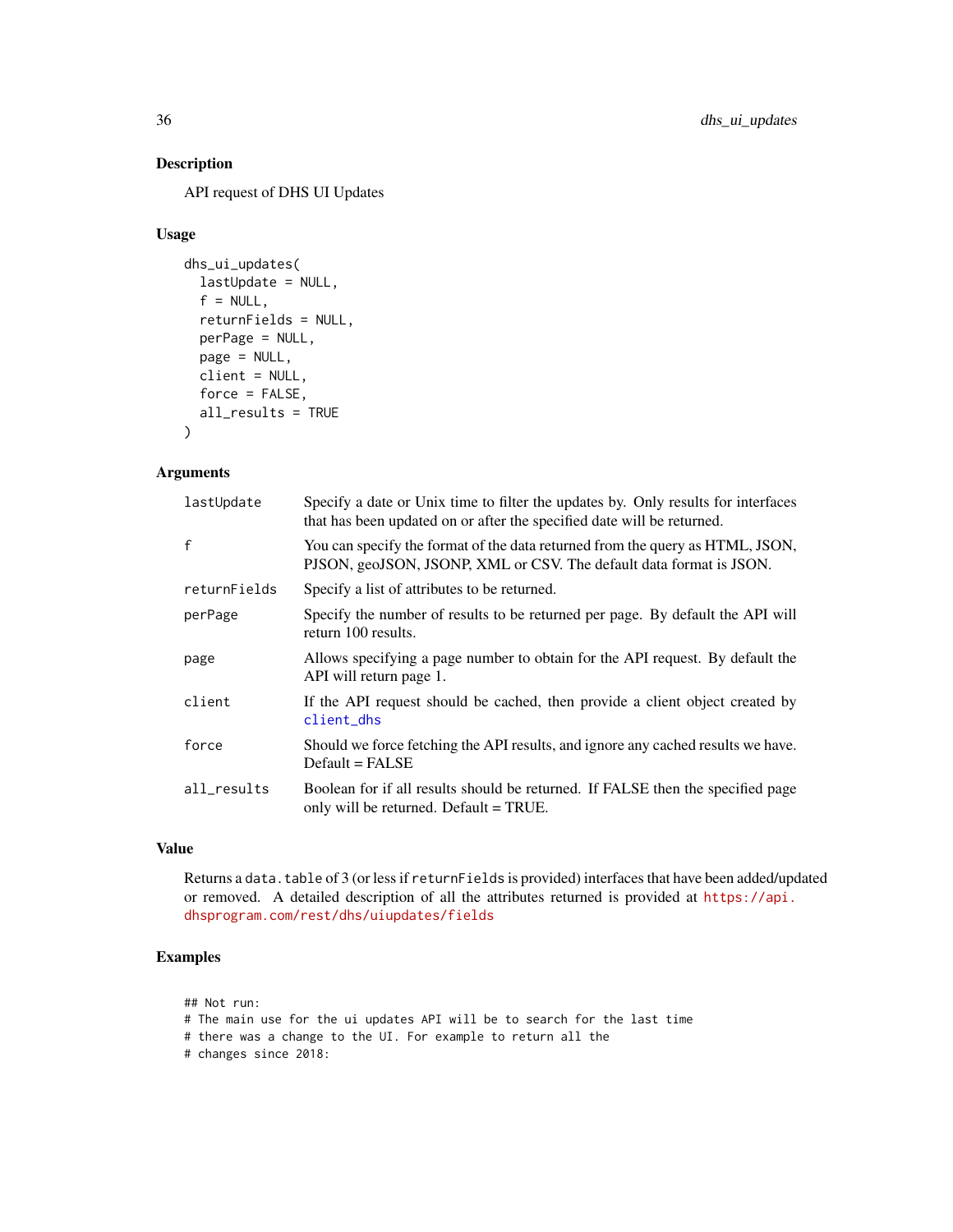## Description

API request of DHS UI Updates

## Usage

```
dhs_ui_updates(
  lastUpdate = NULL,
  f = NULL,
  returnFields = NULL,
  perPage = NULL,
  page = NULL,
  client = NULL,
  force = FALSE,
  all_results = TRUE
)
```

## Arguments

| | |
|---|---|
| `lastUpdate` | Specify a date or Unix time to filter the updates by. Only results for interfaces that has been updated on or after the specified date will be returned. |
| `f` | You can specify the format of the data returned from the query as HTML, JSON, PJSON, geoJSON, JSONP, XML or CSV. The default data format is JSON. |
| `returnFields` | Specify a list of attributes to be returned. |
| `perPage` | Specify the number of results to be returned per page. By default the API will return 100 results. |
| `page` | Allows specifying a page number to obtain for the API request. By default the API will return page 1. |
| `client` | If the API request should be cached, then provide a client object created by `client_dhs` |
| `force` | Should we force fetching the API results, and ignore any cached results we have. Default = FALSE |
| `all_results` | Boolean for if all results should be returned. If FALSE then the specified page only will be returned. Default = TRUE. |

## Value

Returns a `data.table` of 3 (or less if `returnFields` is provided) interfaces that have been added/updated or removed. A detailed description of all the attributes returned is provided at https://api.dhsprogram.com/rest/dhs/uiupdates/fields

## Examples

```
## Not run:
# The main use for the ui updates API will be to search for the last time
# there was a change to the UI. For example to return all the
# changes since 2018:
```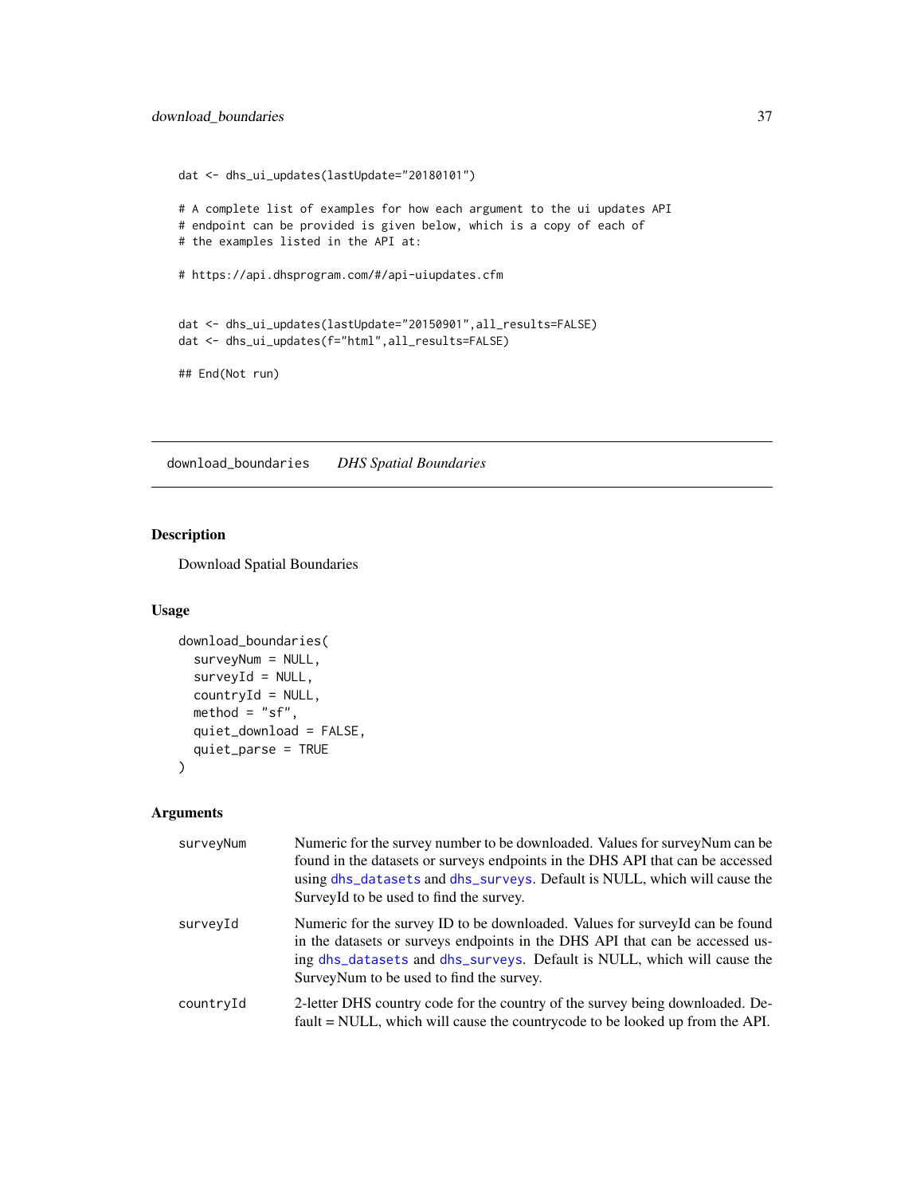```
dat <- dhs_ui_updates(lastUpdate="20180101")

# A complete list of examples for how each argument to the ui updates API
# endpoint can be provided is given below, which is a copy of each of
# the examples listed in the API at:

# https://api.dhsprogram.com/#/api-uiupdates.cfm


dat <- dhs_ui_updates(lastUpdate="20150901",all_results=FALSE)
dat <- dhs_ui_updates(f="html",all_results=FALSE)

## End(Not run)
```

## download_boundaries &nbsp;&nbsp;&nbsp; *DHS Spatial Boundaries*

### Description

Download Spatial Boundaries

### Usage

```
download_boundaries(
  surveyNum = NULL,
  surveyId = NULL,
  countryId = NULL,
  method = "sf",
  quiet_download = FALSE,
  quiet_parse = TRUE
)
```

### Arguments

| | |
|---|---|
| surveyNum | Numeric for the survey number to be downloaded. Values for surveyNum can be found in the datasets or surveys endpoints in the DHS API that can be accessed using dhs_datasets and dhs_surveys. Default is NULL, which will cause the SurveyId to be used to find the survey. |
| surveyId | Numeric for the survey ID to be downloaded. Values for surveyId can be found in the datasets or surveys endpoints in the DHS API that can be accessed using dhs_datasets and dhs_surveys. Default is NULL, which will cause the SurveyNum to be used to find the survey. |
| countryId | 2-letter DHS country code for the country of the survey being downloaded. Default = NULL, which will cause the countrycode to be looked up from the API. |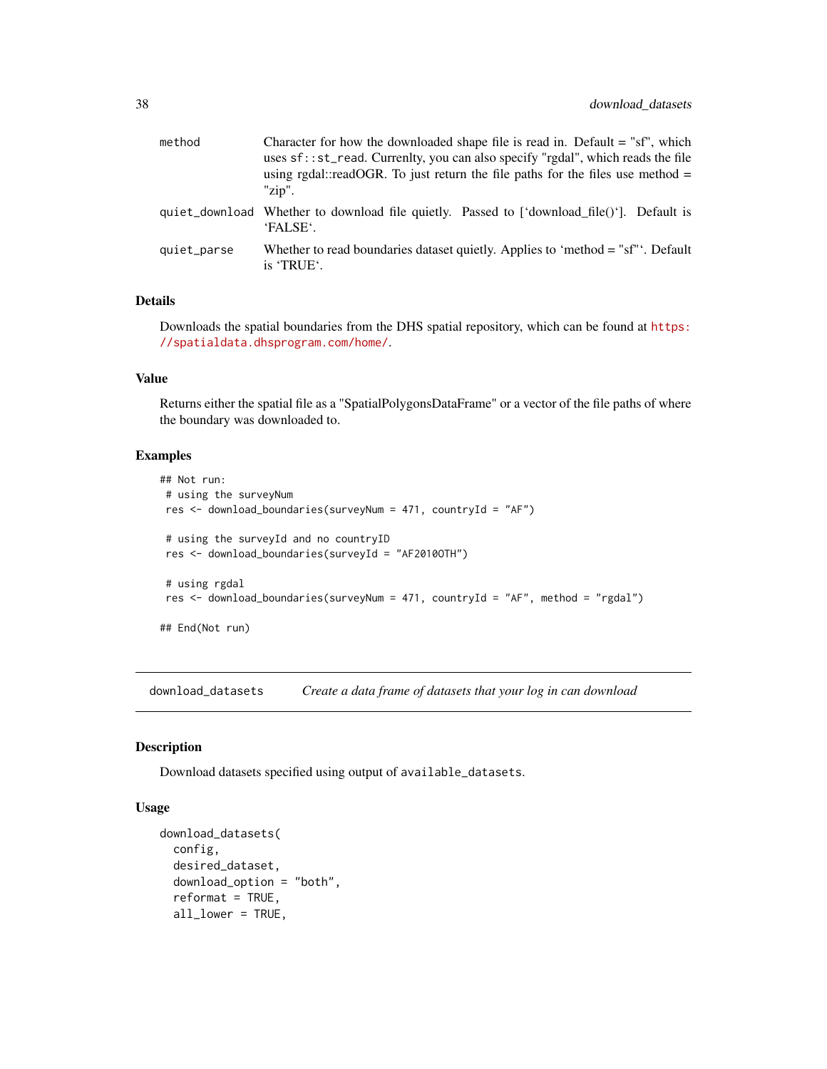| | |
|---|---|
| method | Character for how the downloaded shape file is read in. Default = "sf", which uses `sf::st_read`. Currenlty, you can also specify "rgdal", which reads the file using rgdal::readOGR. To just return the file paths for the files use method = "zip". |
| quiet_download | Whether to download file quietly. Passed to [‘download_file()‘]. Default is ‘FALSE‘. |
| quiet_parse | Whether to read boundaries dataset quietly. Applies to ‘method = "sf"‘. Default is ‘TRUE‘. |

### Details

Downloads the spatial boundaries from the DHS spatial repository, which can be found at https://spatialdata.dhsprogram.com/home/.

### Value

Returns either the spatial file as a "SpatialPolygonsDataFrame" or a vector of the file paths of where the boundary was downloaded to.

### Examples

```
## Not run:
 # using the surveyNum
 res <- download_boundaries(surveyNum = 471, countryId = "AF")

 # using the surveyId and no countryID
 res <- download_boundaries(surveyId = "AF2010OTH")

 # using rgdal
 res <- download_boundaries(surveyNum = 471, countryId = "AF", method = "rgdal")

## End(Not run)
```

---

## download_datasets *Create a data frame of datasets that your log in can download*

### Description

Download datasets specified using output of `available_datasets`.

### Usage

```
download_datasets(
  config,
  desired_dataset,
  download_option = "both",
  reformat = TRUE,
  all_lower = TRUE,
```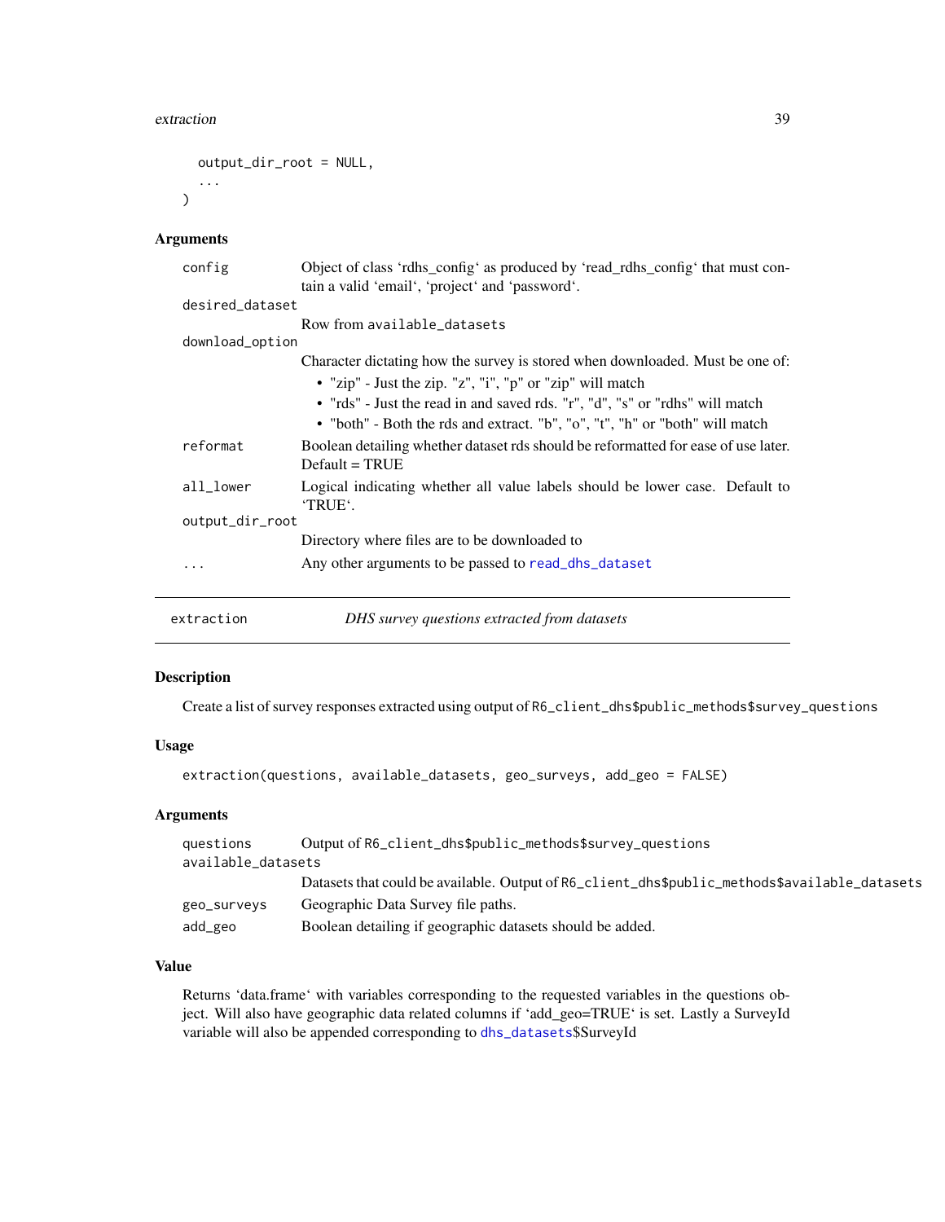```
  output_dir_root = NULL,
  ...
)
```

## Arguments

| | |
|---|---|
| config | Object of class 'rdhs_config' as produced by 'read_rdhs_config' that must contain a valid 'email', 'project' and 'password'. |
| desired_dataset | Row from available_datasets |
| download_option | Character dictating how the survey is stored when downloaded. Must be one of: <br>• "zip" - Just the zip. "z", "i", "p" or "zip" will match <br>• "rds" - Just the read in and saved rds. "r", "d", "s" or "rdhs" will match <br>• "both" - Both the rds and extract. "b", "o", "t", "h" or "both" will match |
| reformat | Boolean detailing whether dataset rds should be reformatted for ease of use later. Default = TRUE |
| all_lower | Logical indicating whether all value labels should be lower case. Default to 'TRUE'. |
| output_dir_root | Directory where files are to be downloaded to |
| ... | Any other arguments to be passed to read_dhs_dataset |

---

# extraction — *DHS survey questions extracted from datasets*

## Description

Create a list of survey responses extracted using output of R6_client_dhs$public_methods$survey_questions

## Usage

```
extraction(questions, available_datasets, geo_surveys, add_geo = FALSE)
```

## Arguments

| | |
|---|---|
| questions | Output of R6_client_dhs$public_methods$survey_questions |
| available_datasets | Datasets that could be available. Output of R6_client_dhs$public_methods$available_datasets |
| geo_surveys | Geographic Data Survey file paths. |
| add_geo | Boolean detailing if geographic datasets should be added. |

## Value

Returns 'data.frame' with variables corresponding to the requested variables in the questions object. Will also have geographic data related columns if 'add_geo=TRUE' is set. Lastly a SurveyId variable will also be appended corresponding to dhs_datasets$SurveyId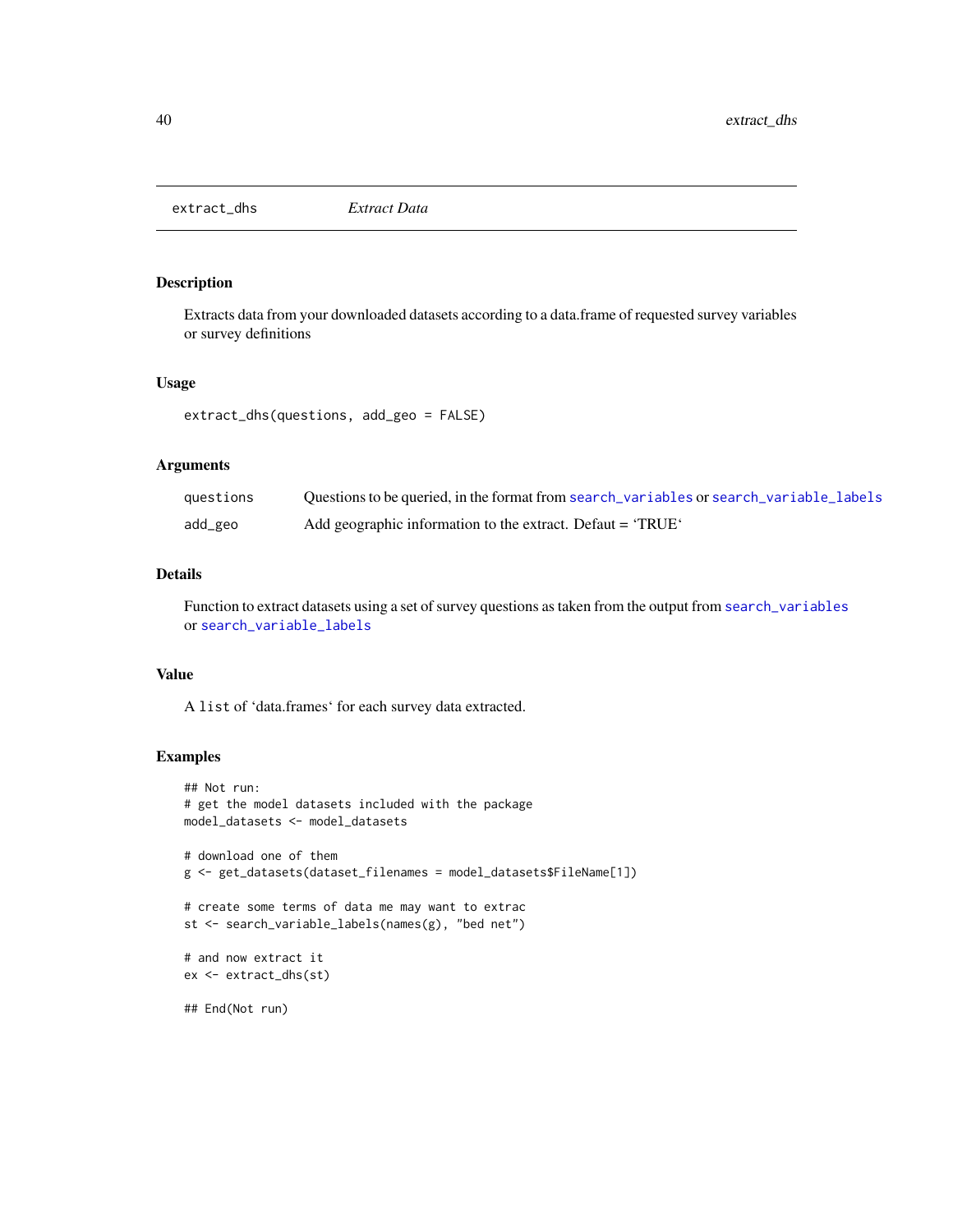# extract_dhs *Extract Data*

## Description

Extracts data from your downloaded datasets according to a data.frame of requested survey variables or survey definitions

## Usage

```
extract_dhs(questions, add_geo = FALSE)
```

## Arguments

| | |
|---|---|
| questions | Questions to be queried, in the format from search_variables or search_variable_labels |
| add_geo | Add geographic information to the extract. Defaut = ‘TRUE‘ |

## Details

Function to extract datasets using a set of survey questions as taken from the output from search_variables or search_variable_labels

## Value

A list of ‘data.frames‘ for each survey data extracted.

## Examples

```
## Not run:
# get the model datasets included with the package
model_datasets <- model_datasets

# download one of them
g <- get_datasets(dataset_filenames = model_datasets$FileName[1])

# create some terms of data me may want to extrac
st <- search_variable_labels(names(g), "bed net")

# and now extract it
ex <- extract_dhs(st)

## End(Not run)
```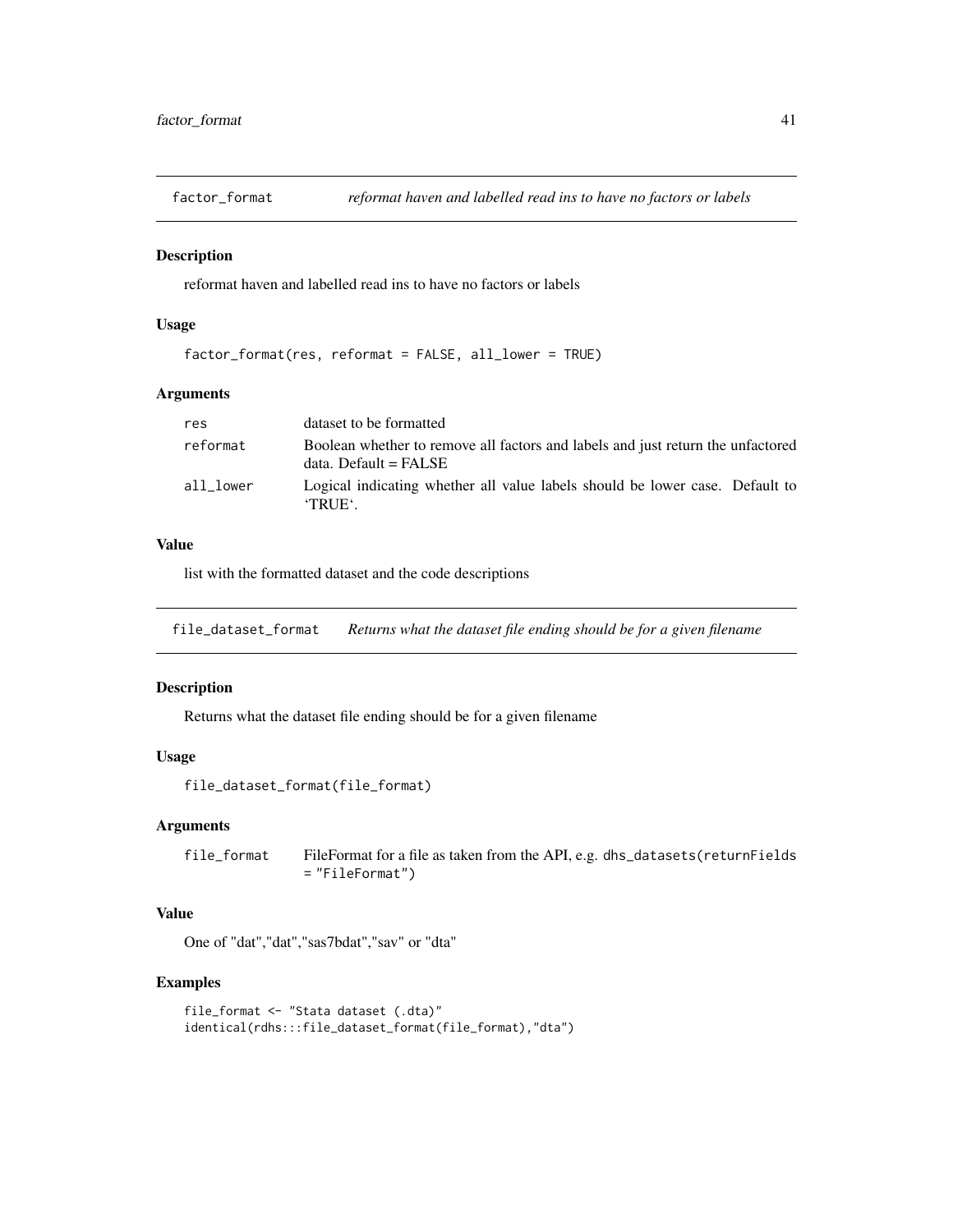## factor_format *reformat haven and labelled read ins to have no factors or labels*

### Description

reformat haven and labelled read ins to have no factors or labels

### Usage

```
factor_format(res, reformat = FALSE, all_lower = TRUE)
```

### Arguments

| | |
|---|---|
| res | dataset to be formatted |
| reformat | Boolean whether to remove all factors and labels and just return the unfactored data. Default = FALSE |
| all_lower | Logical indicating whether all value labels should be lower case. Default to ‘TRUE‘. |

### Value

list with the formatted dataset and the code descriptions

## file_dataset_format *Returns what the dataset file ending should be for a given filename*

### Description

Returns what the dataset file ending should be for a given filename

### Usage

```
file_dataset_format(file_format)
```

### Arguments

| | |
|---|---|
| file_format | FileFormat for a file as taken from the API, e.g. `dhs_datasets(returnFields = "FileFormat")` |

### Value

One of "dat","dat","sas7bdat","sav" or "dta"

### Examples

```
file_format <- "Stata dataset (.dta)"
identical(rdhs:::file_dataset_format(file_format),"dta")
```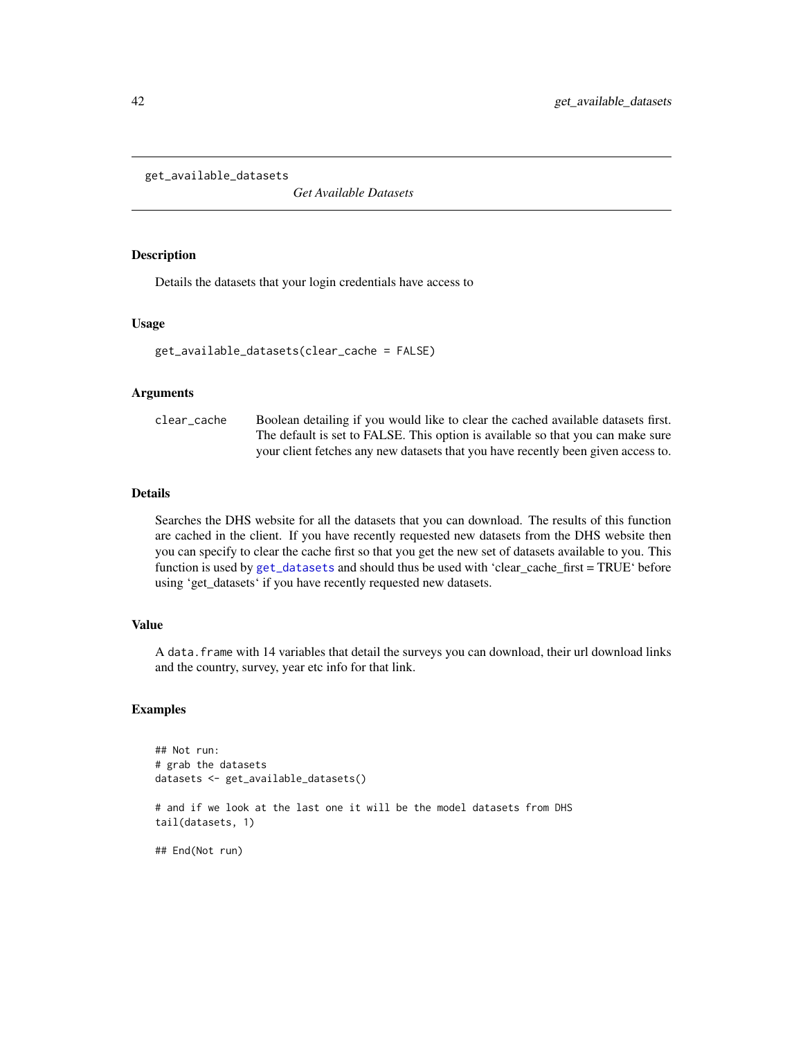`get_available_datasets` &nbsp;&nbsp;&nbsp;&nbsp; *Get Available Datasets*

### Description

Details the datasets that your login credentials have access to

### Usage

```
get_available_datasets(clear_cache = FALSE)
```

### Arguments

| | |
|---|---|
| `clear_cache` | Boolean detailing if you would like to clear the cached available datasets first. The default is set to FALSE. This option is available so that you can make sure your client fetches any new datasets that you have recently been given access to. |

### Details

Searches the DHS website for all the datasets that you can download. The results of this function are cached in the client. If you have recently requested new datasets from the DHS website then you can specify to clear the cache first so that you get the new set of datasets available to you. This function is used by `get_datasets` and should thus be used with 'clear_cache_first = TRUE' before using 'get_datasets' if you have recently requested new datasets.

### Value

A `data.frame` with 14 variables that detail the surveys you can download, their url download links and the country, survey, year etc info for that link.

### Examples

```
## Not run:
# grab the datasets
datasets <- get_available_datasets()

# and if we look at the last one it will be the model datasets from DHS
tail(datasets, 1)

## End(Not run)
```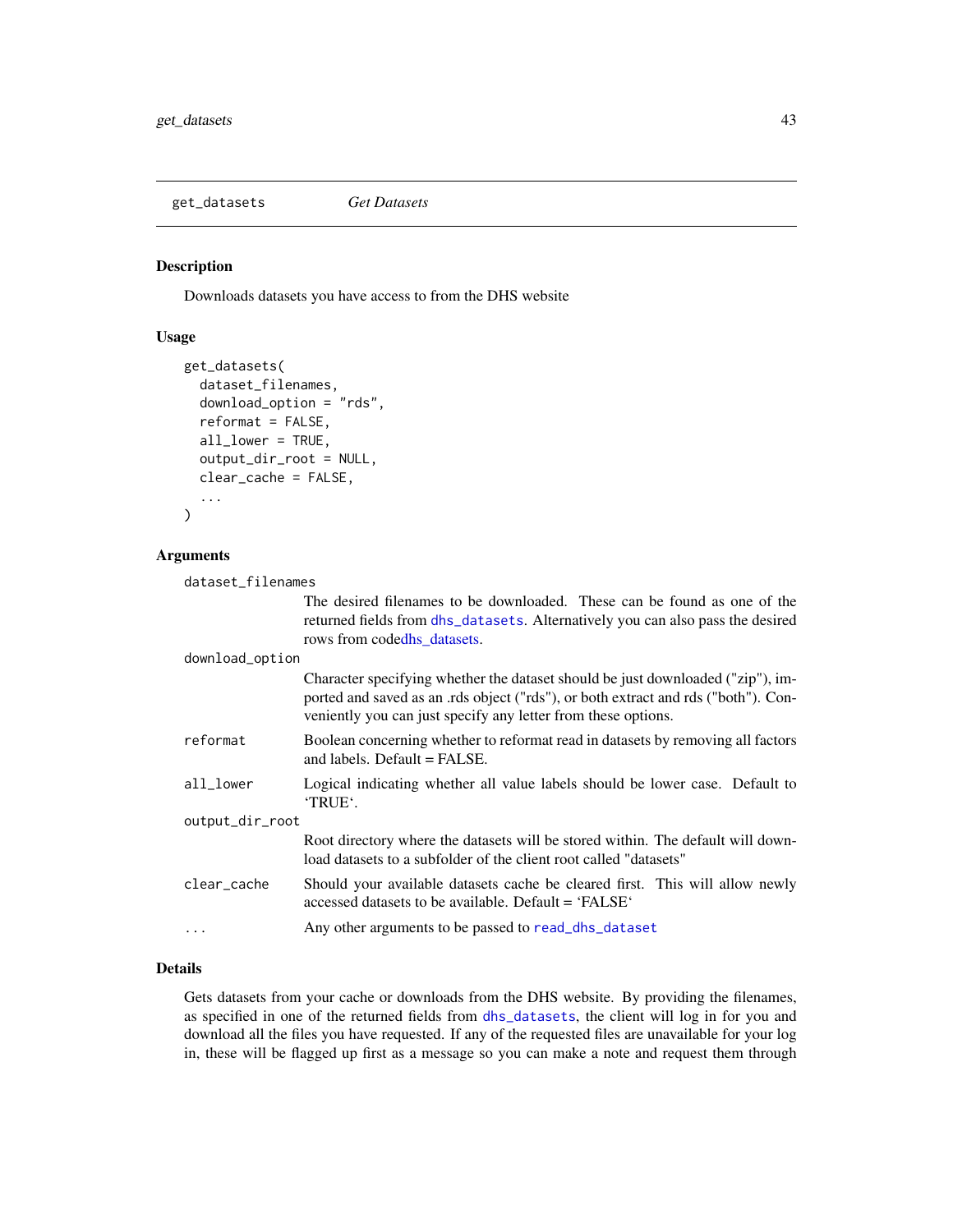## get_datasets *Get Datasets*

### Description

Downloads datasets you have access to from the DHS website

### Usage

```
get_datasets(
  dataset_filenames,
  download_option = "rds",
  reformat = FALSE,
  all_lower = TRUE,
  output_dir_root = NULL,
  clear_cache = FALSE,
  ...
)
```

### Arguments

| | |
|---|---|
| `dataset_filenames` | The desired filenames to be downloaded. These can be found as one of the returned fields from `dhs_datasets`. Alternatively you can also pass the desired rows from codedhs_datasets. |
| `download_option` | Character specifying whether the dataset should be just downloaded ("zip"), imported and saved as an .rds object ("rds"), or both extract and rds ("both"). Conveniently you can just specify any letter from these options. |
| `reformat` | Boolean concerning whether to reformat read in datasets by removing all factors and labels. Default = FALSE. |
| `all_lower` | Logical indicating whether all value labels should be lower case. Default to 'TRUE'. |
| `output_dir_root` | Root directory where the datasets will be stored within. The default will download datasets to a subfolder of the client root called "datasets" |
| `clear_cache` | Should your available datasets cache be cleared first. This will allow newly accessed datasets to be available. Default = 'FALSE' |
| `...` | Any other arguments to be passed to `read_dhs_dataset` |

### Details

Gets datasets from your cache or downloads from the DHS website. By providing the filenames, as specified in one of the returned fields from `dhs_datasets`, the client will log in for you and download all the files you have requested. If any of the requested files are unavailable for your log in, these will be flagged up first as a message so you can make a note and request them through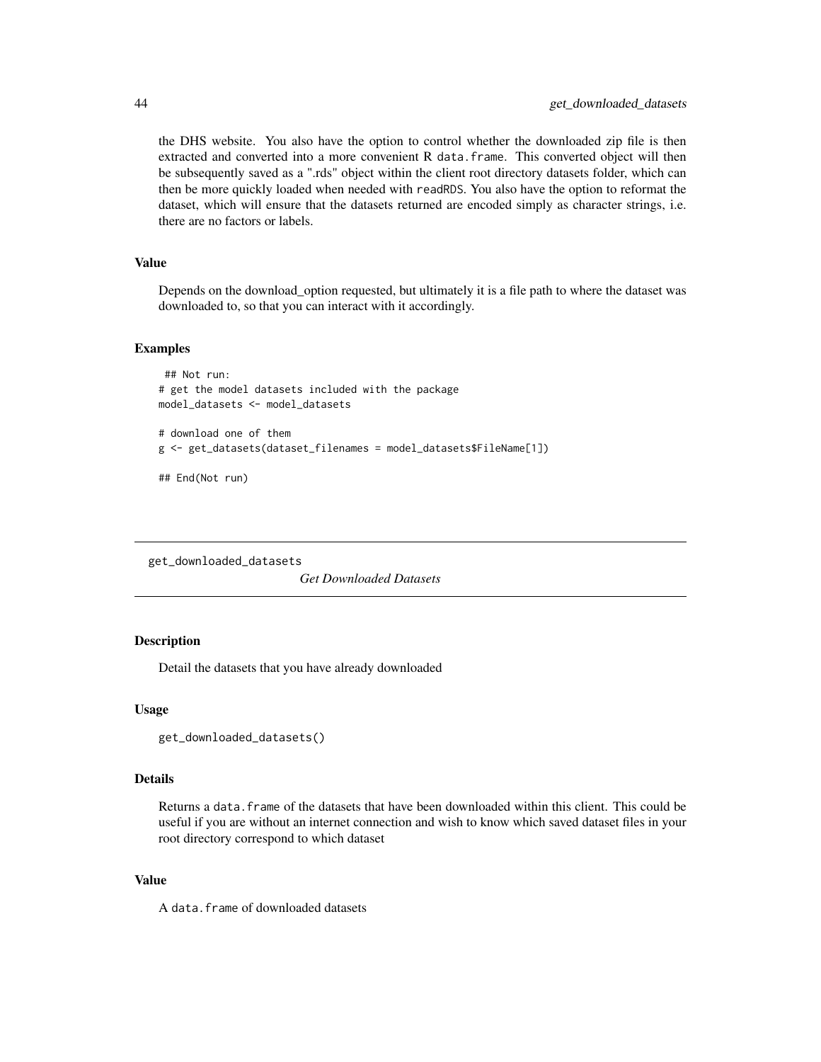the DHS website. You also have the option to control whether the downloaded zip file is then extracted and converted into a more convenient R `data.frame`. This converted object will then be subsequently saved as a ".rds" object within the client root directory datasets folder, which can then be more quickly loaded when needed with `readRDS`. You also have the option to reformat the dataset, which will ensure that the datasets returned are encoded simply as character strings, i.e. there are no factors or labels.

### Value

Depends on the download_option requested, but ultimately it is a file path to where the dataset was downloaded to, so that you can interact with it accordingly.

### Examples

```
## Not run:
# get the model datasets included with the package
model_datasets <- model_datasets

# download one of them
g <- get_datasets(dataset_filenames = model_datasets$FileName[1])

## End(Not run)
```

---

## get_downloaded_datasets

*Get Downloaded Datasets*

---

### Description

Detail the datasets that you have already downloaded

### Usage

```
get_downloaded_datasets()
```

### Details

Returns a `data.frame` of the datasets that have been downloaded within this client. This could be useful if you are without an internet connection and wish to know which saved dataset files in your root directory correspond to which dataset

### Value

A `data.frame` of downloaded datasets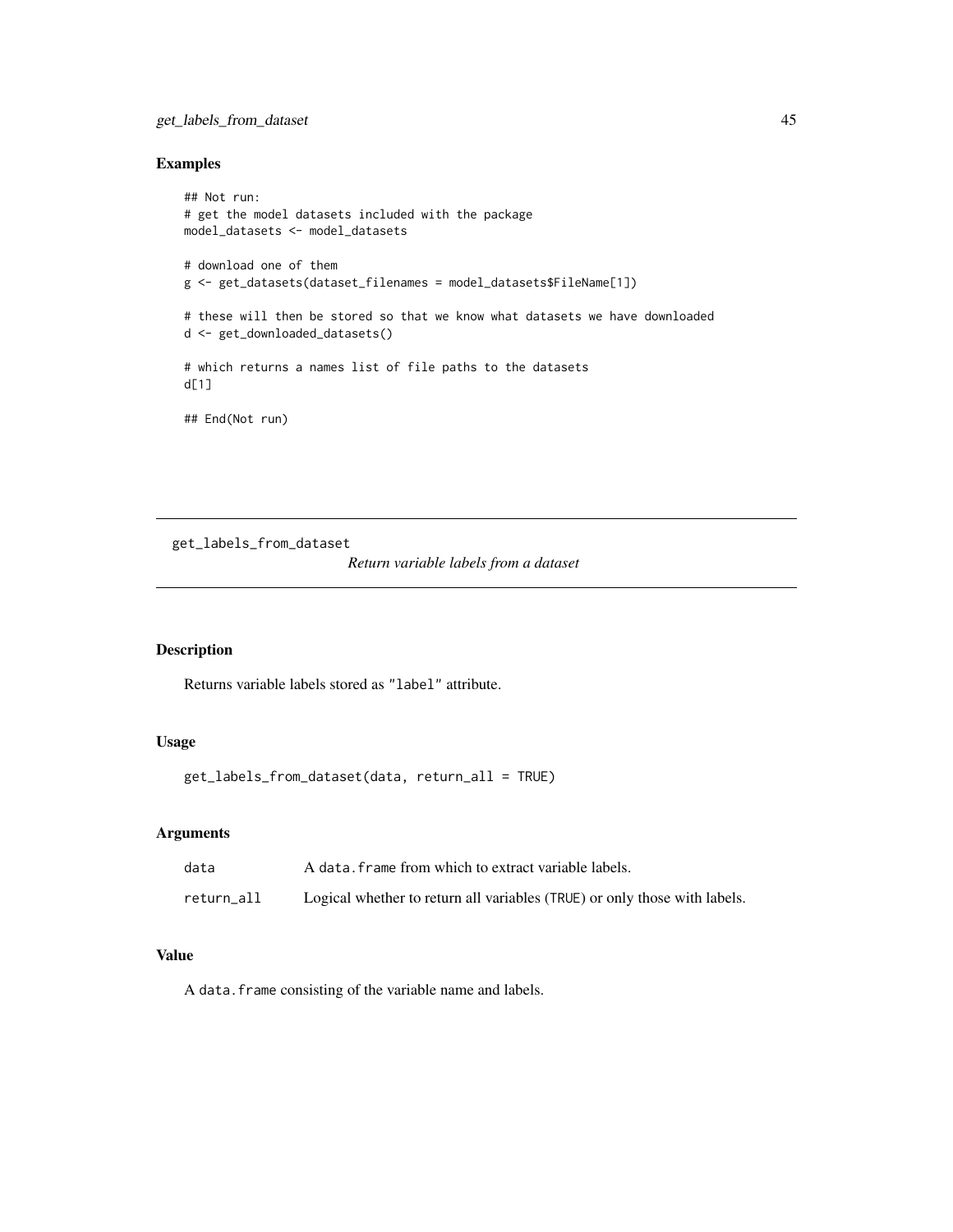## Examples

```
## Not run:
# get the model datasets included with the package
model_datasets <- model_datasets

# download one of them
g <- get_datasets(dataset_filenames = model_datasets$FileName[1])

# these will then be stored so that we know what datasets we have downloaded
d <- get_downloaded_datasets()

# which returns a names list of file paths to the datasets
d[1]

## End(Not run)
```

---

# get_labels_from_dataset

*Return variable labels from a dataset*

## Description

Returns variable labels stored as "label" attribute.

## Usage

```
get_labels_from_dataset(data, return_all = TRUE)
```

## Arguments

| | |
|---|---|
| data | A data.frame from which to extract variable labels. |
| return_all | Logical whether to return all variables (TRUE) or only those with labels. |

## Value

A data.frame consisting of the variable name and labels.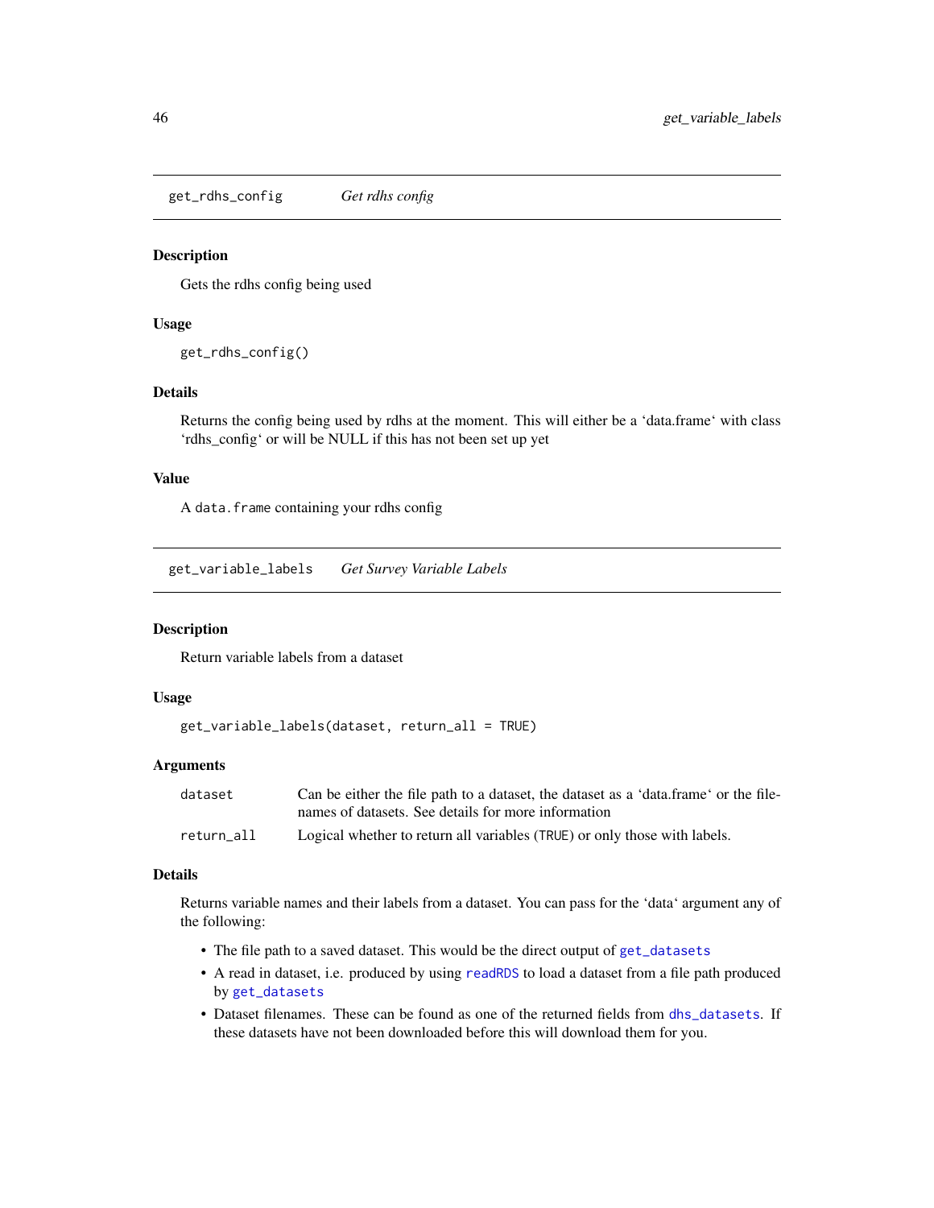## get_rdhs_config    *Get rdhs config*

### Description

Gets the rdhs config being used

### Usage

```
get_rdhs_config()
```

### Details

Returns the config being used by rdhs at the moment. This will either be a 'data.frame' with class 'rdhs_config' or will be NULL if this has not been set up yet

### Value

A `data.frame` containing your rdhs config

## get_variable_labels    *Get Survey Variable Labels*

### Description

Return variable labels from a dataset

### Usage

```
get_variable_labels(dataset, return_all = TRUE)
```

### Arguments

| | |
|---|---|
| dataset | Can be either the file path to a dataset, the dataset as a 'data.frame' or the filenames of datasets. See details for more information |
| return_all | Logical whether to return all variables (TRUE) or only those with labels. |

### Details

Returns variable names and their labels from a dataset. You can pass for the 'data' argument any of the following:

- The file path to a saved dataset. This would be the direct output of `get_datasets`
- A read in dataset, i.e. produced by using `readRDS` to load a dataset from a file path produced by `get_datasets`
- Dataset filenames. These can be found as one of the returned fields from `dhs_datasets`. If these datasets have not been downloaded before this will download them for you.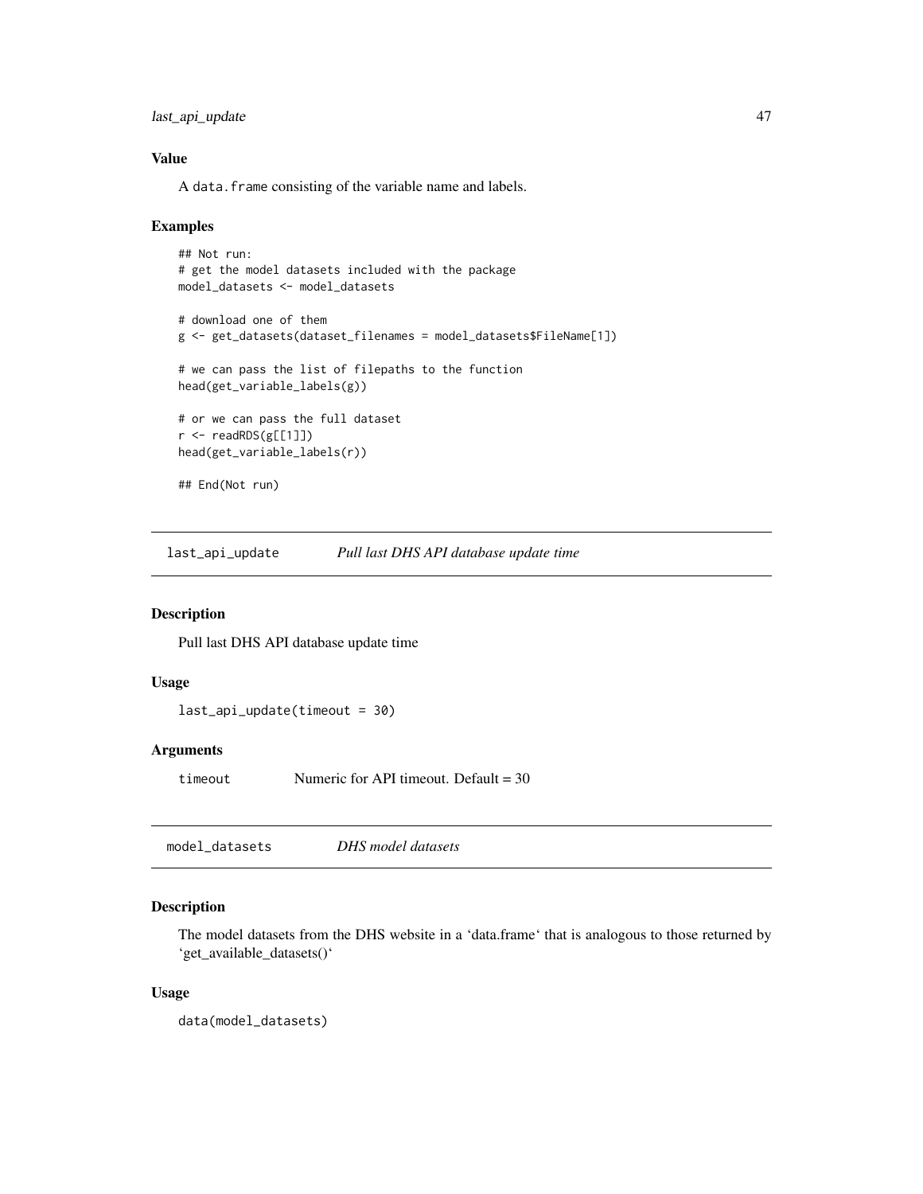### Value

A `data.frame` consisting of the variable name and labels.

### Examples

```
## Not run:
# get the model datasets included with the package
model_datasets <- model_datasets

# download one of them
g <- get_datasets(dataset_filenames = model_datasets$FileName[1])

# we can pass the list of filepaths to the function
head(get_variable_labels(g))

# or we can pass the full dataset
r <- readRDS(g[[1]])
head(get_variable_labels(r))

## End(Not run)
```

---

## last_api_update    *Pull last DHS API database update time*

### Description

Pull last DHS API database update time

### Usage

```
last_api_update(timeout = 30)
```

### Arguments

| | |
|---|---|
| timeout | Numeric for API timeout. Default = 30 |

---

## model_datasets    *DHS model datasets*

### Description

The model datasets from the DHS website in a 'data.frame' that is analogous to those returned by 'get_available_datasets()'

### Usage

```
data(model_datasets)
```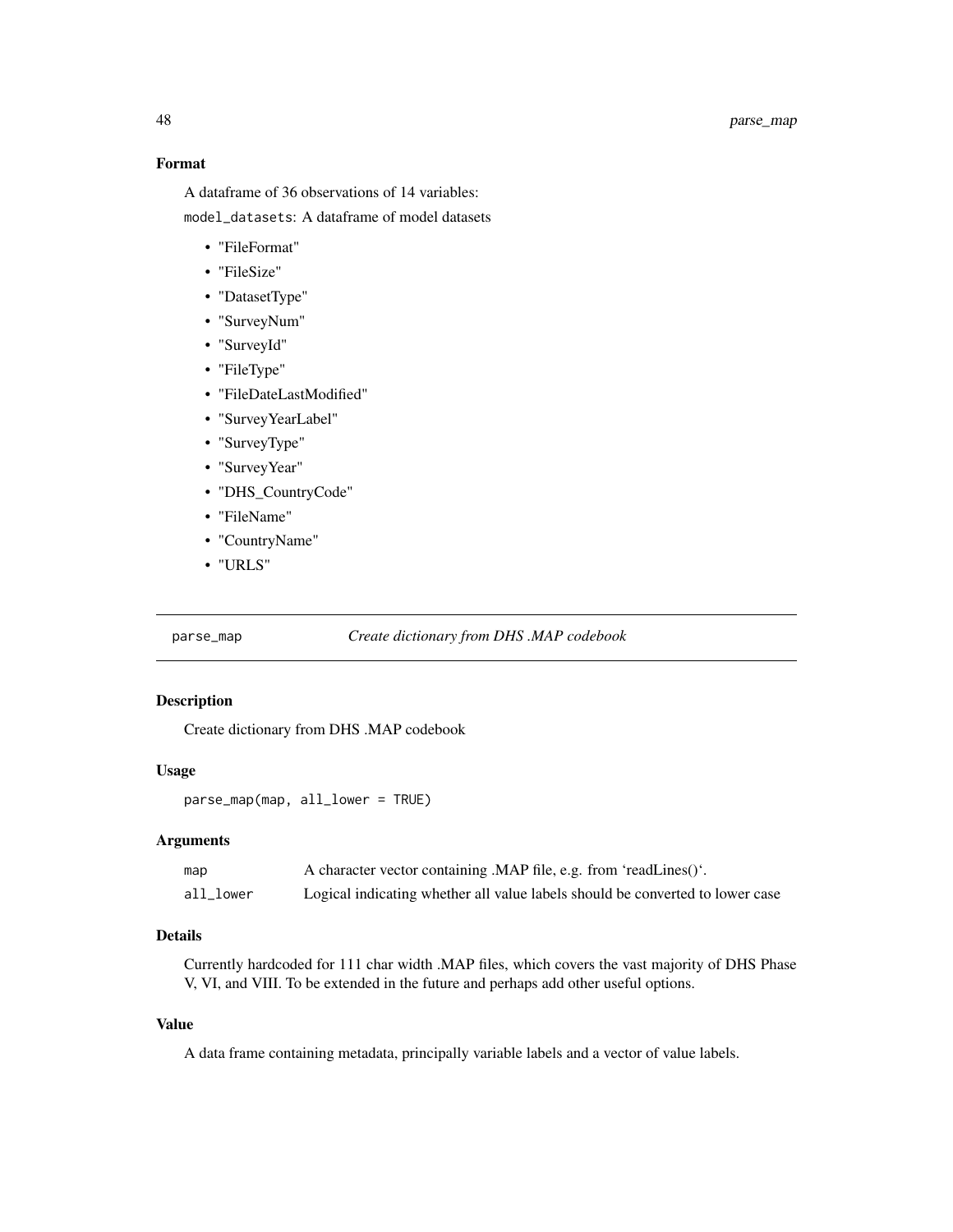### Format

A dataframe of 36 observations of 14 variables:

`model_datasets`: A dataframe of model datasets

- "FileFormat"
- "FileSize"
- "DatasetType"
- "SurveyNum"
- "SurveyId"
- "FileType"
- "FileDateLastModified"
- "SurveyYearLabel"
- "SurveyType"
- "SurveyYear"
- "DHS_CountryCode"
- "FileName"
- "CountryName"
- "URLS"

---

## parse_map *Create dictionary from DHS .MAP codebook*

---

### Description

Create dictionary from DHS .MAP codebook

### Usage

```
parse_map(map, all_lower = TRUE)
```

### Arguments

| | |
|---|---|
| `map` | A character vector containing .MAP file, e.g. from 'readLines()'. |
| `all_lower` | Logical indicating whether all value labels should be converted to lower case |

### Details

Currently hardcoded for 111 char width .MAP files, which covers the vast majority of DHS Phase V, VI, and VIII. To be extended in the future and perhaps add other useful options.

### Value

A data frame containing metadata, principally variable labels and a vector of value labels.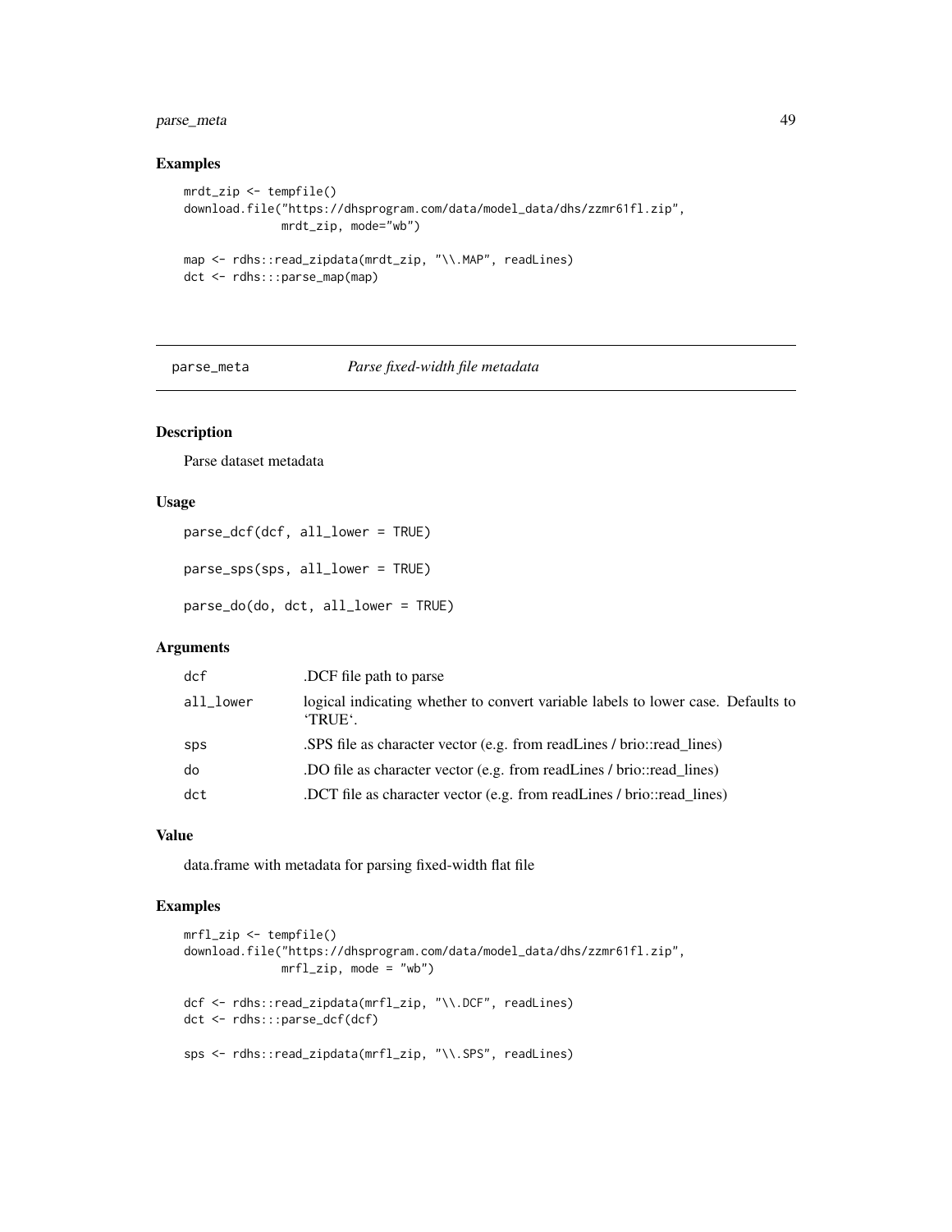## Examples

```
mrdt_zip <- tempfile()
download.file("https://dhsprogram.com/data/model_data/dhs/zzmr61fl.zip",
              mrdt_zip, mode="wb")

map <- rdhs::read_zipdata(mrdt_zip, "\\.MAP", readLines)
dct <- rdhs:::parse_map(map)
```

---

## parse_meta *Parse fixed-width file metadata*

---

### Description

Parse dataset metadata

### Usage

```
parse_dcf(dcf, all_lower = TRUE)

parse_sps(sps, all_lower = TRUE)

parse_do(do, dct, all_lower = TRUE)
```

### Arguments

| | |
|---|---|
| dcf | .DCF file path to parse |
| all_lower | logical indicating whether to convert variable labels to lower case. Defaults to 'TRUE'. |
| sps | .SPS file as character vector (e.g. from readLines / brio::read_lines) |
| do | .DO file as character vector (e.g. from readLines / brio::read_lines) |
| dct | .DCT file as character vector (e.g. from readLines / brio::read_lines) |

### Value

data.frame with metadata for parsing fixed-width flat file

### Examples

```
mrfl_zip <- tempfile()
download.file("https://dhsprogram.com/data/model_data/dhs/zzmr61fl.zip",
              mrfl_zip, mode = "wb")

dcf <- rdhs::read_zipdata(mrfl_zip, "\\.DCF", readLines)
dct <- rdhs:::parse_dcf(dcf)

sps <- rdhs::read_zipdata(mrfl_zip, "\\.SPS", readLines)
```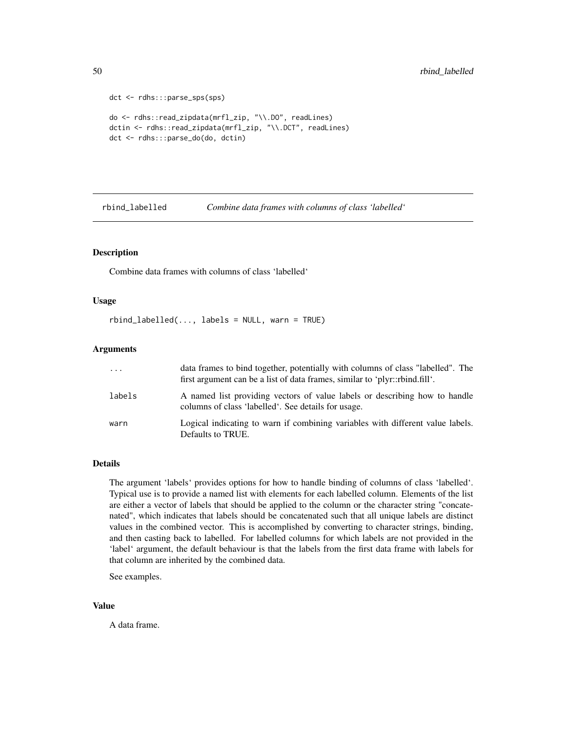```
dct <- rdhs:::parse_sps(sps)

do <- rdhs::read_zipdata(mrfl_zip, "\\.DO", readLines)
dctin <- rdhs::read_zipdata(mrfl_zip, "\\.DCT", readLines)
dct <- rdhs:::parse_do(do, dctin)
```

---

## rbind_labelled — *Combine data frames with columns of class 'labelled'*

### Description

Combine data frames with columns of class 'labelled'

### Usage

```
rbind_labelled(..., labels = NULL, warn = TRUE)
```

### Arguments

| | |
|---|---|
| `...` | data frames to bind together, potentially with columns of class "labelled". The first argument can be a list of data frames, similar to 'plyr::rbind.fill'. |
| `labels` | A named list providing vectors of value labels or describing how to handle columns of class 'labelled'. See details for usage. |
| `warn` | Logical indicating to warn if combining variables with different value labels. Defaults to TRUE. |

### Details

The argument 'labels' provides options for how to handle binding of columns of class 'labelled'. Typical use is to provide a named list with elements for each labelled column. Elements of the list are either a vector of labels that should be applied to the column or the character string "concatenated", which indicates that labels should be concatenated such that all unique labels are distinct values in the combined vector. This is accomplished by converting to character strings, binding, and then casting back to labelled. For labelled columns for which labels are not provided in the 'label' argument, the default behaviour is that the labels from the first data frame with labels for that column are inherited by the combined data.

See examples.

### Value

A data frame.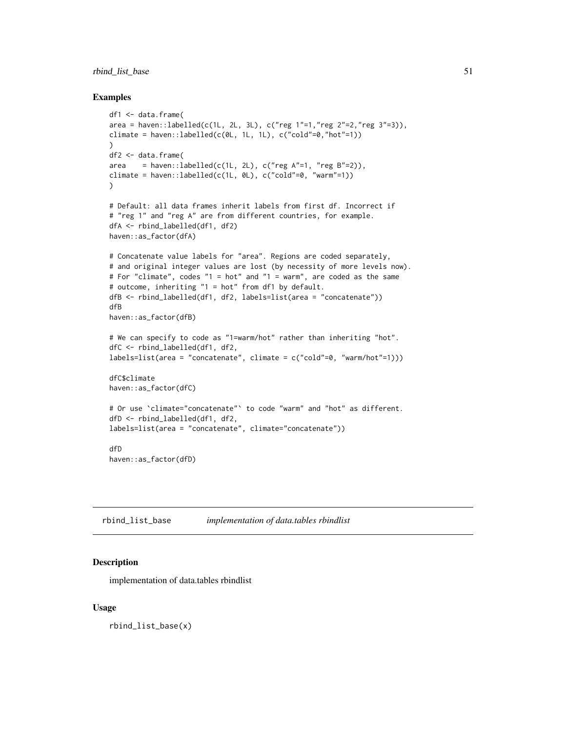### Examples

```
df1 <- data.frame(
area = haven::labelled(c(1L, 2L, 3L), c("reg 1"=1,"reg 2"=2,"reg 3"=3)),
climate = haven::labelled(c(0L, 1L, 1L), c("cold"=0,"hot"=1))
)
df2 <- data.frame(
area    = haven::labelled(c(1L, 2L), c("reg A"=1, "reg B"=2)),
climate = haven::labelled(c(1L, 0L), c("cold"=0, "warm"=1))
)

# Default: all data frames inherit labels from first df. Incorrect if
# "reg 1" and "reg A" are from different countries, for example.
dfA <- rbind_labelled(df1, df2)
haven::as_factor(dfA)

# Concatenate value labels for "area". Regions are coded separately,
# and original integer values are lost (by necessity of more levels now).
# For "climate", codes "1 = hot" and "1 = warm", are coded as the same
# outcome, inheriting "1 = hot" from df1 by default.
dfB <- rbind_labelled(df1, df2, labels=list(area = "concatenate"))
dfB
haven::as_factor(dfB)

# We can specify to code as "1=warm/hot" rather than inheriting "hot".
dfC <- rbind_labelled(df1, df2,
labels=list(area = "concatenate", climate = c("cold"=0, "warm/hot"=1)))

dfC$climate
haven::as_factor(dfC)

# Or use `climate="concatenate"` to code "warm" and "hot" as different.
dfD <- rbind_labelled(df1, df2,
labels=list(area = "concatenate", climate="concatenate"))

dfD
haven::as_factor(dfD)
```

## rbind_list_base    *implementation of data.tables rbindlist*

### Description

implementation of data.tables rbindlist

### Usage

```
rbind_list_base(x)
```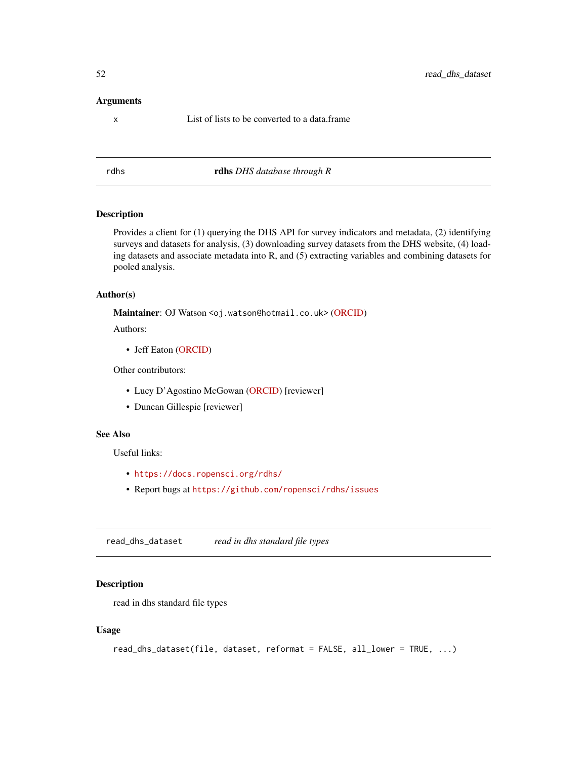### Arguments

| | |
|---|---|
| x | List of lists to be converted to a data.frame |

---

## rdhs — **rdhs** *DHS database through R*

### Description

Provides a client for (1) querying the DHS API for survey indicators and metadata, (2) identifying surveys and datasets for analysis, (3) downloading survey datasets from the DHS website, (4) loading datasets and associate metadata into R, and (5) extracting variables and combining datasets for pooled analysis.

### Author(s)

**Maintainer**: OJ Watson <oj.watson@hotmail.co.uk> (ORCID)

Authors:

- Jeff Eaton (ORCID)

Other contributors:

- Lucy D'Agostino McGowan (ORCID) [reviewer]
- Duncan Gillespie [reviewer]

### See Also

Useful links:

- https://docs.ropensci.org/rdhs/
- Report bugs at https://github.com/ropensci/rdhs/issues

---

## read_dhs_dataset — *read in dhs standard file types*

### Description

read in dhs standard file types

### Usage

```
read_dhs_dataset(file, dataset, reformat = FALSE, all_lower = TRUE, ...)
```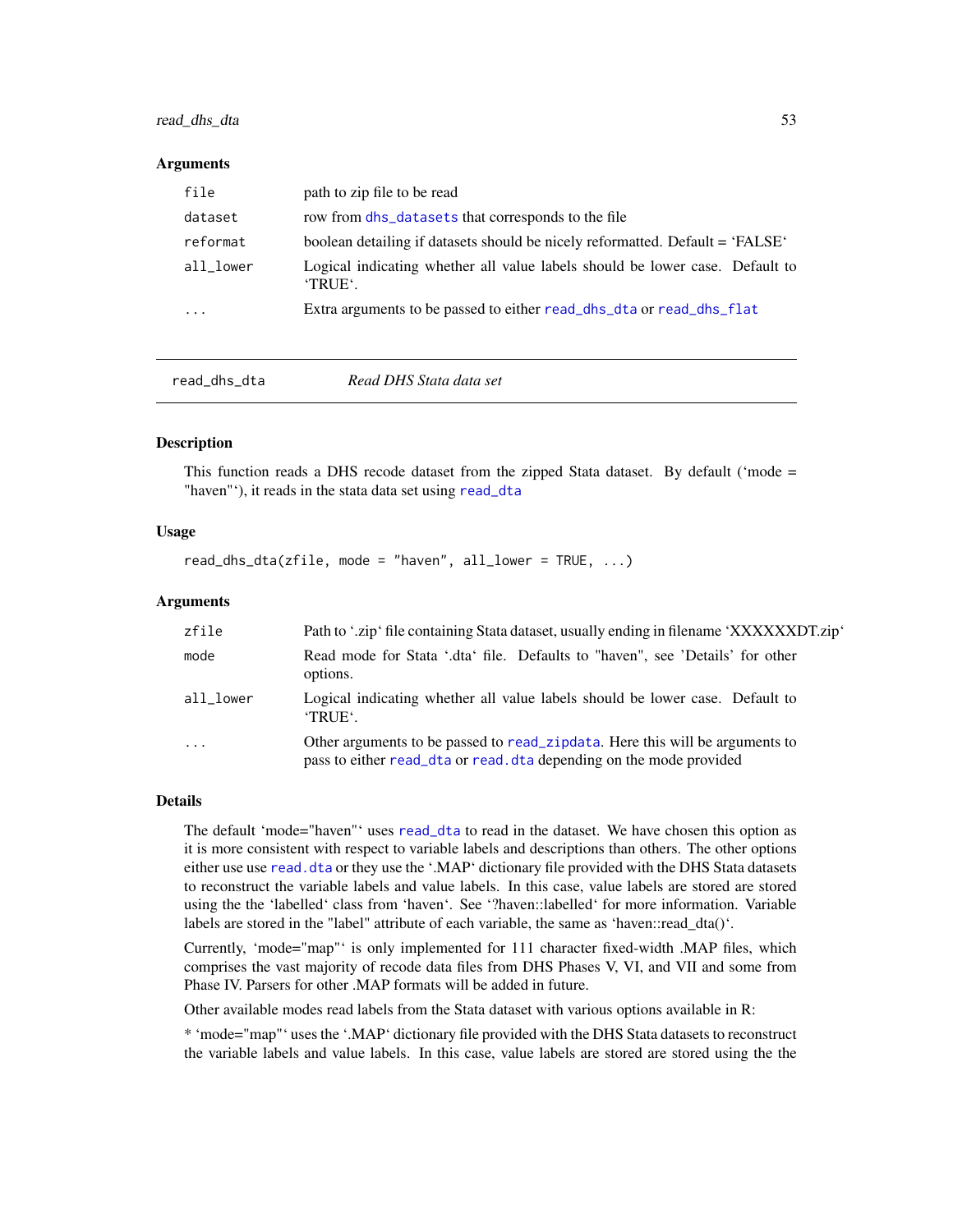### Arguments

| | |
|---|---|
| `file` | path to zip file to be read |
| `dataset` | row from `dhs_datasets` that corresponds to the file |
| `reformat` | boolean detailing if datasets should be nicely reformatted. Default = 'FALSE' |
| `all_lower` | Logical indicating whether all value labels should be lower case. Default to 'TRUE'. |
| `...` | Extra arguments to be passed to either `read_dhs_dta` or `read_dhs_flat` |

---

`read_dhs_dta` *Read DHS Stata data set*

---

### Description

This function reads a DHS recode dataset from the zipped Stata dataset. By default ('mode = "haven"'), it reads in the stata data set using `read_dta`

### Usage

```
read_dhs_dta(zfile, mode = "haven", all_lower = TRUE, ...)
```

### Arguments

| | |
|---|---|
| `zfile` | Path to '.zip' file containing Stata dataset, usually ending in filename 'XXXXXXDT.zip' |
| `mode` | Read mode for Stata '.dta' file. Defaults to "haven", see 'Details' for other options. |
| `all_lower` | Logical indicating whether all value labels should be lower case. Default to 'TRUE'. |
| `...` | Other arguments to be passed to `read_zipdata`. Here this will be arguments to pass to either `read_dta` or `read.dta` depending on the mode provided |

### Details

The default 'mode="haven"' uses `read_dta` to read in the dataset. We have chosen this option as it is more consistent with respect to variable labels and descriptions than others. The other options either use use `read.dta` or they use the '.MAP' dictionary file provided with the DHS Stata datasets to reconstruct the variable labels and value labels. In this case, value labels are stored are stored using the the 'labelled' class from 'haven'. See '?haven::labelled' for more information. Variable labels are stored in the "label" attribute of each variable, the same as 'haven::read_dta()'.

Currently, 'mode="map"' is only implemented for 111 character fixed-width .MAP files, which comprises the vast majority of recode data files from DHS Phases V, VI, and VII and some from Phase IV. Parsers for other .MAP formats will be added in future.

Other available modes read labels from the Stata dataset with various options available in R:

* 'mode="map"' uses the '.MAP' dictionary file provided with the DHS Stata datasets to reconstruct the variable labels and value labels. In this case, value labels are stored are stored using the the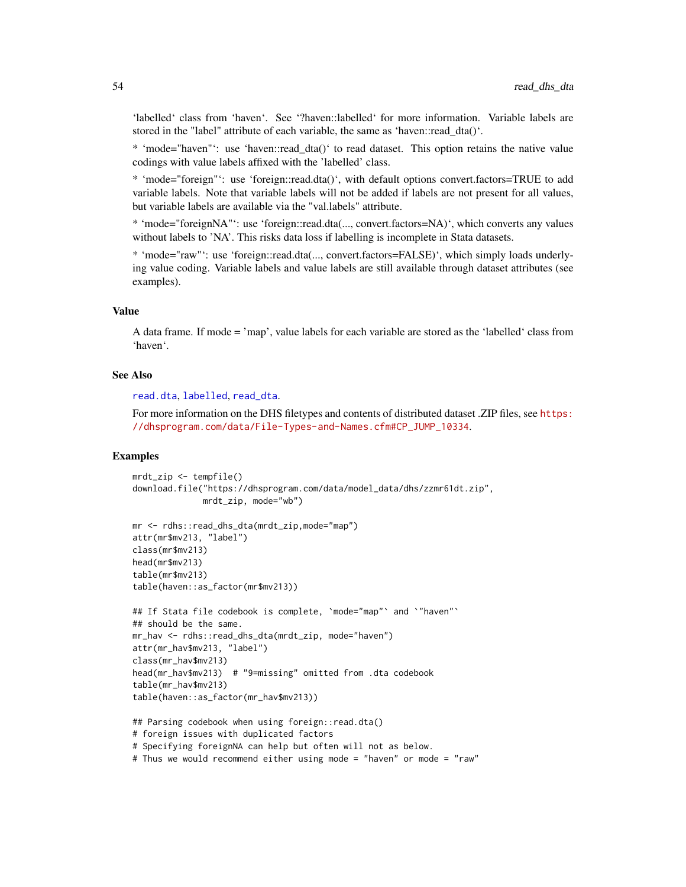'labelled' class from 'haven'. See '?haven::labelled' for more information. Variable labels are stored in the "label" attribute of each variable, the same as 'haven::read_dta()'.

* 'mode="haven"': use 'haven::read_dta()' to read dataset. This option retains the native value codings with value labels affixed with the 'labelled' class.

* 'mode="foreign"': use 'foreign::read.dta()', with default options convert.factors=TRUE to add variable labels. Note that variable labels will not be added if labels are not present for all values, but variable labels are available via the "val.labels" attribute.

* 'mode="foreignNA"': use 'foreign::read.dta(..., convert.factors=NA)', which converts any values without labels to 'NA'. This risks data loss if labelling is incomplete in Stata datasets.

* 'mode="raw"': use 'foreign::read.dta(..., convert.factors=FALSE)', which simply loads underlying value coding. Variable labels and value labels are still available through dataset attributes (see examples).

## Value

A data frame. If mode = 'map', value labels for each variable are stored as the 'labelled' class from 'haven'.

## See Also

read.dta, labelled, read_dta.

For more information on the DHS filetypes and contents of distributed dataset .ZIP files, see https://dhsprogram.com/data/File-Types-and-Names.cfm#CP_JUMP_10334.

## Examples

```
mrdt_zip <- tempfile()
download.file("https://dhsprogram.com/data/model_data/dhs/zzmr61dt.zip",
              mrdt_zip, mode="wb")

mr <- rdhs::read_dhs_dta(mrdt_zip,mode="map")
attr(mr$mv213, "label")
class(mr$mv213)
head(mr$mv213)
table(mr$mv213)
table(haven::as_factor(mr$mv213))

## If Stata file codebook is complete, `mode="map"` and `"haven"`
## should be the same.
mr_hav <- rdhs::read_dhs_dta(mrdt_zip, mode="haven")
attr(mr_hav$mv213, "label")
class(mr_hav$mv213)
head(mr_hav$mv213)  # "9=missing" omitted from .dta codebook
table(mr_hav$mv213)
table(haven::as_factor(mr_hav$mv213))

## Parsing codebook when using foreign::read.dta()
# foreign issues with duplicated factors
# Specifying foreignNA can help but often will not as below.
# Thus we would recommend either using mode = "haven" or mode = "raw"
```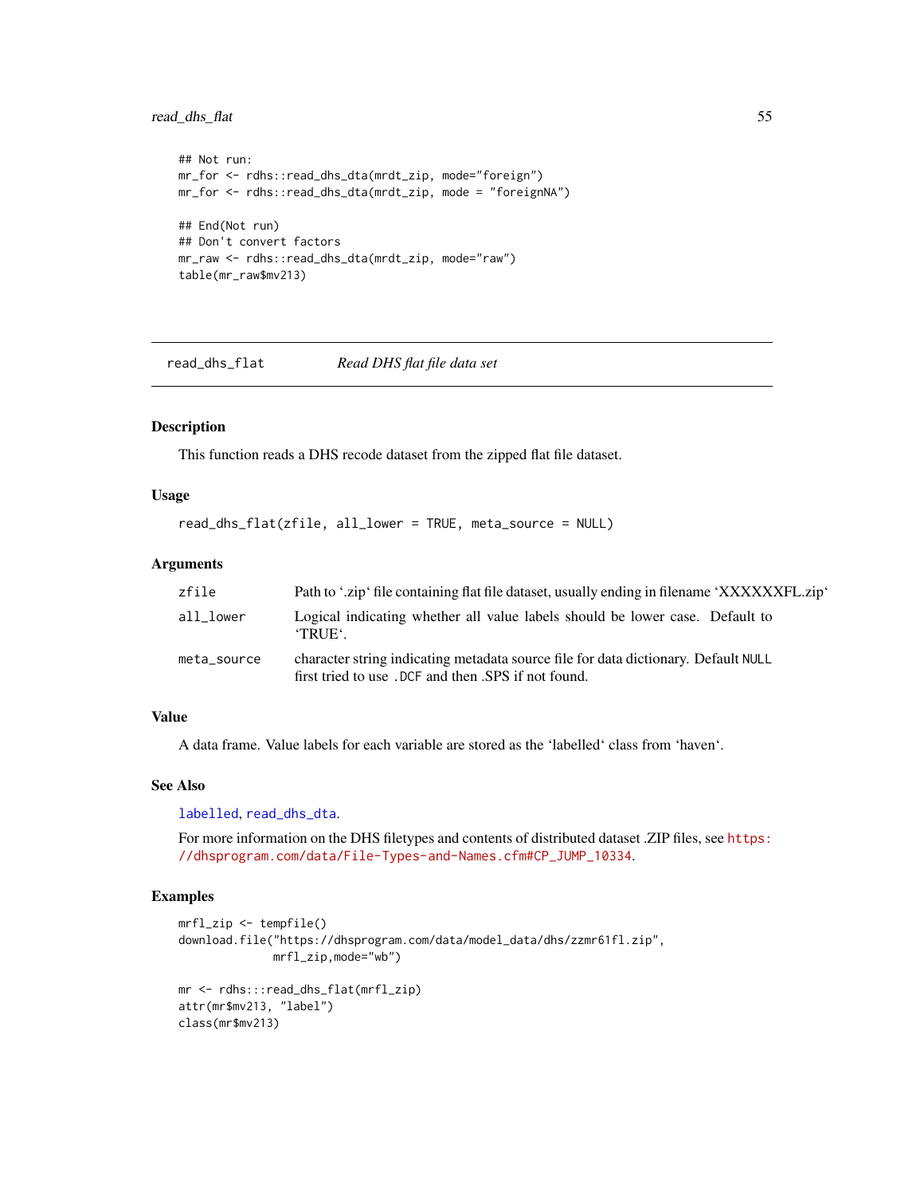```
## Not run:
mr_for <- rdhs::read_dhs_dta(mrdt_zip, mode="foreign")
mr_for <- rdhs::read_dhs_dta(mrdt_zip, mode = "foreignNA")

## End(Not run)
## Don't convert factors
mr_raw <- rdhs::read_dhs_dta(mrdt_zip, mode="raw")
table(mr_raw$mv213)
```

---

`read_dhs_flat` *Read DHS flat file data set*

---

### Description

This function reads a DHS recode dataset from the zipped flat file dataset.

### Usage

```
read_dhs_flat(zfile, all_lower = TRUE, meta_source = NULL)
```

### Arguments

| | |
|---|---|
| `zfile` | Path to '.zip' file containing flat file dataset, usually ending in filename 'XXXXXXFL.zip' |
| `all_lower` | Logical indicating whether all value labels should be lower case. Default to 'TRUE'. |
| `meta_source` | character string indicating metadata source file for data dictionary. Default `NULL` first tried to use `.DCF` and then .SPS if not found. |

### Value

A data frame. Value labels for each variable are stored as the 'labelled' class from 'haven'.

### See Also

`labelled`, `read_dhs_dta`.

For more information on the DHS filetypes and contents of distributed dataset .ZIP files, see https://dhsprogram.com/data/File-Types-and-Names.cfm#CP_JUMP_10334.

### Examples

```
mrfl_zip <- tempfile()
download.file("https://dhsprogram.com/data/model_data/dhs/zzmr61fl.zip",
              mrfl_zip,mode="wb")

mr <- rdhs:::read_dhs_flat(mrfl_zip)
attr(mr$mv213, "label")
class(mr$mv213)
```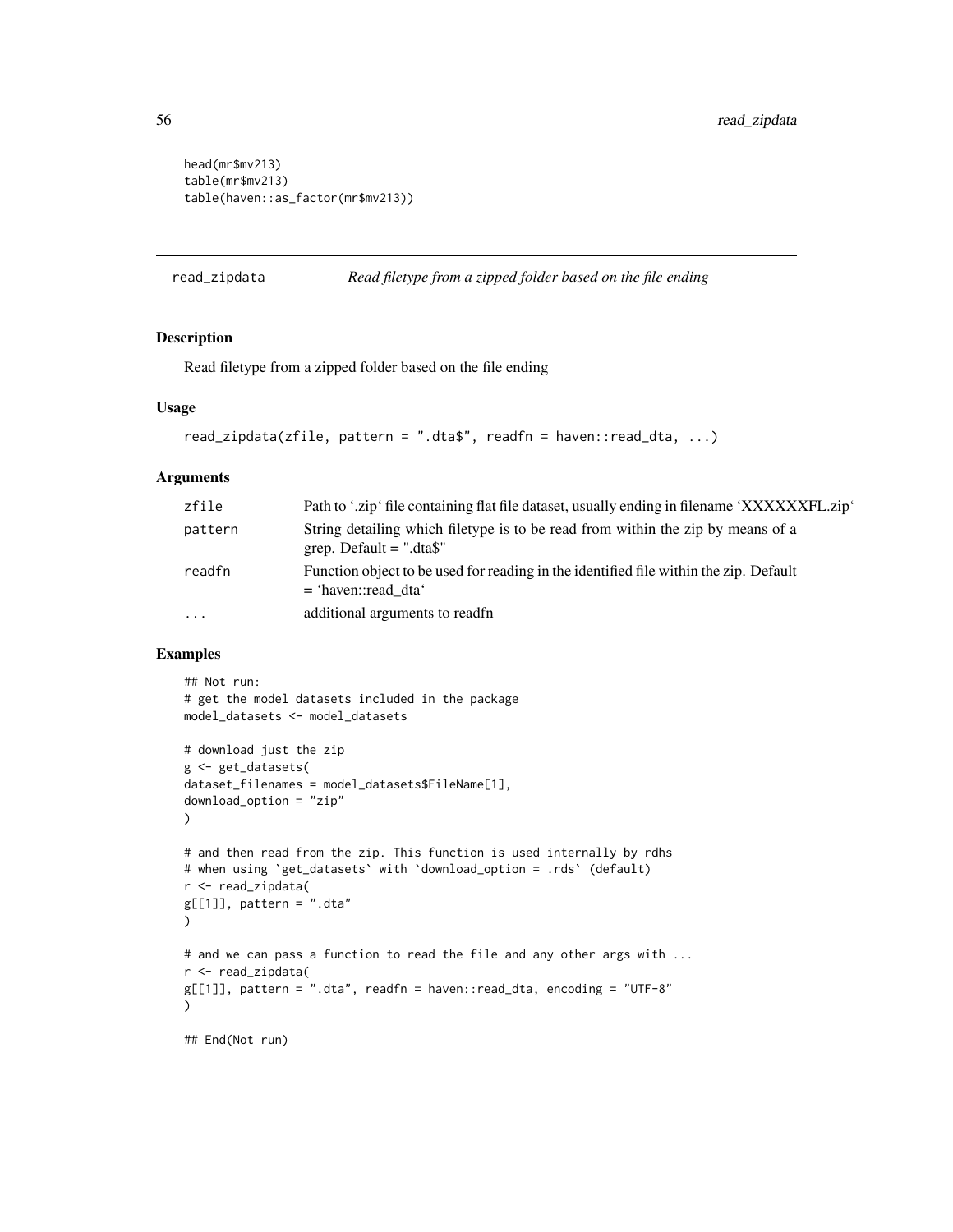```
head(mr$mv213)
table(mr$mv213)
table(haven::as_factor(mr$mv213))
```

## read_zipdata *Read filetype from a zipped folder based on the file ending*

### Description

Read filetype from a zipped folder based on the file ending

### Usage

```
read_zipdata(zfile, pattern = ".dta$", readfn = haven::read_dta, ...)
```

### Arguments

| | |
|---|---|
| zfile | Path to '.zip' file containing flat file dataset, usually ending in filename 'XXXXXXFL.zip' |
| pattern | String detailing which filetype is to be read from within the zip by means of a grep. Default = ".dta$" |
| readfn | Function object to be used for reading in the identified file within the zip. Default = 'haven::read_dta' |
| ... | additional arguments to readfn |

### Examples

```
## Not run:
# get the model datasets included in the package
model_datasets <- model_datasets

# download just the zip
g <- get_datasets(
dataset_filenames = model_datasets$FileName[1],
download_option = "zip"
)

# and then read from the zip. This function is used internally by rdhs
# when using `get_datasets` with `download_option = .rds` (default)
r <- read_zipdata(
g[[1]], pattern = ".dta"
)

# and we can pass a function to read the file and any other args with ...
r <- read_zipdata(
g[[1]], pattern = ".dta", readfn = haven::read_dta, encoding = "UTF-8"
)

## End(Not run)
```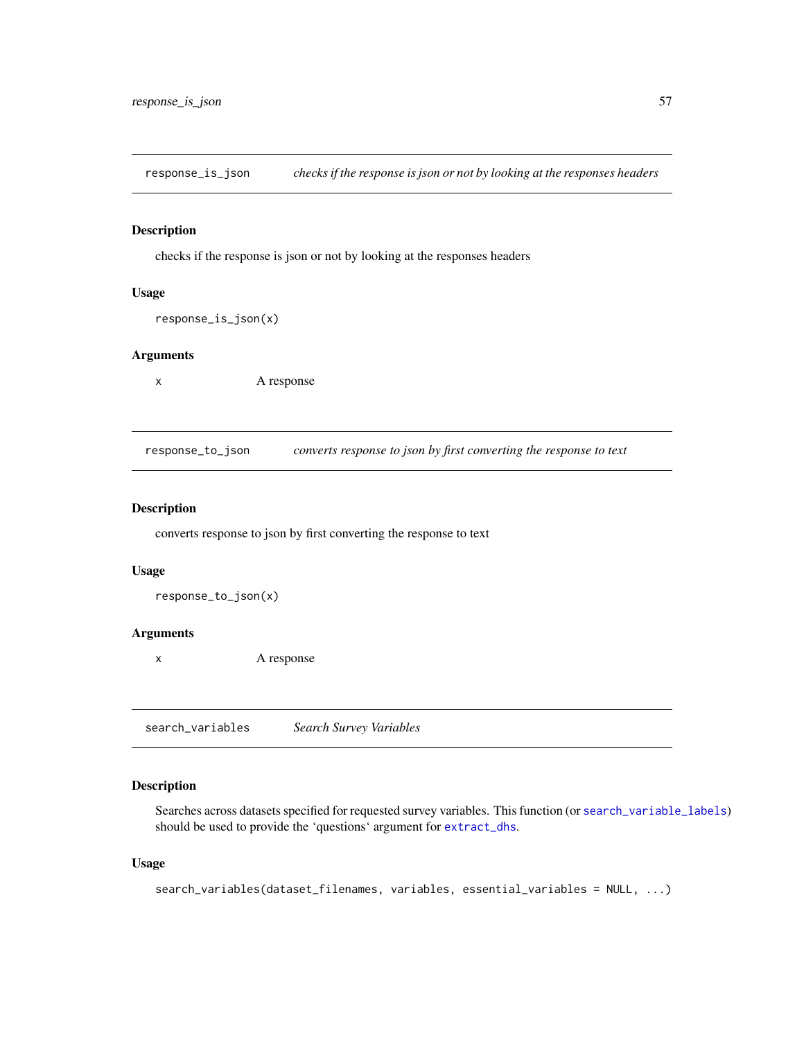## response_is_json — *checks if the response is json or not by looking at the responses headers*

### Description

checks if the response is json or not by looking at the responses headers

### Usage

```
response_is_json(x)
```

### Arguments

| | |
|---|---|
| x | A response |

## response_to_json — *converts response to json by first converting the response to text*

### Description

converts response to json by first converting the response to text

### Usage

```
response_to_json(x)
```

### Arguments

| | |
|---|---|
| x | A response |

## search_variables — *Search Survey Variables*

### Description

Searches across datasets specified for requested survey variables. This function (or search_variable_labels) should be used to provide the 'questions' argument for extract_dhs.

### Usage

```
search_variables(dataset_filenames, variables, essential_variables = NULL, ...)
```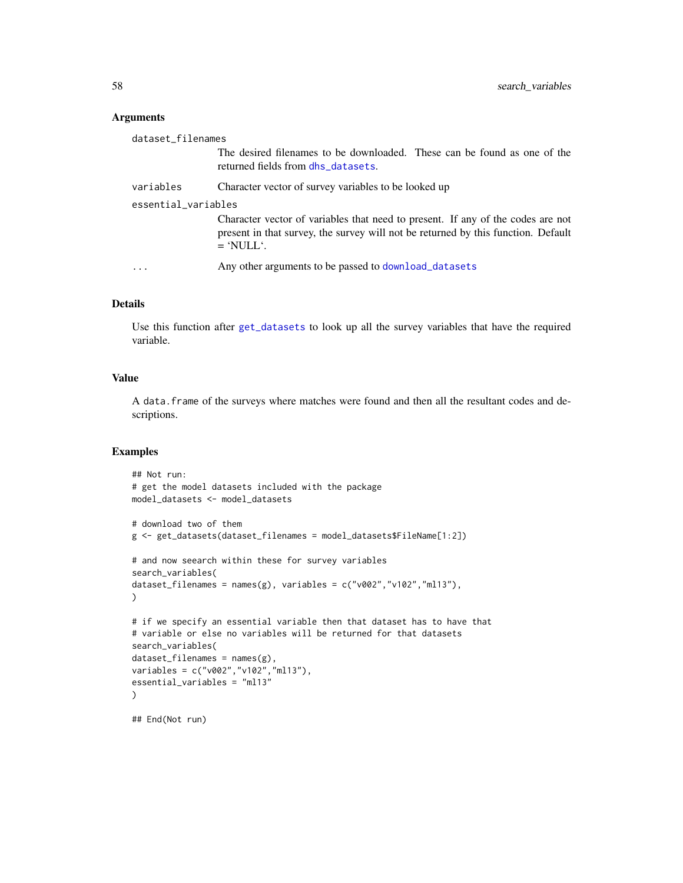### Arguments

`dataset_filenames`
: The desired filenames to be downloaded. These can be found as one of the returned fields from `dhs_datasets`.

`variables`
: Character vector of survey variables to be looked up

`essential_variables`
: Character vector of variables that need to present. If any of the codes are not present in that survey, the survey will not be returned by this function. Default = 'NULL'.

`...`
: Any other arguments to be passed to `download_datasets`

### Details

Use this function after `get_datasets` to look up all the survey variables that have the required variable.

### Value

A `data.frame` of the surveys where matches were found and then all the resultant codes and descriptions.

### Examples

```
## Not run:
# get the model datasets included with the package
model_datasets <- model_datasets

# download two of them
g <- get_datasets(dataset_filenames = model_datasets$FileName[1:2])

# and now seearch within these for survey variables
search_variables(
dataset_filenames = names(g), variables = c("v002","v102","ml13"),
)

# if we specify an essential variable then that dataset has to have that
# variable or else no variables will be returned for that datasets
search_variables(
dataset_filenames = names(g),
variables = c("v002","v102","ml13"),
essential_variables = "ml13"
)

## End(Not run)
```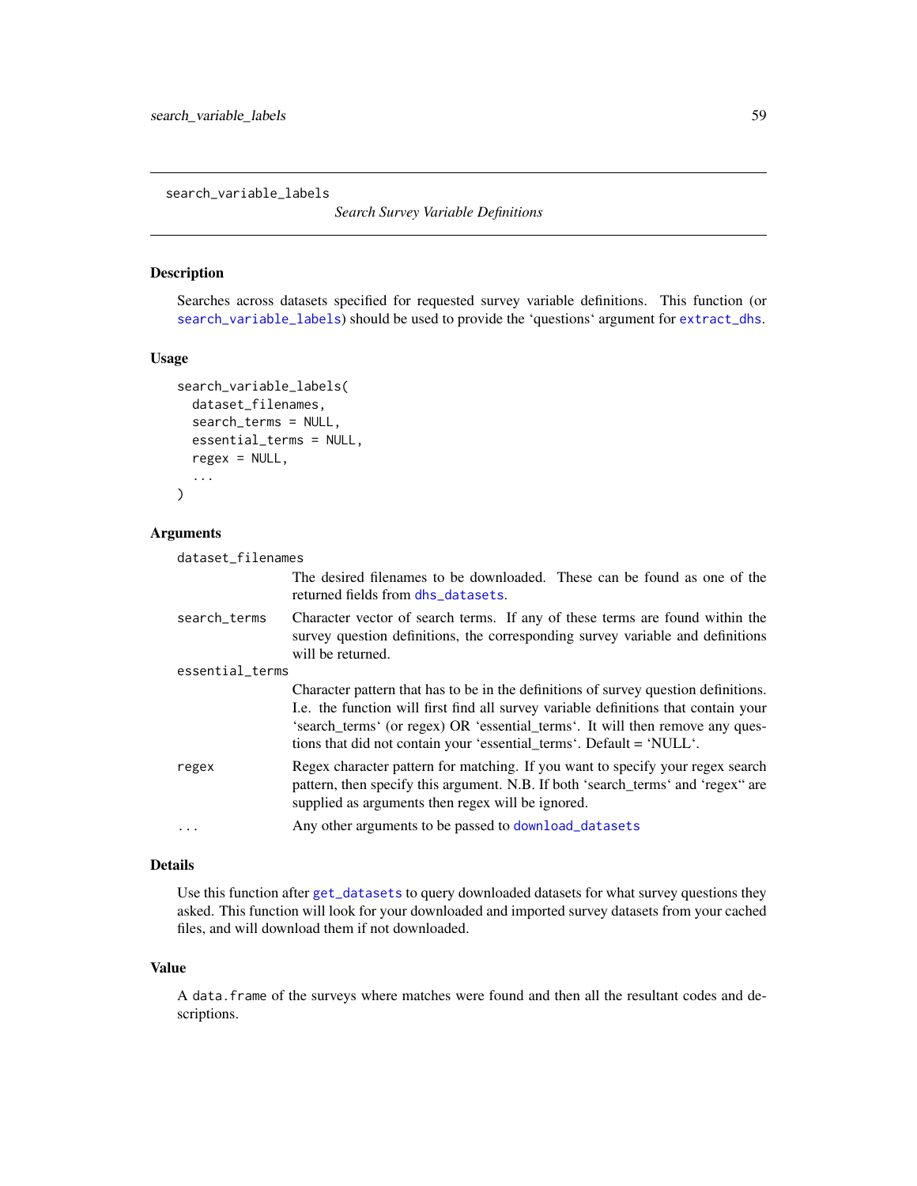search_variable_labels    *Search Survey Variable Definitions*

## Description

Searches across datasets specified for requested survey variable definitions. This function (or search_variable_labels) should be used to provide the 'questions' argument for extract_dhs.

## Usage

```
search_variable_labels(
  dataset_filenames,
  search_terms = NULL,
  essential_terms = NULL,
  regex = NULL,
  ...
)
```

## Arguments

| | |
|---|---|
| dataset_filenames | The desired filenames to be downloaded. These can be found as one of the returned fields from dhs_datasets. |
| search_terms | Character vector of search terms. If any of these terms are found within the survey question definitions, the corresponding survey variable and definitions will be returned. |
| essential_terms | Character pattern that has to be in the definitions of survey question definitions. I.e. the function will first find all survey variable definitions that contain your 'search_terms' (or regex) OR 'essential_terms'. It will then remove any questions that did not contain your 'essential_terms'. Default = 'NULL'. |
| regex | Regex character pattern for matching. If you want to specify your regex search pattern, then specify this argument. N.B. If both 'search_terms' and 'regex'' are supplied as arguments then regex will be ignored. |
| ... | Any other arguments to be passed to download_datasets |

## Details

Use this function after get_datasets to query downloaded datasets for what survey questions they asked. This function will look for your downloaded and imported survey datasets from your cached files, and will download them if not downloaded.

## Value

A `data.frame` of the surveys where matches were found and then all the resultant codes and descriptions.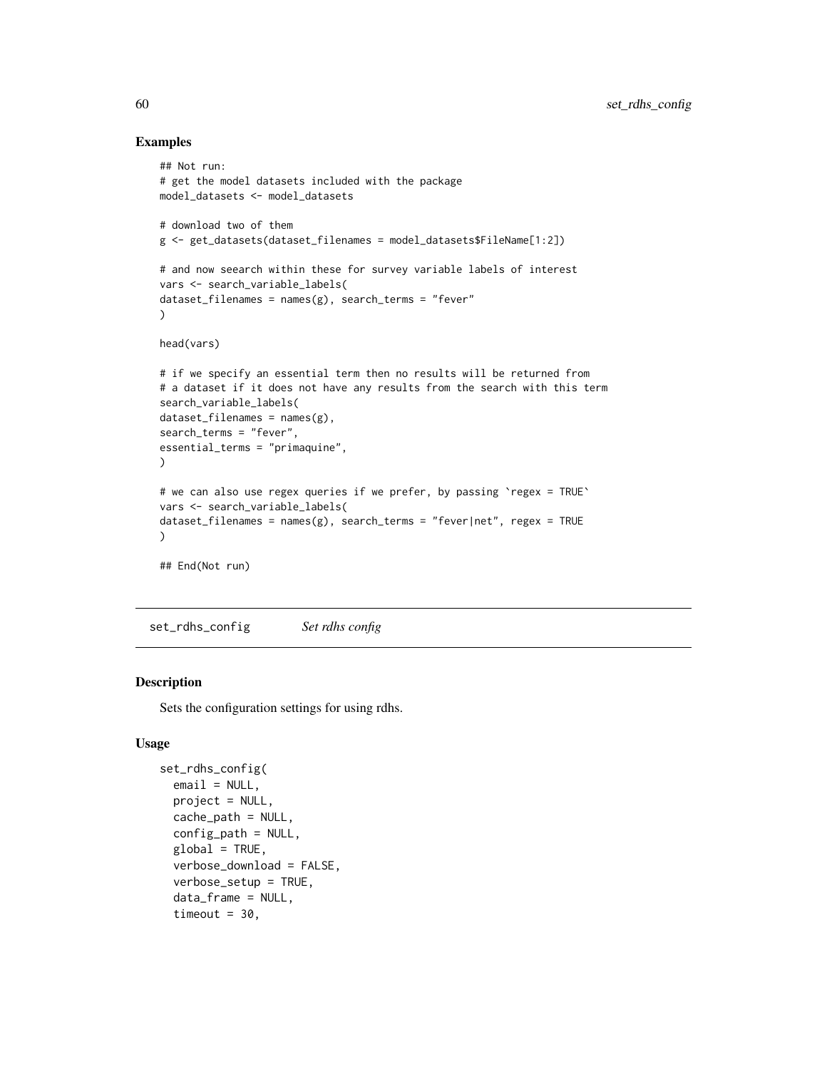## Examples

```
## Not run:
# get the model datasets included with the package
model_datasets <- model_datasets

# download two of them
g <- get_datasets(dataset_filenames = model_datasets$FileName[1:2])

# and now seearch within these for survey variable labels of interest
vars <- search_variable_labels(
dataset_filenames = names(g), search_terms = "fever"
)

head(vars)

# if we specify an essential term then no results will be returned from
# a dataset if it does not have any results from the search with this term
search_variable_labels(
dataset_filenames = names(g),
search_terms = "fever",
essential_terms = "primaquine",
)

# we can also use regex queries if we prefer, by passing `regex = TRUE`
vars <- search_variable_labels(
dataset_filenames = names(g), search_terms = "fever|net", regex = TRUE
)

## End(Not run)
```

---

# set_rdhs_config    *Set rdhs config*

## Description

Sets the configuration settings for using rdhs.

## Usage

```
set_rdhs_config(
  email = NULL,
  project = NULL,
  cache_path = NULL,
  config_path = NULL,
  global = TRUE,
  verbose_download = FALSE,
  verbose_setup = TRUE,
  data_frame = NULL,
  timeout = 30,
```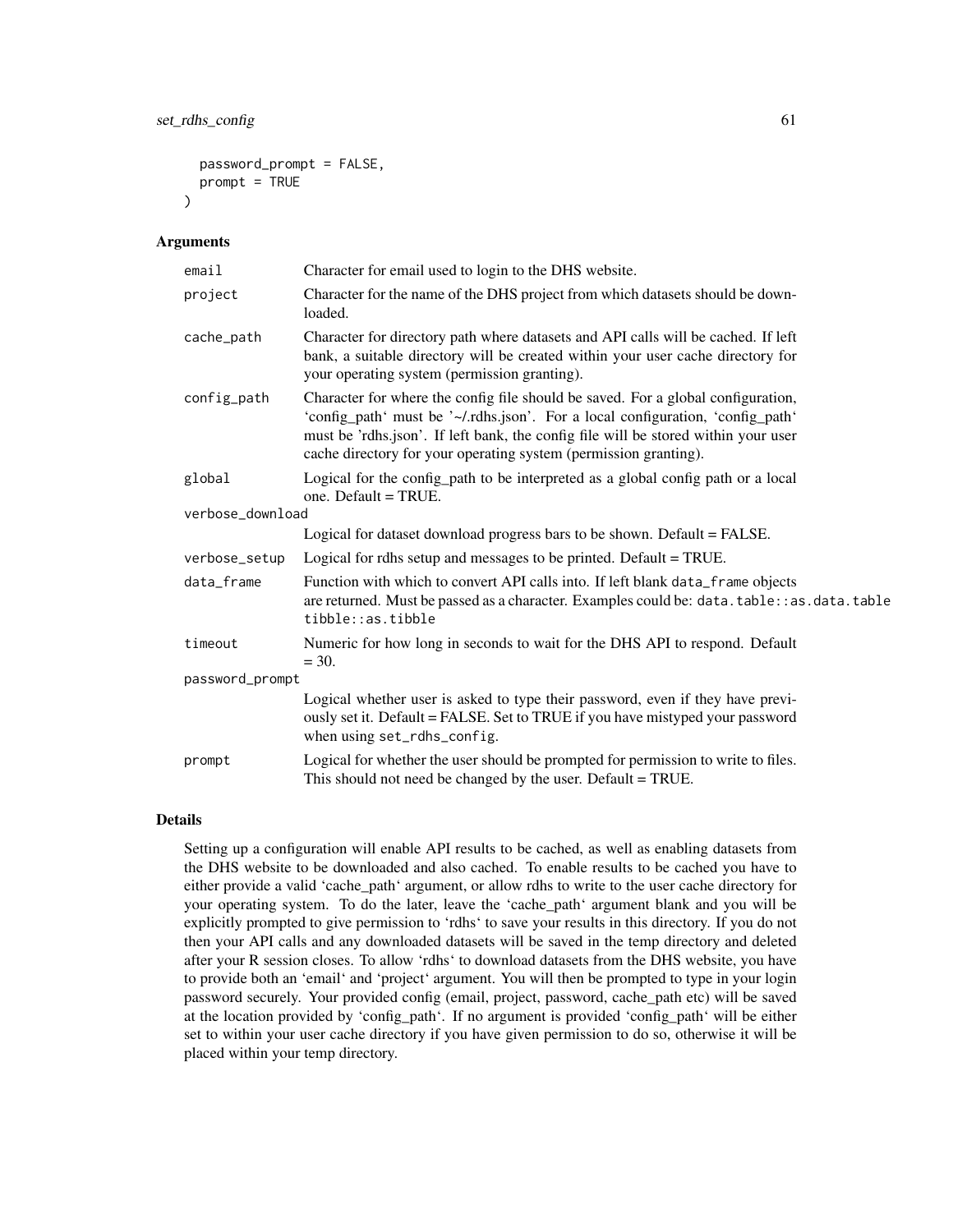```
  password_prompt = FALSE,
  prompt = TRUE
)
```

## Arguments

| | |
|---|---|
| email | Character for email used to login to the DHS website. |
| project | Character for the name of the DHS project from which datasets should be downloaded. |
| cache_path | Character for directory path where datasets and API calls will be cached. If left bank, a suitable directory will be created within your user cache directory for your operating system (permission granting). |
| config_path | Character for where the config file should be saved. For a global configuration, 'config_path' must be '~/.rdhs.json'. For a local configuration, 'config_path' must be 'rdhs.json'. If left bank, the config file will be stored within your user cache directory for your operating system (permission granting). |
| global | Logical for the config_path to be interpreted as a global config path or a local one. Default = TRUE. |
| verbose_download | Logical for dataset download progress bars to be shown. Default = FALSE. |
| verbose_setup | Logical for rdhs setup and messages to be printed. Default = TRUE. |
| data_frame | Function with which to convert API calls into. If left blank `data_frame` objects are returned. Must be passed as a character. Examples could be: `data.table::as.data.table` `tibble::as.tibble` |
| timeout | Numeric for how long in seconds to wait for the DHS API to respond. Default = 30. |
| password_prompt | Logical whether user is asked to type their password, even if they have previously set it. Default = FALSE. Set to TRUE if you have mistyped your password when using `set_rdhs_config`. |
| prompt | Logical for whether the user should be prompted for permission to write to files. This should not need be changed by the user. Default = TRUE. |

## Details

Setting up a configuration will enable API results to be cached, as well as enabling datasets from the DHS website to be downloaded and also cached. To enable results to be cached you have to either provide a valid 'cache_path' argument, or allow rdhs to write to the user cache directory for your operating system. To do the later, leave the 'cache_path' argument blank and you will be explicitly prompted to give permission to 'rdhs' to save your results in this directory. If you do not then your API calls and any downloaded datasets will be saved in the temp directory and deleted after your R session closes. To allow 'rdhs' to download datasets from the DHS website, you have to provide both an 'email' and 'project' argument. You will then be prompted to type in your login password securely. Your provided config (email, project, password, cache_path etc) will be saved at the location provided by 'config_path'. If no argument is provided 'config_path' will be either set to within your user cache directory if you have given permission to do so, otherwise it will be placed within your temp directory.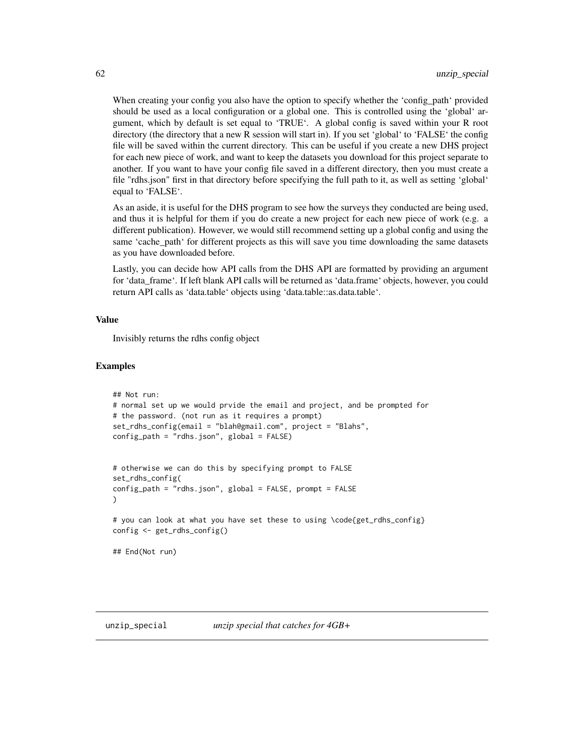When creating your config you also have the option to specify whether the 'config_path' provided should be used as a local configuration or a global one. This is controlled using the 'global' argument, which by default is set equal to 'TRUE'. A global config is saved within your R root directory (the directory that a new R session will start in). If you set 'global' to 'FALSE' the config file will be saved within the current directory. This can be useful if you create a new DHS project for each new piece of work, and want to keep the datasets you download for this project separate to another. If you want to have your config file saved in a different directory, then you must create a file "rdhs.json" first in that directory before specifying the full path to it, as well as setting 'global' equal to 'FALSE'.

As an aside, it is useful for the DHS program to see how the surveys they conducted are being used, and thus it is helpful for them if you do create a new project for each new piece of work (e.g. a different publication). However, we would still recommend setting up a global config and using the same 'cache_path' for different projects as this will save you time downloading the same datasets as you have downloaded before.

Lastly, you can decide how API calls from the DHS API are formatted by providing an argument for 'data_frame'. If left blank API calls will be returned as 'data.frame' objects, however, you could return API calls as 'data.table' objects using 'data.table::as.data.table'.

### Value

Invisibly returns the rdhs config object

### Examples

```
## Not run:
# normal set up we would prvide the email and project, and be prompted for
# the password. (not run as it requires a prompt)
set_rdhs_config(email = "blah@gmail.com", project = "Blahs",
config_path = "rdhs.json", global = FALSE)


# otherwise we can do this by specifying prompt to FALSE
set_rdhs_config(
config_path = "rdhs.json", global = FALSE, prompt = FALSE
)

# you can look at what you have set these to using \code{get_rdhs_config}
config <- get_rdhs_config()

## End(Not run)
```

## unzip_special    *unzip special that catches for 4GB+*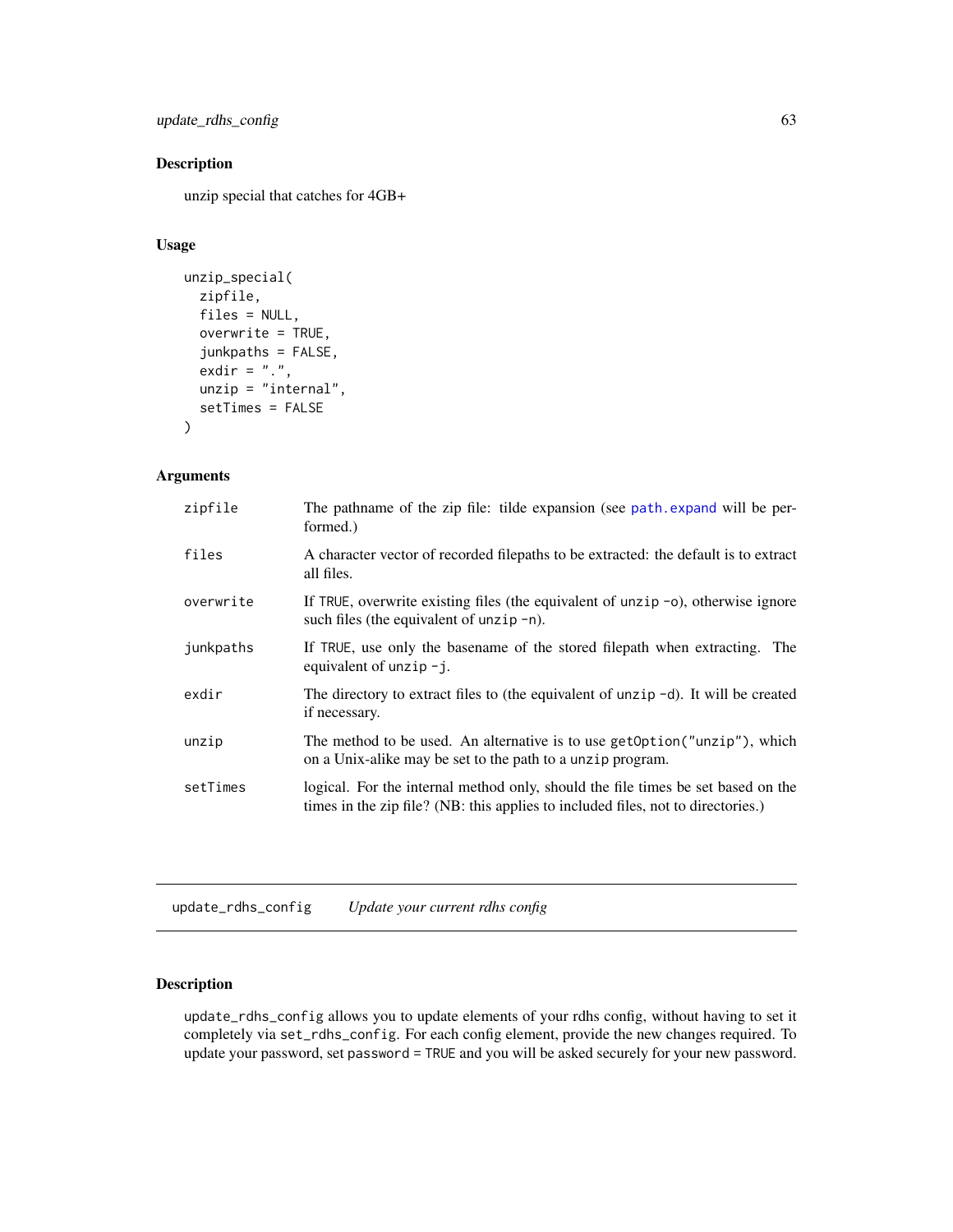## Description

unzip special that catches for 4GB+

## Usage

```
unzip_special(
  zipfile,
  files = NULL,
  overwrite = TRUE,
  junkpaths = FALSE,
  exdir = ".",
  unzip = "internal",
  setTimes = FALSE
)
```

## Arguments

| | |
|---|---|
| zipfile | The pathname of the zip file: tilde expansion (see path.expand will be performed.) |
| files | A character vector of recorded filepaths to be extracted: the default is to extract all files. |
| overwrite | If TRUE, overwrite existing files (the equivalent of unzip -o), otherwise ignore such files (the equivalent of unzip -n). |
| junkpaths | If TRUE, use only the basename of the stored filepath when extracting. The equivalent of unzip -j. |
| exdir | The directory to extract files to (the equivalent of unzip -d). It will be created if necessary. |
| unzip | The method to be used. An alternative is to use getOption("unzip"), which on a Unix-alike may be set to the path to a unzip program. |
| setTimes | logical. For the internal method only, should the file times be set based on the times in the zip file? (NB: this applies to included files, not to directories.) |

---

# update_rdhs_config *Update your current rdhs config*

## Description

update_rdhs_config allows you to update elements of your rdhs config, without having to set it completely via set_rdhs_config. For each config element, provide the new changes required. To update your password, set password = TRUE and you will be asked securely for your new password.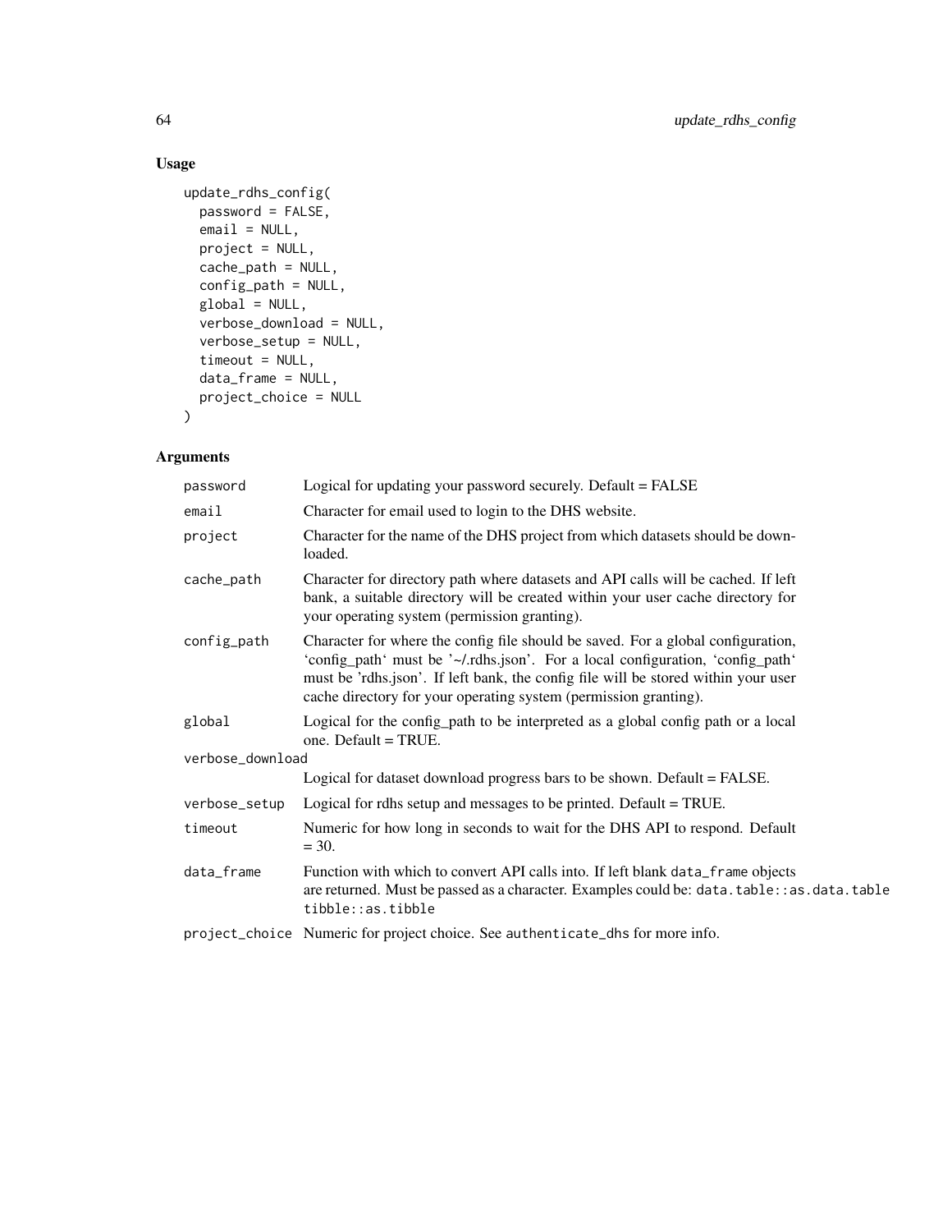## Usage

```
update_rdhs_config(
  password = FALSE,
  email = NULL,
  project = NULL,
  cache_path = NULL,
  config_path = NULL,
  global = NULL,
  verbose_download = NULL,
  verbose_setup = NULL,
  timeout = NULL,
  data_frame = NULL,
  project_choice = NULL
)
```

## Arguments

| | |
|---|---|
| password | Logical for updating your password securely. Default = FALSE |
| email | Character for email used to login to the DHS website. |
| project | Character for the name of the DHS project from which datasets should be downloaded. |
| cache_path | Character for directory path where datasets and API calls will be cached. If left bank, a suitable directory will be created within your user cache directory for your operating system (permission granting). |
| config_path | Character for where the config file should be saved. For a global configuration, 'config_path' must be '~/.rdhs.json'. For a local configuration, 'config_path' must be 'rdhs.json'. If left bank, the config file will be stored within your user cache directory for your operating system (permission granting). |
| global | Logical for the config_path to be interpreted as a global config path or a local one. Default = TRUE. |
| verbose_download | Logical for dataset download progress bars to be shown. Default = FALSE. |
| verbose_setup | Logical for rdhs setup and messages to be printed. Default = TRUE. |
| timeout | Numeric for how long in seconds to wait for the DHS API to respond. Default = 30. |
| data_frame | Function with which to convert API calls into. If left blank `data_frame` objects are returned. Must be passed as a character. Examples could be: `data.table::as.data.table` `tibble::as.tibble` |
| project_choice | Numeric for project choice. See `authenticate_dhs` for more info. |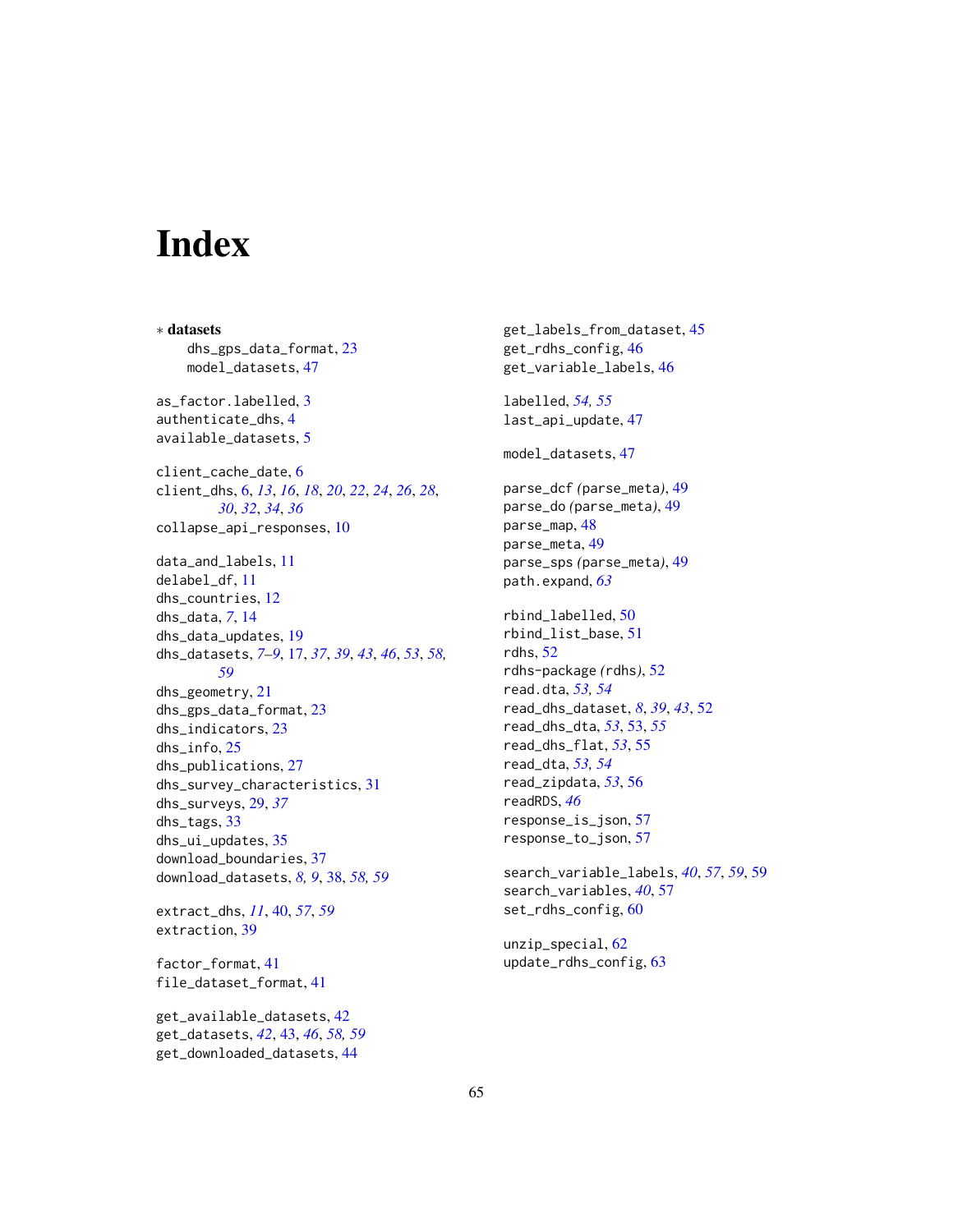# Index

∗ **datasets**
  dhs_gps_data_format, 23
  model_datasets, 47

as_factor.labelled, 3
authenticate_dhs, 4
available_datasets, 5

client_cache_date, 6
client_dhs, 6, *13*, *16*, *18*, *20*, *22*, *24*, *26*, *28*, *30*, *32*, *34*, *36*
collapse_api_responses, 10

data_and_labels, 11
delabel_df, 11
dhs_countries, 12
dhs_data, *7*, 14
dhs_data_updates, 19
dhs_datasets, *7–9*, 17, *37*, *39*, *43*, *46*, *53*, *58, 59*
dhs_geometry, 21
dhs_gps_data_format, 23
dhs_indicators, 23
dhs_info, 25
dhs_publications, 27
dhs_survey_characteristics, 31
dhs_surveys, 29, *37*
dhs_tags, 33
dhs_ui_updates, 35
download_boundaries, 37
download_datasets, *8, 9*, 38, *58, 59*

extract_dhs, *11*, 40, *57*, *59*
extraction, 39

factor_format, 41
file_dataset_format, 41

get_available_datasets, 42
get_datasets, *42*, 43, *46*, *58, 59*
get_downloaded_datasets, 44
get_labels_from_dataset, 45
get_rdhs_config, 46
get_variable_labels, 46

labelled, *54, 55*
last_api_update, 47

model_datasets, 47

parse_dcf *(*parse_meta*)*, 49
parse_do *(*parse_meta*)*, 49
parse_map, 48
parse_meta, 49
parse_sps *(*parse_meta*)*, 49
path.expand, *63*

rbind_labelled, 50
rbind_list_base, 51
rdhs, 52
rdhs-package *(*rdhs*)*, 52
read.dta, *53, 54*
read_dhs_dataset, *8*, *39*, *43*, 52
read_dhs_dta, *53*, 53, *55*
read_dhs_flat, *53*, 55
read_dta, *53, 54*
read_zipdata, *53*, 56
readRDS, *46*
response_is_json, 57
response_to_json, 57

search_variable_labels, *40*, *57*, *59*, 59
search_variables, *40*, 57
set_rdhs_config, 60

unzip_special, 62
update_rdhs_config, 63